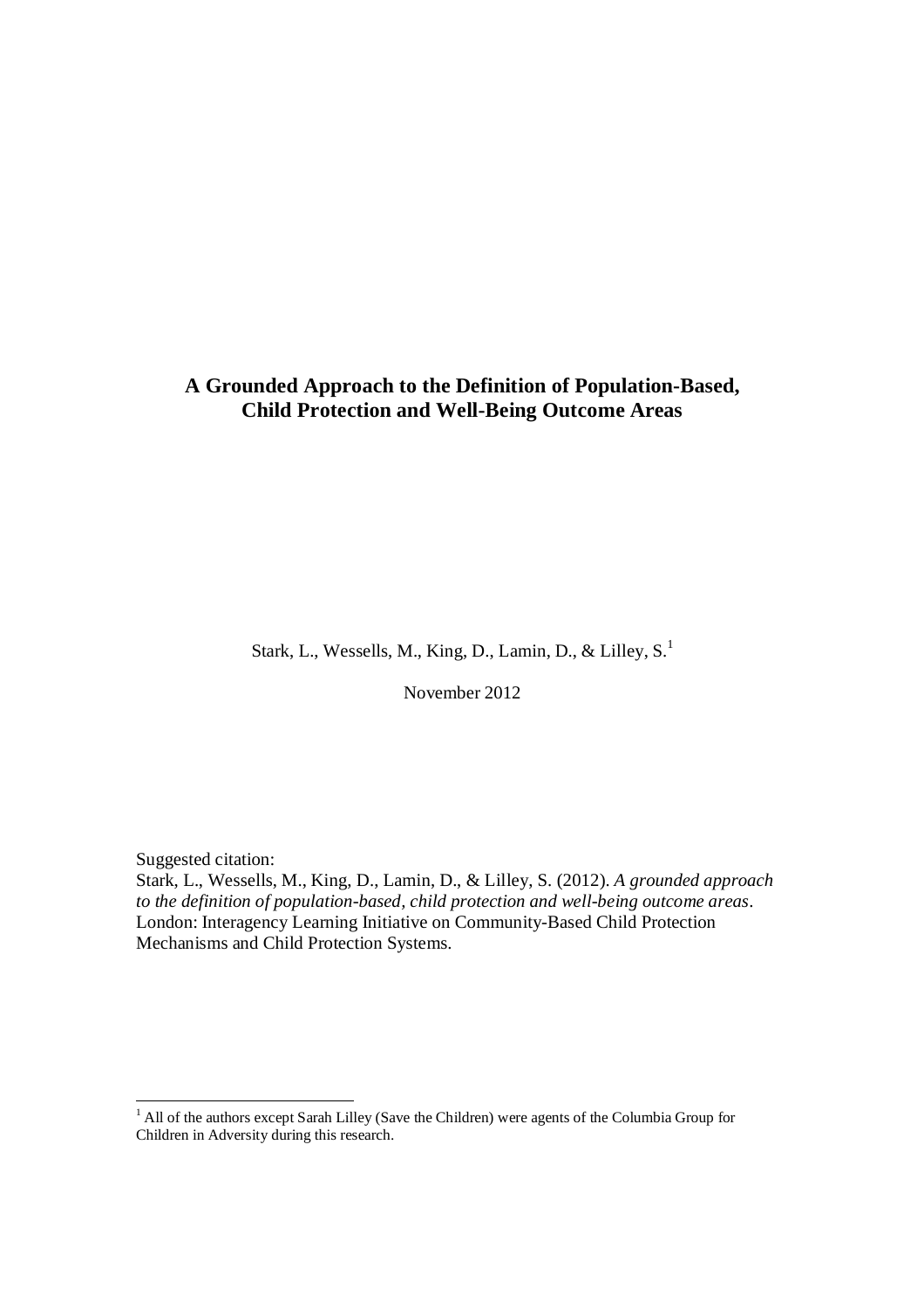# A Grounded Approach to the Definition of Population-Based, Child Protection and Well-Being Outcome Areas

Stark, L., Wessells, M., King, D., Lamin, D., & Lilley, S.[1]

November 2012

Suggested citation:
Stark, L., Wessells, M., King, D., Lamin, D., & Lilley, S. (2012). *A grounded approach to the definition of population-based, child protection and well-being outcome areas*. London: Interagency Learning Initiative on Community-Based Child Protection Mechanisms and Child Protection Systems.

[1] All of the authors except Sarah Lilley (Save the Children) were agents of the Columbia Group for Children in Adversity during this research.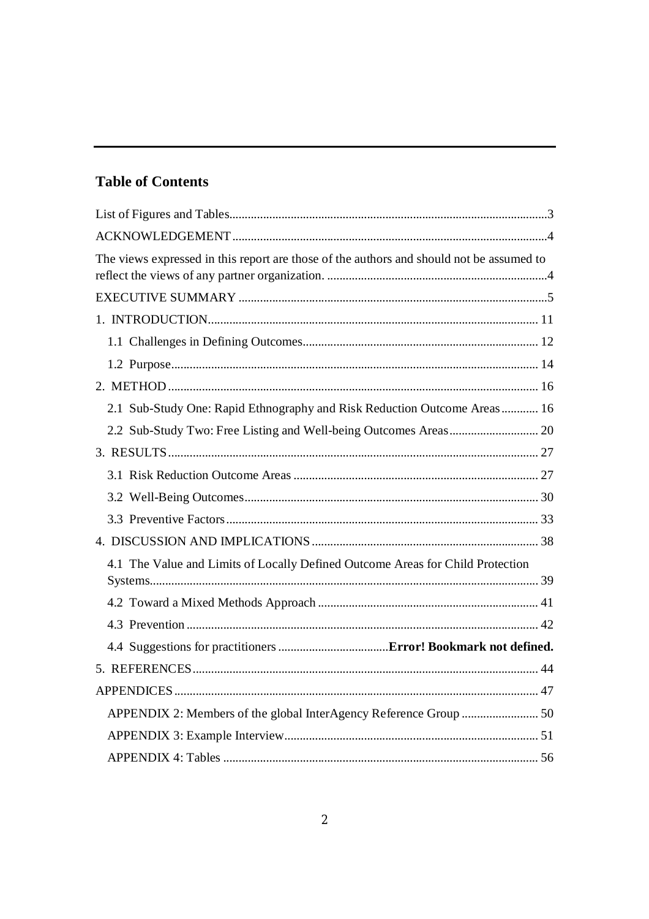## Table of Contents

List of Figures and Tables....................................................................................................3

ACKNOWLEDGEMENT......................................................................................................4

The views expressed in this report are those of the authors and should not be assumed to reflect the views of any partner organization. .......................................................................4

EXECUTIVE SUMMARY ....................................................................................................5

1. INTRODUCTION............................................................................................................ 11

   1.1 Challenges in Defining Outcomes............................................................................ 12

   1.2 Purpose....................................................................................................................... 14

2. METHOD........................................................................................................................ 16

   2.1 Sub-Study One: Rapid Ethnography and Risk Reduction Outcome Areas............ 16

   2.2 Sub-Study Two: Free Listing and Well-being Outcomes Areas............................. 20

3. RESULTS........................................................................................................................ 27

   3.1 Risk Reduction Outcome Areas ............................................................................... 27

   3.2 Well-Being Outcomes............................................................................................... 30

   3.3 Preventive Factors..................................................................................................... 33

4. DISCUSSION AND IMPLICATIONS.......................................................................... 38

   4.1 The Value and Limits of Locally Defined Outcome Areas for Child Protection Systems.............................................................................................................................. 39

   4.2 Toward a Mixed Methods Approach ........................................................................ 41

   4.3 Prevention .................................................................................................................. 42

   4.4 Suggestions for practitioners ....................................**Error! Bookmark not defined.**

5. REFERENCES................................................................................................................ 44

APPENDICES...................................................................................................................... 47

   APPENDIX 2: Members of the global InterAgency Reference Group ......................... 50

   APPENDIX 3: Example Interview.................................................................................. 51

   APPENDIX 4: Tables ...................................................................................................... 56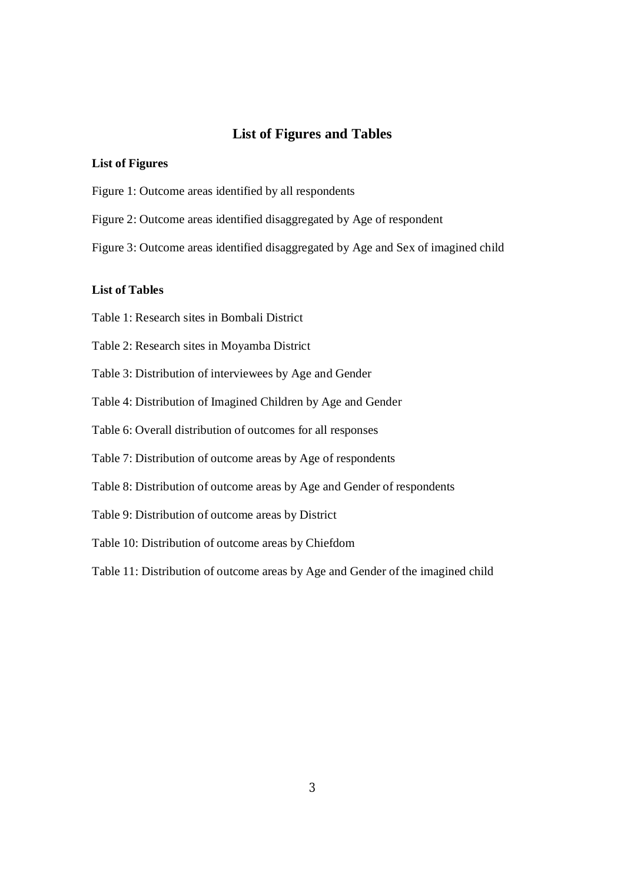# List of Figures and Tables

**List of Figures**

Figure 1: Outcome areas identified by all respondents

Figure 2: Outcome areas identified disaggregated by Age of respondent

Figure 3: Outcome areas identified disaggregated by Age and Sex of imagined child

**List of Tables**

Table 1: Research sites in Bombali District

Table 2: Research sites in Moyamba District

Table 3: Distribution of interviewees by Age and Gender

Table 4: Distribution of Imagined Children by Age and Gender

Table 6: Overall distribution of outcomes for all responses

Table 7: Distribution of outcome areas by Age of respondents

Table 8: Distribution of outcome areas by Age and Gender of respondents

Table 9: Distribution of outcome areas by District

Table 10: Distribution of outcome areas by Chiefdom

Table 11: Distribution of outcome areas by Age and Gender of the imagined child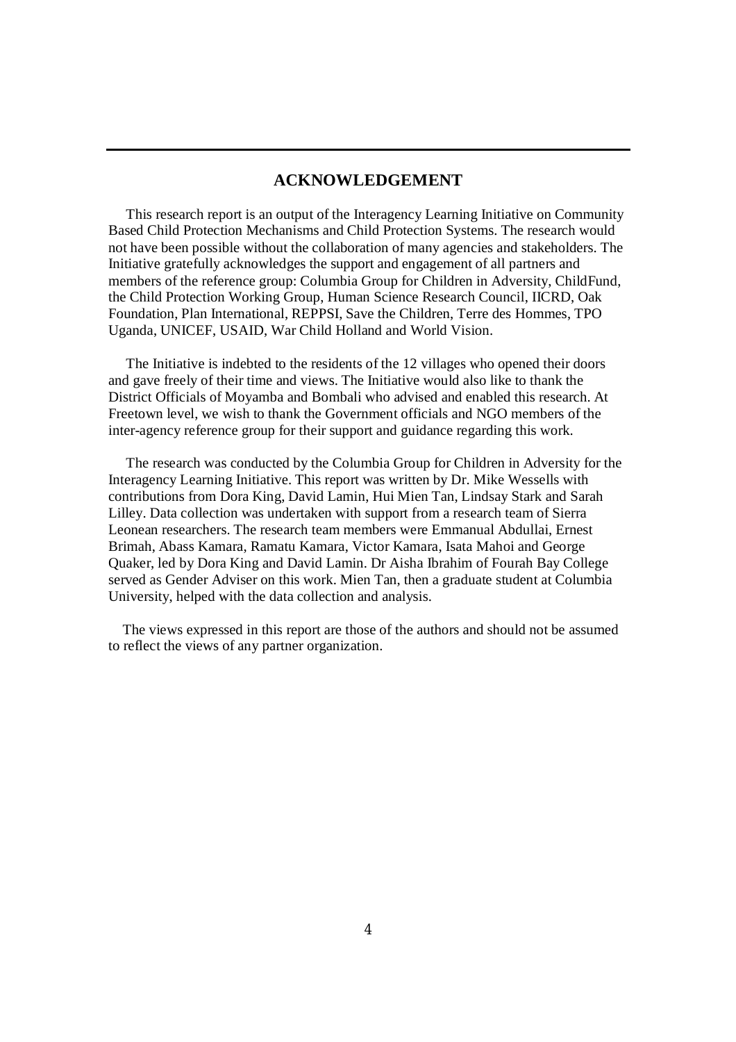## ACKNOWLEDGEMENT

This research report is an output of the Interagency Learning Initiative on Community Based Child Protection Mechanisms and Child Protection Systems. The research would not have been possible without the collaboration of many agencies and stakeholders. The Initiative gratefully acknowledges the support and engagement of all partners and members of the reference group: Columbia Group for Children in Adversity, ChildFund, the Child Protection Working Group, Human Science Research Council, IICRD, Oak Foundation, Plan International, REPPSI, Save the Children, Terre des Hommes, TPO Uganda, UNICEF, USAID, War Child Holland and World Vision.

The Initiative is indebted to the residents of the 12 villages who opened their doors and gave freely of their time and views. The Initiative would also like to thank the District Officials of Moyamba and Bombali who advised and enabled this research. At Freetown level, we wish to thank the Government officials and NGO members of the inter-agency reference group for their support and guidance regarding this work.

The research was conducted by the Columbia Group for Children in Adversity for the Interagency Learning Initiative. This report was written by Dr. Mike Wessells with contributions from Dora King, David Lamin, Hui Mien Tan, Lindsay Stark and Sarah Lilley. Data collection was undertaken with support from a research team of Sierra Leonean researchers. The research team members were Emmanual Abdullai, Ernest Brimah, Abass Kamara, Ramatu Kamara, Victor Kamara, Isata Mahoi and George Quaker, led by Dora King and David Lamin. Dr Aisha Ibrahim of Fourah Bay College served as Gender Adviser on this work. Mien Tan, then a graduate student at Columbia University, helped with the data collection and analysis.

The views expressed in this report are those of the authors and should not be assumed to reflect the views of any partner organization.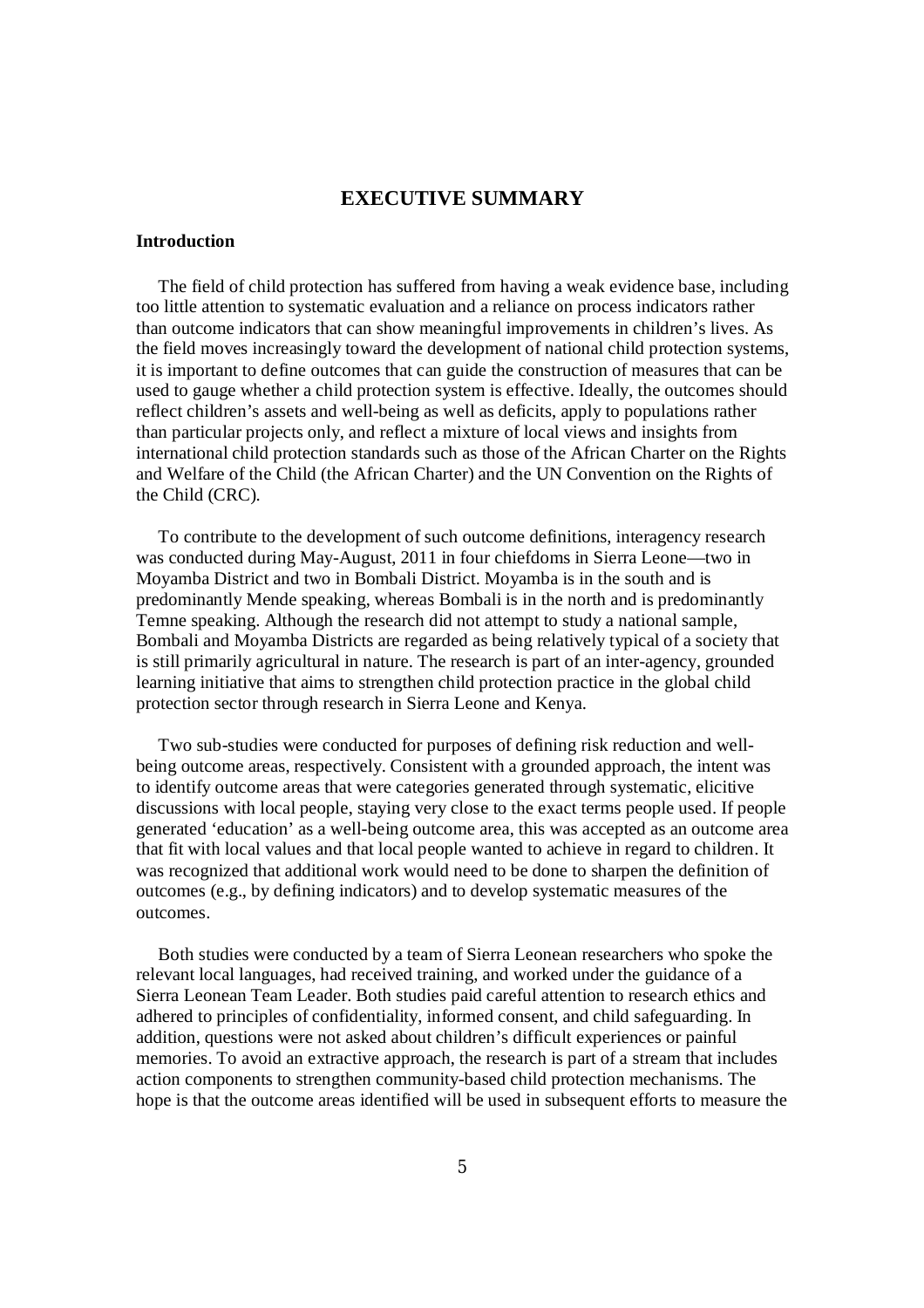# EXECUTIVE SUMMARY

## Introduction

The field of child protection has suffered from having a weak evidence base, including too little attention to systematic evaluation and a reliance on process indicators rather than outcome indicators that can show meaningful improvements in children's lives. As the field moves increasingly toward the development of national child protection systems, it is important to define outcomes that can guide the construction of measures that can be used to gauge whether a child protection system is effective. Ideally, the outcomes should reflect children's assets and well-being as well as deficits, apply to populations rather than particular projects only, and reflect a mixture of local views and insights from international child protection standards such as those of the African Charter on the Rights and Welfare of the Child (the African Charter) and the UN Convention on the Rights of the Child (CRC).

To contribute to the development of such outcome definitions, interagency research was conducted during May-August, 2011 in four chiefdoms in Sierra Leone—two in Moyamba District and two in Bombali District. Moyamba is in the south and is predominantly Mende speaking, whereas Bombali is in the north and is predominantly Temne speaking. Although the research did not attempt to study a national sample, Bombali and Moyamba Districts are regarded as being relatively typical of a society that is still primarily agricultural in nature. The research is part of an inter-agency, grounded learning initiative that aims to strengthen child protection practice in the global child protection sector through research in Sierra Leone and Kenya.

Two sub-studies were conducted for purposes of defining risk reduction and well-being outcome areas, respectively. Consistent with a grounded approach, the intent was to identify outcome areas that were categories generated through systematic, elicitive discussions with local people, staying very close to the exact terms people used. If people generated 'education' as a well-being outcome area, this was accepted as an outcome area that fit with local values and that local people wanted to achieve in regard to children. It was recognized that additional work would need to be done to sharpen the definition of outcomes (e.g., by defining indicators) and to develop systematic measures of the outcomes.

Both studies were conducted by a team of Sierra Leonean researchers who spoke the relevant local languages, had received training, and worked under the guidance of a Sierra Leonean Team Leader. Both studies paid careful attention to research ethics and adhered to principles of confidentiality, informed consent, and child safeguarding. In addition, questions were not asked about children's difficult experiences or painful memories. To avoid an extractive approach, the research is part of a stream that includes action components to strengthen community-based child protection mechanisms. The hope is that the outcome areas identified will be used in subsequent efforts to measure the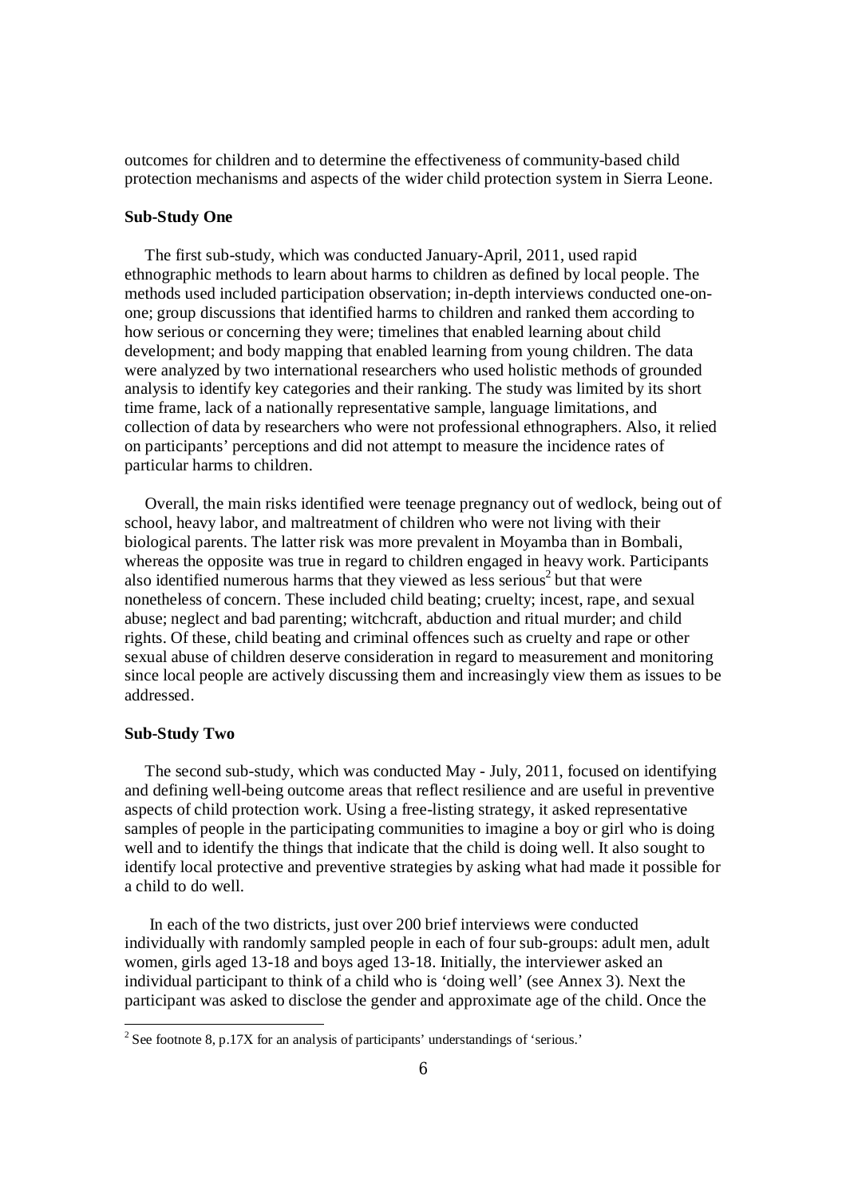outcomes for children and to determine the effectiveness of community-based child protection mechanisms and aspects of the wider child protection system in Sierra Leone.

**Sub-Study One**

The first sub-study, which was conducted January-April, 2011, used rapid ethnographic methods to learn about harms to children as defined by local people. The methods used included participation observation; in-depth interviews conducted one-on-one; group discussions that identified harms to children and ranked them according to how serious or concerning they were; timelines that enabled learning about child development; and body mapping that enabled learning from young children. The data were analyzed by two international researchers who used holistic methods of grounded analysis to identify key categories and their ranking. The study was limited by its short time frame, lack of a nationally representative sample, language limitations, and collection of data by researchers who were not professional ethnographers. Also, it relied on participants' perceptions and did not attempt to measure the incidence rates of particular harms to children.

Overall, the main risks identified were teenage pregnancy out of wedlock, being out of school, heavy labor, and maltreatment of children who were not living with their biological parents. The latter risk was more prevalent in Moyamba than in Bombali, whereas the opposite was true in regard to children engaged in heavy work. Participants also identified numerous harms that they viewed as less serious[2] but that were nonetheless of concern. These included child beating; cruelty; incest, rape, and sexual abuse; neglect and bad parenting; witchcraft, abduction and ritual murder; and child rights. Of these, child beating and criminal offences such as cruelty and rape or other sexual abuse of children deserve consideration in regard to measurement and monitoring since local people are actively discussing them and increasingly view them as issues to be addressed.

**Sub-Study Two**

The second sub-study, which was conducted May - July, 2011, focused on identifying and defining well-being outcome areas that reflect resilience and are useful in preventive aspects of child protection work. Using a free-listing strategy, it asked representative samples of people in the participating communities to imagine a boy or girl who is doing well and to identify the things that indicate that the child is doing well. It also sought to identify local protective and preventive strategies by asking what had made it possible for a child to do well.

In each of the two districts, just over 200 brief interviews were conducted individually with randomly sampled people in each of four sub-groups: adult men, adult women, girls aged 13-18 and boys aged 13-18. Initially, the interviewer asked an individual participant to think of a child who is 'doing well' (see Annex 3). Next the participant was asked to disclose the gender and approximate age of the child. Once the

[2] See footnote 8, p.17X for an analysis of participants' understandings of 'serious.'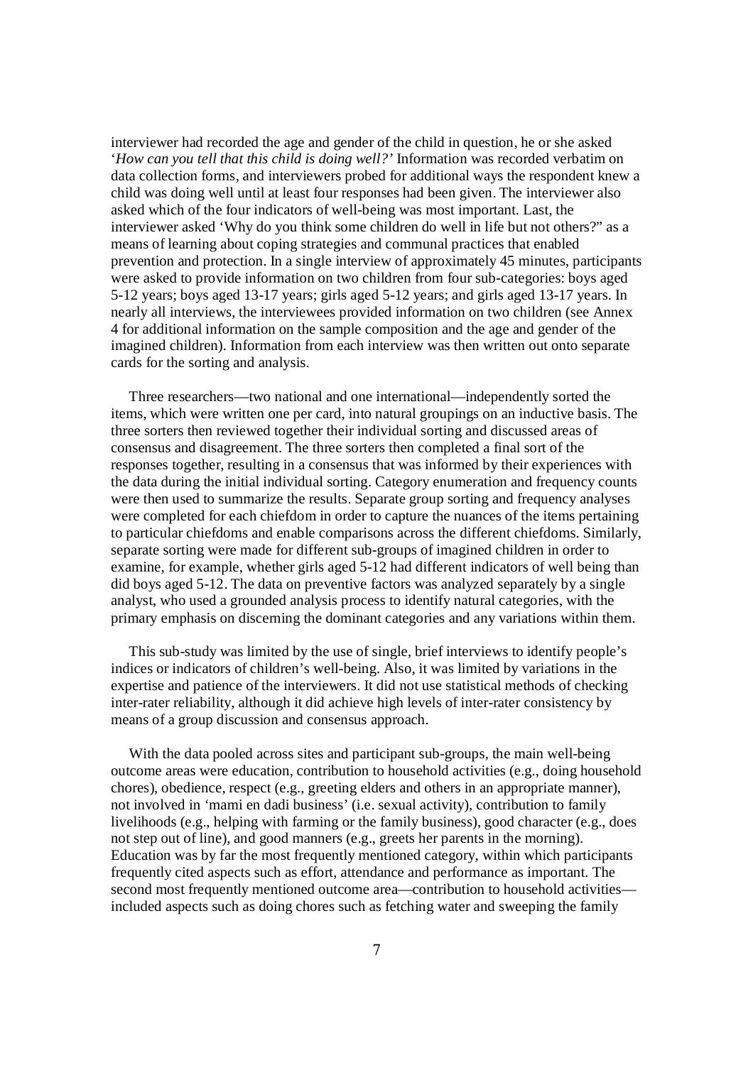interviewer had recorded the age and gender of the child in question, he or she asked '*How can you tell that this child is doing well?'* Information was recorded verbatim on data collection forms, and interviewers probed for additional ways the respondent knew a child was doing well until at least four responses had been given. The interviewer also asked which of the four indicators of well-being was most important. Last, the interviewer asked 'Why do you think some children do well in life but not others?" as a means of learning about coping strategies and communal practices that enabled prevention and protection. In a single interview of approximately 45 minutes, participants were asked to provide information on two children from four sub-categories: boys aged 5-12 years; boys aged 13-17 years; girls aged 5-12 years; and girls aged 13-17 years. In nearly all interviews, the interviewees provided information on two children (see Annex 4 for additional information on the sample composition and the age and gender of the imagined children). Information from each interview was then written out onto separate cards for the sorting and analysis.

Three researchers—two national and one international—independently sorted the items, which were written one per card, into natural groupings on an inductive basis. The three sorters then reviewed together their individual sorting and discussed areas of consensus and disagreement. The three sorters then completed a final sort of the responses together, resulting in a consensus that was informed by their experiences with the data during the initial individual sorting. Category enumeration and frequency counts were then used to summarize the results. Separate group sorting and frequency analyses were completed for each chiefdom in order to capture the nuances of the items pertaining to particular chiefdoms and enable comparisons across the different chiefdoms. Similarly, separate sorting were made for different sub-groups of imagined children in order to examine, for example, whether girls aged 5-12 had different indicators of well being than did boys aged 5-12. The data on preventive factors was analyzed separately by a single analyst, who used a grounded analysis process to identify natural categories, with the primary emphasis on discerning the dominant categories and any variations within them.

This sub-study was limited by the use of single, brief interviews to identify people's indices or indicators of children's well-being. Also, it was limited by variations in the expertise and patience of the interviewers. It did not use statistical methods of checking inter-rater reliability, although it did achieve high levels of inter-rater consistency by means of a group discussion and consensus approach.

With the data pooled across sites and participant sub-groups, the main well-being outcome areas were education, contribution to household activities (e.g., doing household chores), obedience, respect (e.g., greeting elders and others in an appropriate manner), not involved in 'mami en dadi business' (i.e. sexual activity), contribution to family livelihoods (e.g., helping with farming or the family business), good character (e.g., does not step out of line), and good manners (e.g., greets her parents in the morning). Education was by far the most frequently mentioned category, within which participants frequently cited aspects such as effort, attendance and performance as important. The second most frequently mentioned outcome area—contribution to household activities—included aspects such as doing chores such as fetching water and sweeping the family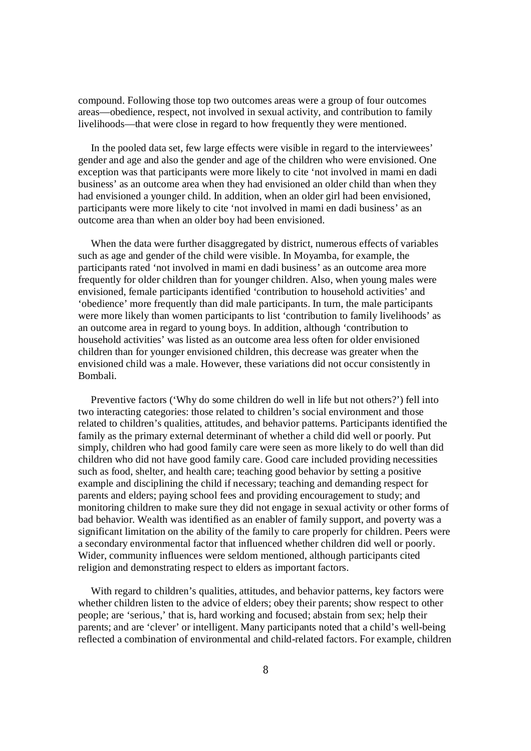compound. Following those top two outcomes areas were a group of four outcomes areas—obedience, respect, not involved in sexual activity, and contribution to family livelihoods—that were close in regard to how frequently they were mentioned.

In the pooled data set, few large effects were visible in regard to the interviewees' gender and age and also the gender and age of the children who were envisioned. One exception was that participants were more likely to cite 'not involved in mami en dadi business' as an outcome area when they had envisioned an older child than when they had envisioned a younger child. In addition, when an older girl had been envisioned, participants were more likely to cite 'not involved in mami en dadi business' as an outcome area than when an older boy had been envisioned.

When the data were further disaggregated by district, numerous effects of variables such as age and gender of the child were visible. In Moyamba, for example, the participants rated 'not involved in mami en dadi business' as an outcome area more frequently for older children than for younger children. Also, when young males were envisioned, female participants identified 'contribution to household activities' and 'obedience' more frequently than did male participants. In turn, the male participants were more likely than women participants to list 'contribution to family livelihoods' as an outcome area in regard to young boys. In addition, although 'contribution to household activities' was listed as an outcome area less often for older envisioned children than for younger envisioned children, this decrease was greater when the envisioned child was a male. However, these variations did not occur consistently in Bombali.

Preventive factors ('Why do some children do well in life but not others?') fell into two interacting categories: those related to children's social environment and those related to children's qualities, attitudes, and behavior patterns. Participants identified the family as the primary external determinant of whether a child did well or poorly. Put simply, children who had good family care were seen as more likely to do well than did children who did not have good family care. Good care included providing necessities such as food, shelter, and health care; teaching good behavior by setting a positive example and disciplining the child if necessary; teaching and demanding respect for parents and elders; paying school fees and providing encouragement to study; and monitoring children to make sure they did not engage in sexual activity or other forms of bad behavior. Wealth was identified as an enabler of family support, and poverty was a significant limitation on the ability of the family to care properly for children. Peers were a secondary environmental factor that influenced whether children did well or poorly. Wider, community influences were seldom mentioned, although participants cited religion and demonstrating respect to elders as important factors.

With regard to children's qualities, attitudes, and behavior patterns, key factors were whether children listen to the advice of elders; obey their parents; show respect to other people; are 'serious,' that is, hard working and focused; abstain from sex; help their parents; and are 'clever' or intelligent. Many participants noted that a child's well-being reflected a combination of environmental and child-related factors. For example, children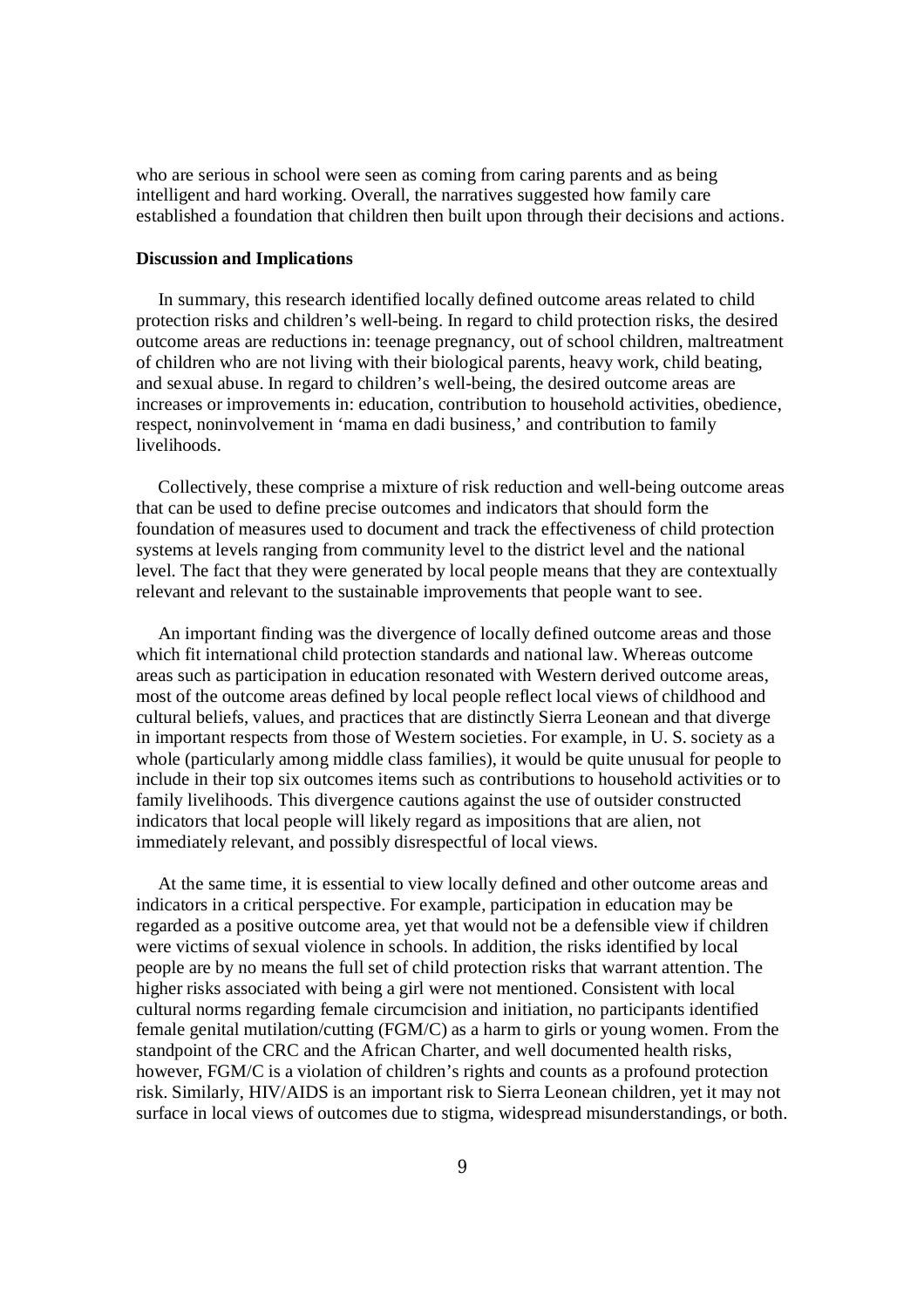who are serious in school were seen as coming from caring parents and as being intelligent and hard working. Overall, the narratives suggested how family care established a foundation that children then built upon through their decisions and actions.

**Discussion and Implications**

In summary, this research identified locally defined outcome areas related to child protection risks and children's well-being. In regard to child protection risks, the desired outcome areas are reductions in: teenage pregnancy, out of school children, maltreatment of children who are not living with their biological parents, heavy work, child beating, and sexual abuse. In regard to children's well-being, the desired outcome areas are increases or improvements in: education, contribution to household activities, obedience, respect, noninvolvement in 'mama en dadi business,' and contribution to family livelihoods.

Collectively, these comprise a mixture of risk reduction and well-being outcome areas that can be used to define precise outcomes and indicators that should form the foundation of measures used to document and track the effectiveness of child protection systems at levels ranging from community level to the district level and the national level. The fact that they were generated by local people means that they are contextually relevant and relevant to the sustainable improvements that people want to see.

An important finding was the divergence of locally defined outcome areas and those which fit international child protection standards and national law. Whereas outcome areas such as participation in education resonated with Western derived outcome areas, most of the outcome areas defined by local people reflect local views of childhood and cultural beliefs, values, and practices that are distinctly Sierra Leonean and that diverge in important respects from those of Western societies. For example, in U. S. society as a whole (particularly among middle class families), it would be quite unusual for people to include in their top six outcomes items such as contributions to household activities or to family livelihoods. This divergence cautions against the use of outsider constructed indicators that local people will likely regard as impositions that are alien, not immediately relevant, and possibly disrespectful of local views.

At the same time, it is essential to view locally defined and other outcome areas and indicators in a critical perspective. For example, participation in education may be regarded as a positive outcome area, yet that would not be a defensible view if children were victims of sexual violence in schools. In addition, the risks identified by local people are by no means the full set of child protection risks that warrant attention. The higher risks associated with being a girl were not mentioned. Consistent with local cultural norms regarding female circumcision and initiation, no participants identified female genital mutilation/cutting (FGM/C) as a harm to girls or young women. From the standpoint of the CRC and the African Charter, and well documented health risks, however, FGM/C is a violation of children's rights and counts as a profound protection risk. Similarly, HIV/AIDS is an important risk to Sierra Leonean children, yet it may not surface in local views of outcomes due to stigma, widespread misunderstandings, or both.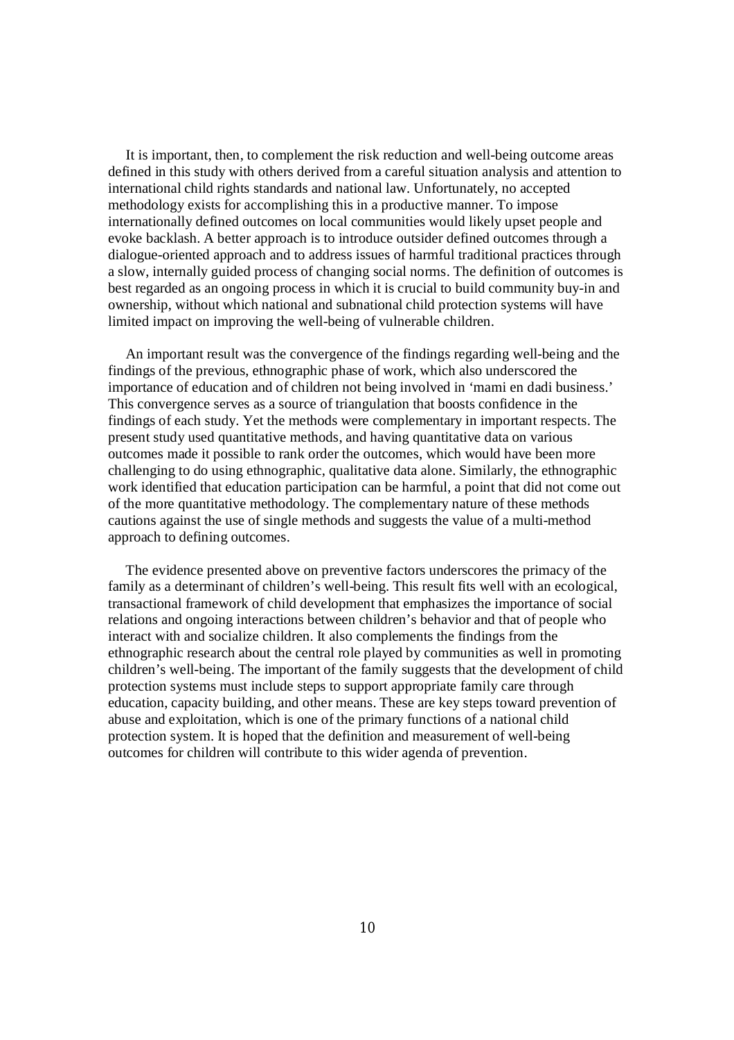It is important, then, to complement the risk reduction and well-being outcome areas defined in this study with others derived from a careful situation analysis and attention to international child rights standards and national law. Unfortunately, no accepted methodology exists for accomplishing this in a productive manner. To impose internationally defined outcomes on local communities would likely upset people and evoke backlash. A better approach is to introduce outsider defined outcomes through a dialogue-oriented approach and to address issues of harmful traditional practices through a slow, internally guided process of changing social norms. The definition of outcomes is best regarded as an ongoing process in which it is crucial to build community buy-in and ownership, without which national and subnational child protection systems will have limited impact on improving the well-being of vulnerable children.

An important result was the convergence of the findings regarding well-being and the findings of the previous, ethnographic phase of work, which also underscored the importance of education and of children not being involved in 'mami en dadi business.' This convergence serves as a source of triangulation that boosts confidence in the findings of each study. Yet the methods were complementary in important respects. The present study used quantitative methods, and having quantitative data on various outcomes made it possible to rank order the outcomes, which would have been more challenging to do using ethnographic, qualitative data alone. Similarly, the ethnographic work identified that education participation can be harmful, a point that did not come out of the more quantitative methodology. The complementary nature of these methods cautions against the use of single methods and suggests the value of a multi-method approach to defining outcomes.

The evidence presented above on preventive factors underscores the primacy of the family as a determinant of children's well-being. This result fits well with an ecological, transactional framework of child development that emphasizes the importance of social relations and ongoing interactions between children's behavior and that of people who interact with and socialize children. It also complements the findings from the ethnographic research about the central role played by communities as well in promoting children's well-being. The important of the family suggests that the development of child protection systems must include steps to support appropriate family care through education, capacity building, and other means. These are key steps toward prevention of abuse and exploitation, which is one of the primary functions of a national child protection system. It is hoped that the definition and measurement of well-being outcomes for children will contribute to this wider agenda of prevention.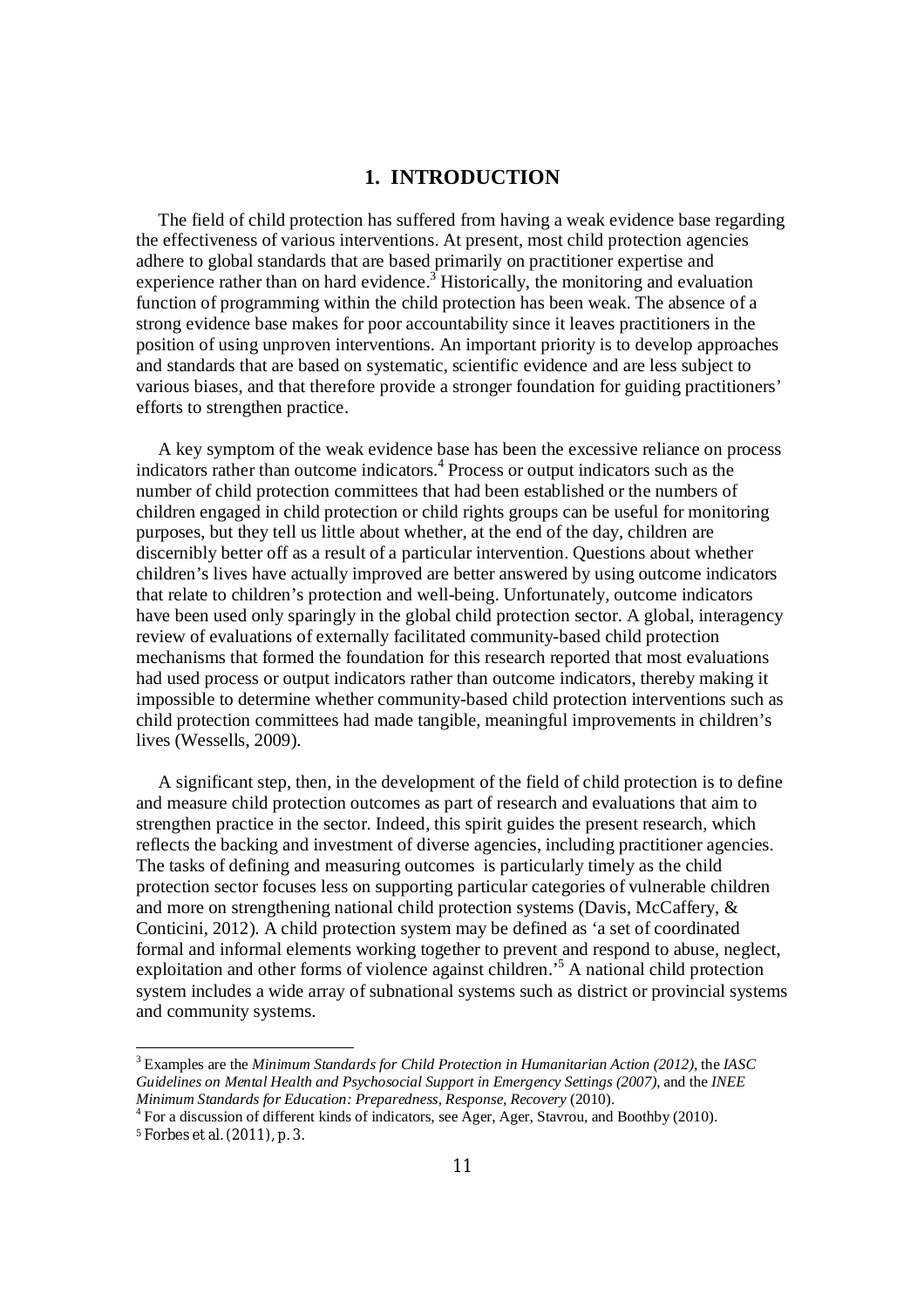# 1. INTRODUCTION

The field of child protection has suffered from having a weak evidence base regarding the effectiveness of various interventions. At present, most child protection agencies adhere to global standards that are based primarily on practitioner expertise and experience rather than on hard evidence.[3] Historically, the monitoring and evaluation function of programming within the child protection has been weak. The absence of a strong evidence base makes for poor accountability since it leaves practitioners in the position of using unproven interventions. An important priority is to develop approaches and standards that are based on systematic, scientific evidence and are less subject to various biases, and that therefore provide a stronger foundation for guiding practitioners' efforts to strengthen practice.

A key symptom of the weak evidence base has been the excessive reliance on process indicators rather than outcome indicators.[4] Process or output indicators such as the number of child protection committees that had been established or the numbers of children engaged in child protection or child rights groups can be useful for monitoring purposes, but they tell us little about whether, at the end of the day, children are discernibly better off as a result of a particular intervention. Questions about whether children's lives have actually improved are better answered by using outcome indicators that relate to children's protection and well-being. Unfortunately, outcome indicators have been used only sparingly in the global child protection sector. A global, interagency review of evaluations of externally facilitated community-based child protection mechanisms that formed the foundation for this research reported that most evaluations had used process or output indicators rather than outcome indicators, thereby making it impossible to determine whether community-based child protection interventions such as child protection committees had made tangible, meaningful improvements in children's lives (Wessells, 2009).

A significant step, then, in the development of the field of child protection is to define and measure child protection outcomes as part of research and evaluations that aim to strengthen practice in the sector. Indeed, this spirit guides the present research, which reflects the backing and investment of diverse agencies, including practitioner agencies. The tasks of defining and measuring outcomes is particularly timely as the child protection sector focuses less on supporting particular categories of vulnerable children and more on strengthening national child protection systems (Davis, McCaffery, & Conticini, 2012). A child protection system may be defined as 'a set of coordinated formal and informal elements working together to prevent and respond to abuse, neglect, exploitation and other forms of violence against children.'[5] A national child protection system includes a wide array of subnational systems such as district or provincial systems and community systems.

---

[3] Examples are the *Minimum Standards for Child Protection in Humanitarian Action (2012)*, the *IASC Guidelines on Mental Health and Psychosocial Support in Emergency Settings (2007)*, and the *INEE Minimum Standards for Education: Preparedness, Response, Recovery* (2010).

[4] For a discussion of different kinds of indicators, see Ager, Ager, Stavrou, and Boothby (2010).

[5] Forbes et al. (2011), p. 3.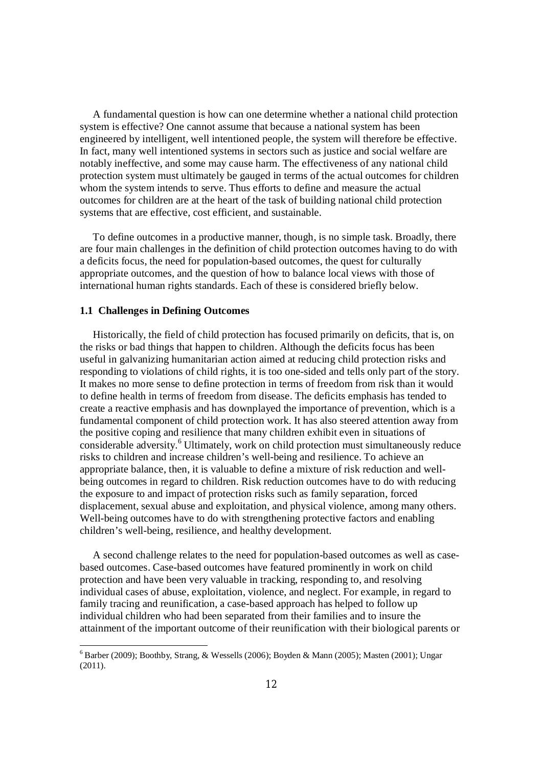A fundamental question is how can one determine whether a national child protection system is effective? One cannot assume that because a national system has been engineered by intelligent, well intentioned people, the system will therefore be effective. In fact, many well intentioned systems in sectors such as justice and social welfare are notably ineffective, and some may cause harm. The effectiveness of any national child protection system must ultimately be gauged in terms of the actual outcomes for children whom the system intends to serve. Thus efforts to define and measure the actual outcomes for children are at the heart of the task of building national child protection systems that are effective, cost efficient, and sustainable.

To define outcomes in a productive manner, though, is no simple task. Broadly, there are four main challenges in the definition of child protection outcomes having to do with a deficits focus, the need for population-based outcomes, the quest for culturally appropriate outcomes, and the question of how to balance local views with those of international human rights standards. Each of these is considered briefly below.

### 1.1 Challenges in Defining Outcomes

Historically, the field of child protection has focused primarily on deficits, that is, on the risks or bad things that happen to children. Although the deficits focus has been useful in galvanizing humanitarian action aimed at reducing child protection risks and responding to violations of child rights, it is too one-sided and tells only part of the story. It makes no more sense to define protection in terms of freedom from risk than it would to define health in terms of freedom from disease. The deficits emphasis has tended to create a reactive emphasis and has downplayed the importance of prevention, which is a fundamental component of child protection work. It has also steered attention away from the positive coping and resilience that many children exhibit even in situations of considerable adversity.[6] Ultimately, work on child protection must simultaneously reduce risks to children and increase children's well-being and resilience. To achieve an appropriate balance, then, it is valuable to define a mixture of risk reduction and well-being outcomes in regard to children. Risk reduction outcomes have to do with reducing the exposure to and impact of protection risks such as family separation, forced displacement, sexual abuse and exploitation, and physical violence, among many others. Well-being outcomes have to do with strengthening protective factors and enabling children's well-being, resilience, and healthy development.

A second challenge relates to the need for population-based outcomes as well as case-based outcomes. Case-based outcomes have featured prominently in work on child protection and have been very valuable in tracking, responding to, and resolving individual cases of abuse, exploitation, violence, and neglect. For example, in regard to family tracing and reunification, a case-based approach has helped to follow up individual children who had been separated from their families and to insure the attainment of the important outcome of their reunification with their biological parents or

---

[6] Barber (2009); Boothby, Strang, & Wessells (2006); Boyden & Mann (2005); Masten (2001); Ungar (2011).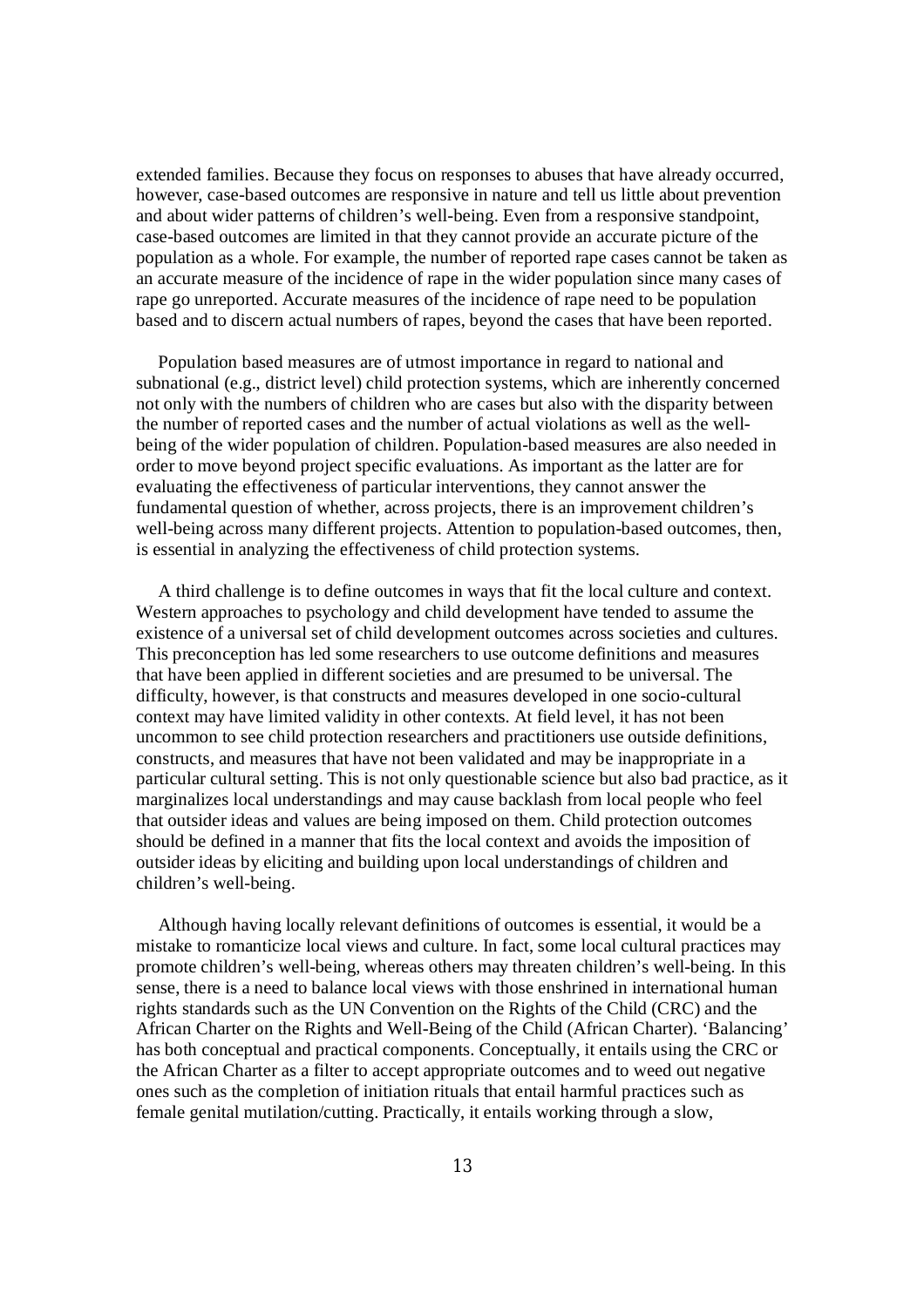extended families. Because they focus on responses to abuses that have already occurred, however, case-based outcomes are responsive in nature and tell us little about prevention and about wider patterns of children's well-being. Even from a responsive standpoint, case-based outcomes are limited in that they cannot provide an accurate picture of the population as a whole. For example, the number of reported rape cases cannot be taken as an accurate measure of the incidence of rape in the wider population since many cases of rape go unreported. Accurate measures of the incidence of rape need to be population based and to discern actual numbers of rapes, beyond the cases that have been reported.

Population based measures are of utmost importance in regard to national and subnational (e.g., district level) child protection systems, which are inherently concerned not only with the numbers of children who are cases but also with the disparity between the number of reported cases and the number of actual violations as well as the well-being of the wider population of children. Population-based measures are also needed in order to move beyond project specific evaluations. As important as the latter are for evaluating the effectiveness of particular interventions, they cannot answer the fundamental question of whether, across projects, there is an improvement children's well-being across many different projects. Attention to population-based outcomes, then, is essential in analyzing the effectiveness of child protection systems.

A third challenge is to define outcomes in ways that fit the local culture and context. Western approaches to psychology and child development have tended to assume the existence of a universal set of child development outcomes across societies and cultures. This preconception has led some researchers to use outcome definitions and measures that have been applied in different societies and are presumed to be universal. The difficulty, however, is that constructs and measures developed in one socio-cultural context may have limited validity in other contexts. At field level, it has not been uncommon to see child protection researchers and practitioners use outside definitions, constructs, and measures that have not been validated and may be inappropriate in a particular cultural setting. This is not only questionable science but also bad practice, as it marginalizes local understandings and may cause backlash from local people who feel that outsider ideas and values are being imposed on them. Child protection outcomes should be defined in a manner that fits the local context and avoids the imposition of outsider ideas by eliciting and building upon local understandings of children and children's well-being.

Although having locally relevant definitions of outcomes is essential, it would be a mistake to romanticize local views and culture. In fact, some local cultural practices may promote children's well-being, whereas others may threaten children's well-being. In this sense, there is a need to balance local views with those enshrined in international human rights standards such as the UN Convention on the Rights of the Child (CRC) and the African Charter on the Rights and Well-Being of the Child (African Charter). 'Balancing' has both conceptual and practical components. Conceptually, it entails using the CRC or the African Charter as a filter to accept appropriate outcomes and to weed out negative ones such as the completion of initiation rituals that entail harmful practices such as female genital mutilation/cutting. Practically, it entails working through a slow,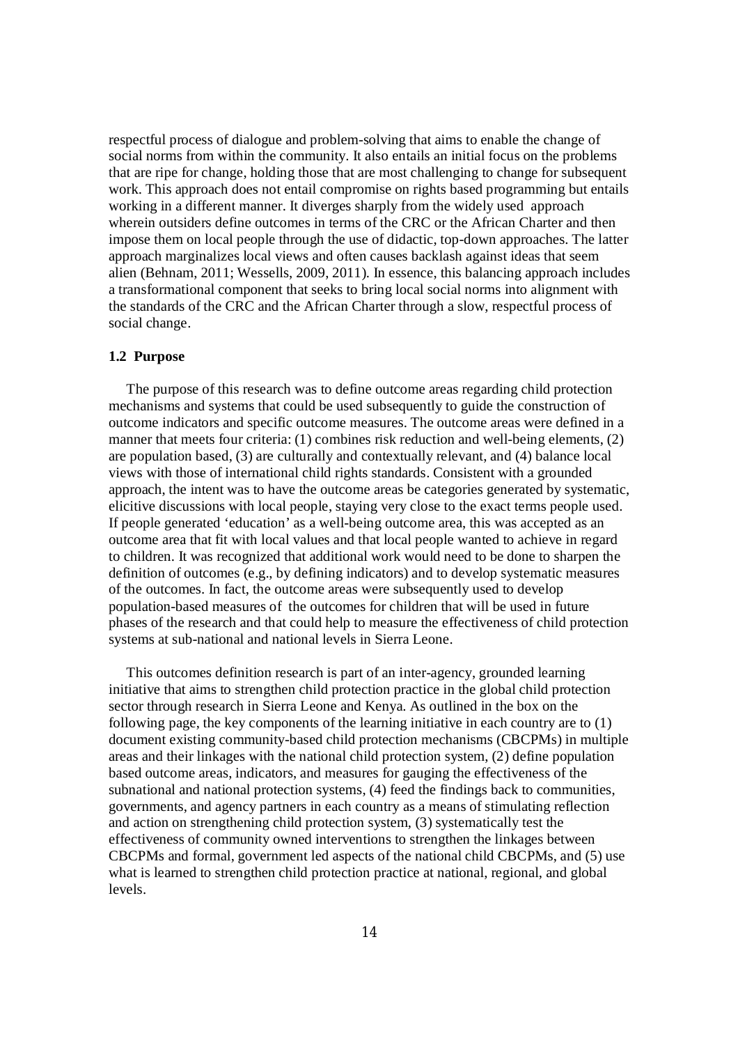respectful process of dialogue and problem-solving that aims to enable the change of social norms from within the community. It also entails an initial focus on the problems that are ripe for change, holding those that are most challenging to change for subsequent work. This approach does not entail compromise on rights based programming but entails working in a different manner. It diverges sharply from the widely used approach wherein outsiders define outcomes in terms of the CRC or the African Charter and then impose them on local people through the use of didactic, top-down approaches. The latter approach marginalizes local views and often causes backlash against ideas that seem alien (Behnam, 2011; Wessells, 2009, 2011). In essence, this balancing approach includes a transformational component that seeks to bring local social norms into alignment with the standards of the CRC and the African Charter through a slow, respectful process of social change.

### 1.2 Purpose

The purpose of this research was to define outcome areas regarding child protection mechanisms and systems that could be used subsequently to guide the construction of outcome indicators and specific outcome measures. The outcome areas were defined in a manner that meets four criteria: (1) combines risk reduction and well-being elements, (2) are population based, (3) are culturally and contextually relevant, and (4) balance local views with those of international child rights standards. Consistent with a grounded approach, the intent was to have the outcome areas be categories generated by systematic, elicitive discussions with local people, staying very close to the exact terms people used. If people generated 'education' as a well-being outcome area, this was accepted as an outcome area that fit with local values and that local people wanted to achieve in regard to children. It was recognized that additional work would need to be done to sharpen the definition of outcomes (e.g., by defining indicators) and to develop systematic measures of the outcomes. In fact, the outcome areas were subsequently used to develop population-based measures of the outcomes for children that will be used in future phases of the research and that could help to measure the effectiveness of child protection systems at sub-national and national levels in Sierra Leone.

This outcomes definition research is part of an inter-agency, grounded learning initiative that aims to strengthen child protection practice in the global child protection sector through research in Sierra Leone and Kenya. As outlined in the box on the following page, the key components of the learning initiative in each country are to (1) document existing community-based child protection mechanisms (CBCPMs) in multiple areas and their linkages with the national child protection system, (2) define population based outcome areas, indicators, and measures for gauging the effectiveness of the subnational and national protection systems, (4) feed the findings back to communities, governments, and agency partners in each country as a means of stimulating reflection and action on strengthening child protection system, (3) systematically test the effectiveness of community owned interventions to strengthen the linkages between CBCPMs and formal, government led aspects of the national child CBCPMs, and (5) use what is learned to strengthen child protection practice at national, regional, and global levels.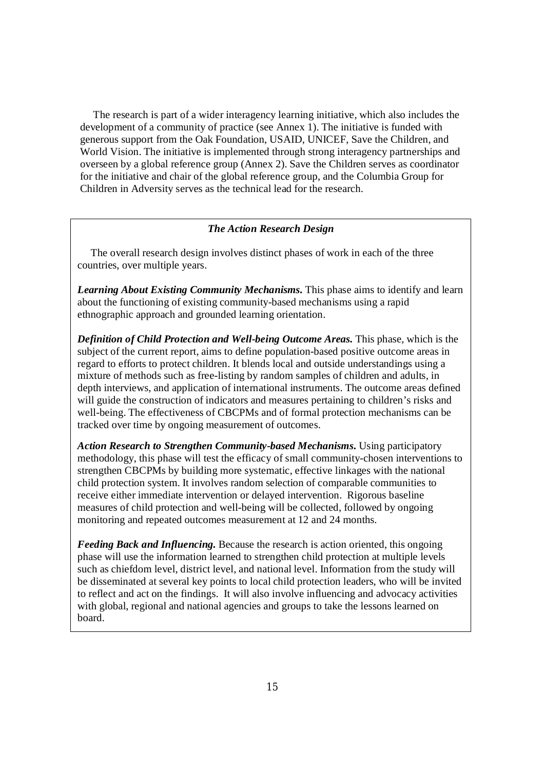The research is part of a wider interagency learning initiative, which also includes the development of a community of practice (see Annex 1). The initiative is funded with generous support from the Oak Foundation, USAID, UNICEF, Save the Children, and World Vision. The initiative is implemented through strong interagency partnerships and overseen by a global reference group (Annex 2). Save the Children serves as coordinator for the initiative and chair of the global reference group, and the Columbia Group for Children in Adversity serves as the technical lead for the research.

### *The Action Research Design*

The overall research design involves distinct phases of work in each of the three countries, over multiple years.

***Learning About Existing Community Mechanisms.*** This phase aims to identify and learn about the functioning of existing community-based mechanisms using a rapid ethnographic approach and grounded learning orientation.

***Definition of Child Protection and Well-being Outcome Areas.*** This phase, which is the subject of the current report, aims to define population-based positive outcome areas in regard to efforts to protect children. It blends local and outside understandings using a mixture of methods such as free-listing by random samples of children and adults, in depth interviews, and application of international instruments. The outcome areas defined will guide the construction of indicators and measures pertaining to children's risks and well-being. The effectiveness of CBCPMs and of formal protection mechanisms can be tracked over time by ongoing measurement of outcomes.

***Action Research to Strengthen Community-based Mechanisms.*** Using participatory methodology, this phase will test the efficacy of small community-chosen interventions to strengthen CBCPMs by building more systematic, effective linkages with the national child protection system. It involves random selection of comparable communities to receive either immediate intervention or delayed intervention. Rigorous baseline measures of child protection and well-being will be collected, followed by ongoing monitoring and repeated outcomes measurement at 12 and 24 months.

***Feeding Back and Influencing.*** Because the research is action oriented, this ongoing phase will use the information learned to strengthen child protection at multiple levels such as chiefdom level, district level, and national level. Information from the study will be disseminated at several key points to local child protection leaders, who will be invited to reflect and act on the findings. It will also involve influencing and advocacy activities with global, regional and national agencies and groups to take the lessons learned on board.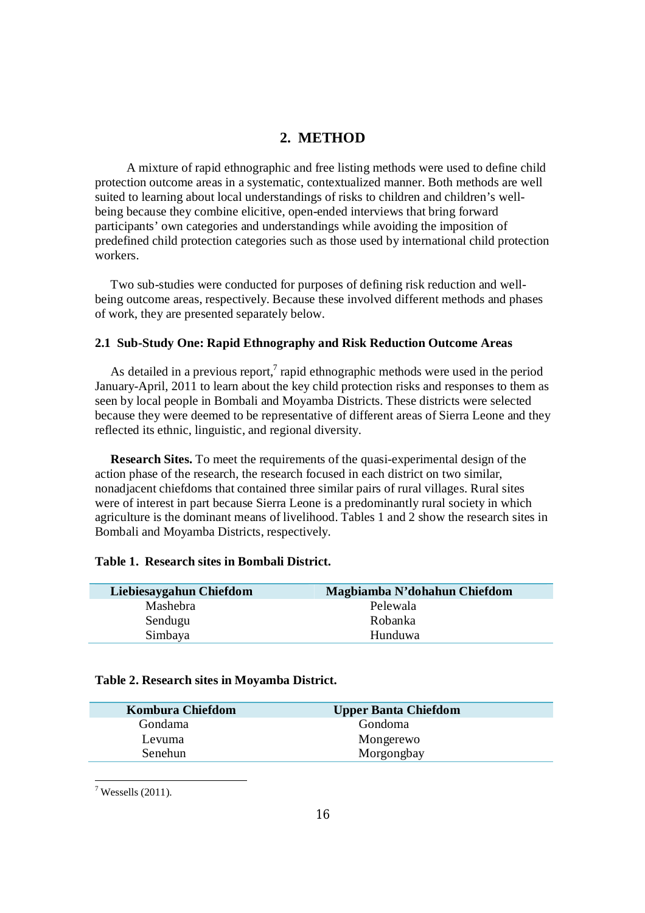## 2. METHOD

A mixture of rapid ethnographic and free listing methods were used to define child protection outcome areas in a systematic, contextualized manner. Both methods are well suited to learning about local understandings of risks to children and children's well-being because they combine elicitive, open-ended interviews that bring forward participants' own categories and understandings while avoiding the imposition of predefined child protection categories such as those used by international child protection workers.

Two sub-studies were conducted for purposes of defining risk reduction and well-being outcome areas, respectively. Because these involved different methods and phases of work, they are presented separately below.

### 2.1 Sub-Study One: Rapid Ethnography and Risk Reduction Outcome Areas

As detailed in a previous report,[7] rapid ethnographic methods were used in the period January-April, 2011 to learn about the key child protection risks and responses to them as seen by local people in Bombali and Moyamba Districts. These districts were selected because they were deemed to be representative of different areas of Sierra Leone and they reflected its ethnic, linguistic, and regional diversity.

**Research Sites.** To meet the requirements of the quasi-experimental design of the action phase of the research, the research focused in each district on two similar, nonadjacent chiefdoms that contained three similar pairs of rural villages. Rural sites were of interest in part because Sierra Leone is a predominantly rural society in which agriculture is the dominant means of livelihood. Tables 1 and 2 show the research sites in Bombali and Moyamba Districts, respectively.

**Table 1. Research sites in Bombali District.**

| Liebiesaygahun Chiefdom | Magbiamba N'dohahun Chiefdom |
|---|---|
| Mashebra | Pelewala |
| Sendugu | Robanka |
| Simbaya | Hunduwa |

**Table 2. Research sites in Moyamba District.**

| Kombura Chiefdom | Upper Banta Chiefdom |
|---|---|
| Gondama | Gondoma |
| Levuma | Mongerewo |
| Senehun | Morgongbay |

[7] Wessells (2011).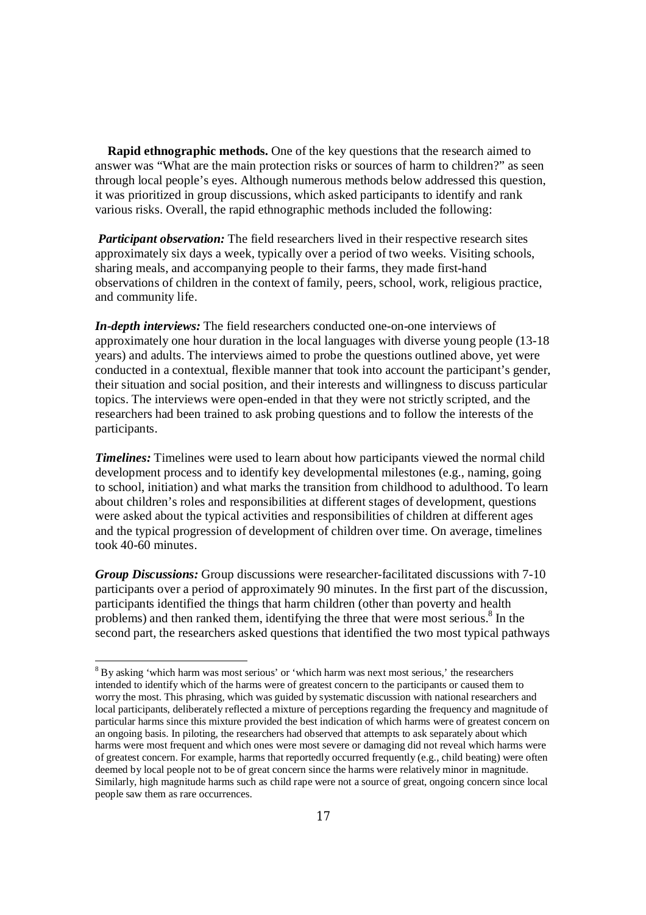**Rapid ethnographic methods.** One of the key questions that the research aimed to answer was "What are the main protection risks or sources of harm to children?" as seen through local people's eyes. Although numerous methods below addressed this question, it was prioritized in group discussions, which asked participants to identify and rank various risks. Overall, the rapid ethnographic methods included the following:

***Participant observation:*** The field researchers lived in their respective research sites approximately six days a week, typically over a period of two weeks. Visiting schools, sharing meals, and accompanying people to their farms, they made first-hand observations of children in the context of family, peers, school, work, religious practice, and community life.

***In-depth interviews:*** The field researchers conducted one-on-one interviews of approximately one hour duration in the local languages with diverse young people (13-18 years) and adults. The interviews aimed to probe the questions outlined above, yet were conducted in a contextual, flexible manner that took into account the participant's gender, their situation and social position, and their interests and willingness to discuss particular topics. The interviews were open-ended in that they were not strictly scripted, and the researchers had been trained to ask probing questions and to follow the interests of the participants.

***Timelines:*** Timelines were used to learn about how participants viewed the normal child development process and to identify key developmental milestones (e.g., naming, going to school, initiation) and what marks the transition from childhood to adulthood. To learn about children's roles and responsibilities at different stages of development, questions were asked about the typical activities and responsibilities of children at different ages and the typical progression of development of children over time. On average, timelines took 40-60 minutes.

***Group Discussions:*** Group discussions were researcher-facilitated discussions with 7-10 participants over a period of approximately 90 minutes. In the first part of the discussion, participants identified the things that harm children (other than poverty and health problems) and then ranked them, identifying the three that were most serious.[8] In the second part, the researchers asked questions that identified the two most typical pathways

[8] By asking 'which harm was most serious' or 'which harm was next most serious,' the researchers intended to identify which of the harms were of greatest concern to the participants or caused them to worry the most. This phrasing, which was guided by systematic discussion with national researchers and local participants, deliberately reflected a mixture of perceptions regarding the frequency and magnitude of particular harms since this mixture provided the best indication of which harms were of greatest concern on an ongoing basis. In piloting, the researchers had observed that attempts to ask separately about which harms were most frequent and which ones were most severe or damaging did not reveal which harms were of greatest concern. For example, harms that reportedly occurred frequently (e.g., child beating) were often deemed by local people not to be of great concern since the harms were relatively minor in magnitude. Similarly, high magnitude harms such as child rape were not a source of great, ongoing concern since local people saw them as rare occurrences.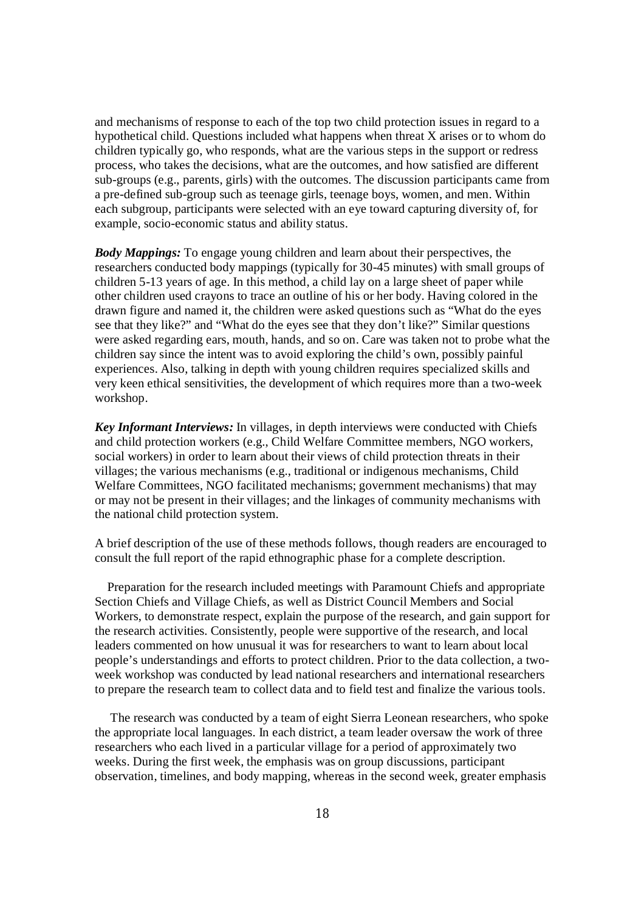and mechanisms of response to each of the top two child protection issues in regard to a hypothetical child. Questions included what happens when threat X arises or to whom do children typically go, who responds, what are the various steps in the support or redress process, who takes the decisions, what are the outcomes, and how satisfied are different sub-groups (e.g., parents, girls) with the outcomes. The discussion participants came from a pre-defined sub-group such as teenage girls, teenage boys, women, and men. Within each subgroup, participants were selected with an eye toward capturing diversity of, for example, socio-economic status and ability status.

***Body Mappings:*** To engage young children and learn about their perspectives, the researchers conducted body mappings (typically for 30-45 minutes) with small groups of children 5-13 years of age. In this method, a child lay on a large sheet of paper while other children used crayons to trace an outline of his or her body. Having colored in the drawn figure and named it, the children were asked questions such as "What do the eyes see that they like?" and "What do the eyes see that they don't like?" Similar questions were asked regarding ears, mouth, hands, and so on. Care was taken not to probe what the children say since the intent was to avoid exploring the child's own, possibly painful experiences. Also, talking in depth with young children requires specialized skills and very keen ethical sensitivities, the development of which requires more than a two-week workshop.

***Key Informant Interviews:*** In villages, in depth interviews were conducted with Chiefs and child protection workers (e.g., Child Welfare Committee members, NGO workers, social workers) in order to learn about their views of child protection threats in their villages; the various mechanisms (e.g., traditional or indigenous mechanisms, Child Welfare Committees, NGO facilitated mechanisms; government mechanisms) that may or may not be present in their villages; and the linkages of community mechanisms with the national child protection system.

A brief description of the use of these methods follows, though readers are encouraged to consult the full report of the rapid ethnographic phase for a complete description.

Preparation for the research included meetings with Paramount Chiefs and appropriate Section Chiefs and Village Chiefs, as well as District Council Members and Social Workers, to demonstrate respect, explain the purpose of the research, and gain support for the research activities. Consistently, people were supportive of the research, and local leaders commented on how unusual it was for researchers to want to learn about local people's understandings and efforts to protect children. Prior to the data collection, a two-week workshop was conducted by lead national researchers and international researchers to prepare the research team to collect data and to field test and finalize the various tools.

The research was conducted by a team of eight Sierra Leonean researchers, who spoke the appropriate local languages. In each district, a team leader oversaw the work of three researchers who each lived in a particular village for a period of approximately two weeks. During the first week, the emphasis was on group discussions, participant observation, timelines, and body mapping, whereas in the second week, greater emphasis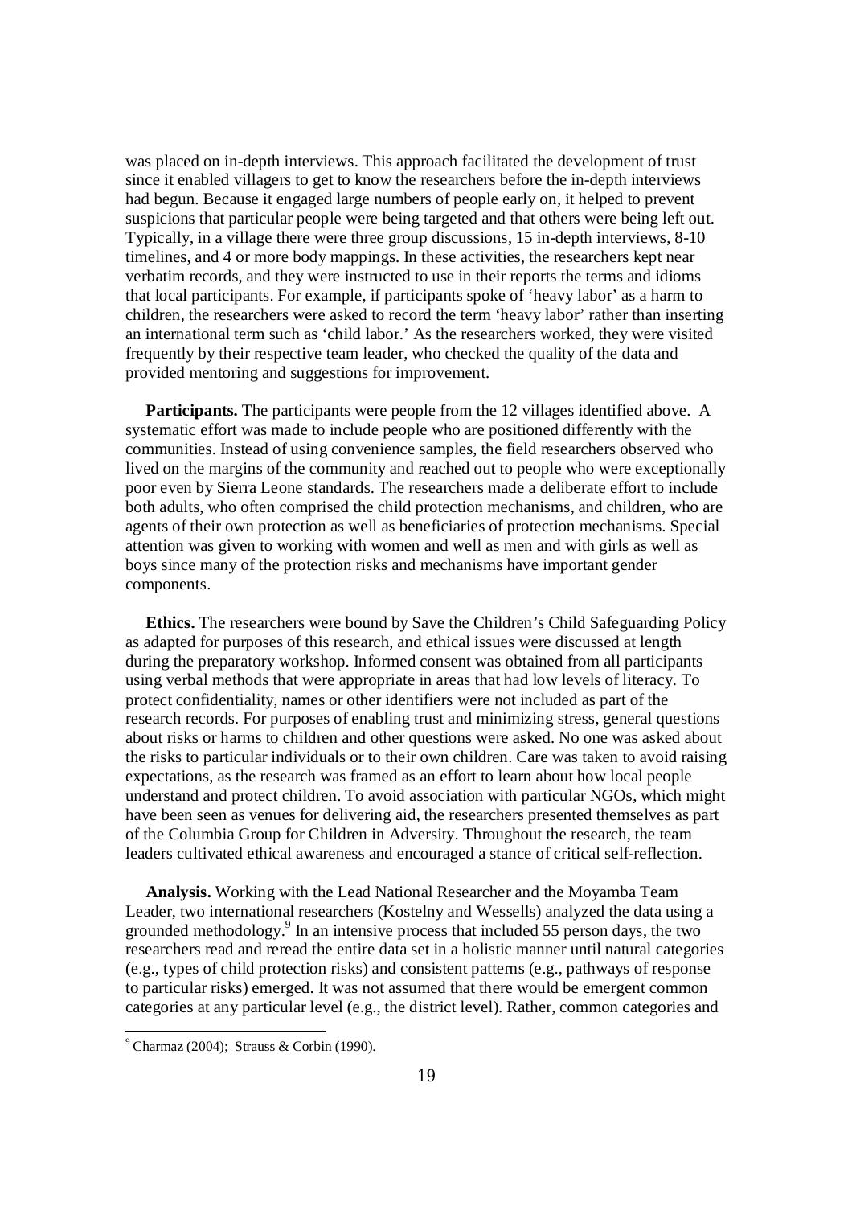was placed on in-depth interviews. This approach facilitated the development of trust since it enabled villagers to get to know the researchers before the in-depth interviews had begun. Because it engaged large numbers of people early on, it helped to prevent suspicions that particular people were being targeted and that others were being left out. Typically, in a village there were three group discussions, 15 in-depth interviews, 8-10 timelines, and 4 or more body mappings. In these activities, the researchers kept near verbatim records, and they were instructed to use in their reports the terms and idioms that local participants. For example, if participants spoke of 'heavy labor' as a harm to children, the researchers were asked to record the term 'heavy labor' rather than inserting an international term such as 'child labor.' As the researchers worked, they were visited frequently by their respective team leader, who checked the quality of the data and provided mentoring and suggestions for improvement.

**Participants.** The participants were people from the 12 villages identified above. A systematic effort was made to include people who are positioned differently with the communities. Instead of using convenience samples, the field researchers observed who lived on the margins of the community and reached out to people who were exceptionally poor even by Sierra Leone standards. The researchers made a deliberate effort to include both adults, who often comprised the child protection mechanisms, and children, who are agents of their own protection as well as beneficiaries of protection mechanisms. Special attention was given to working with women and well as men and with girls as well as boys since many of the protection risks and mechanisms have important gender components.

**Ethics.** The researchers were bound by Save the Children's Child Safeguarding Policy as adapted for purposes of this research, and ethical issues were discussed at length during the preparatory workshop. Informed consent was obtained from all participants using verbal methods that were appropriate in areas that had low levels of literacy. To protect confidentiality, names or other identifiers were not included as part of the research records. For purposes of enabling trust and minimizing stress, general questions about risks or harms to children and other questions were asked. No one was asked about the risks to particular individuals or to their own children. Care was taken to avoid raising expectations, as the research was framed as an effort to learn about how local people understand and protect children. To avoid association with particular NGOs, which might have been seen as venues for delivering aid, the researchers presented themselves as part of the Columbia Group for Children in Adversity. Throughout the research, the team leaders cultivated ethical awareness and encouraged a stance of critical self-reflection.

**Analysis.** Working with the Lead National Researcher and the Moyamba Team Leader, two international researchers (Kostelny and Wessells) analyzed the data using a grounded methodology.[9] In an intensive process that included 55 person days, the two researchers read and reread the entire data set in a holistic manner until natural categories (e.g., types of child protection risks) and consistent patterns (e.g., pathways of response to particular risks) emerged. It was not assumed that there would be emergent common categories at any particular level (e.g., the district level). Rather, common categories and

---

[9] Charmaz (2004); Strauss & Corbin (1990).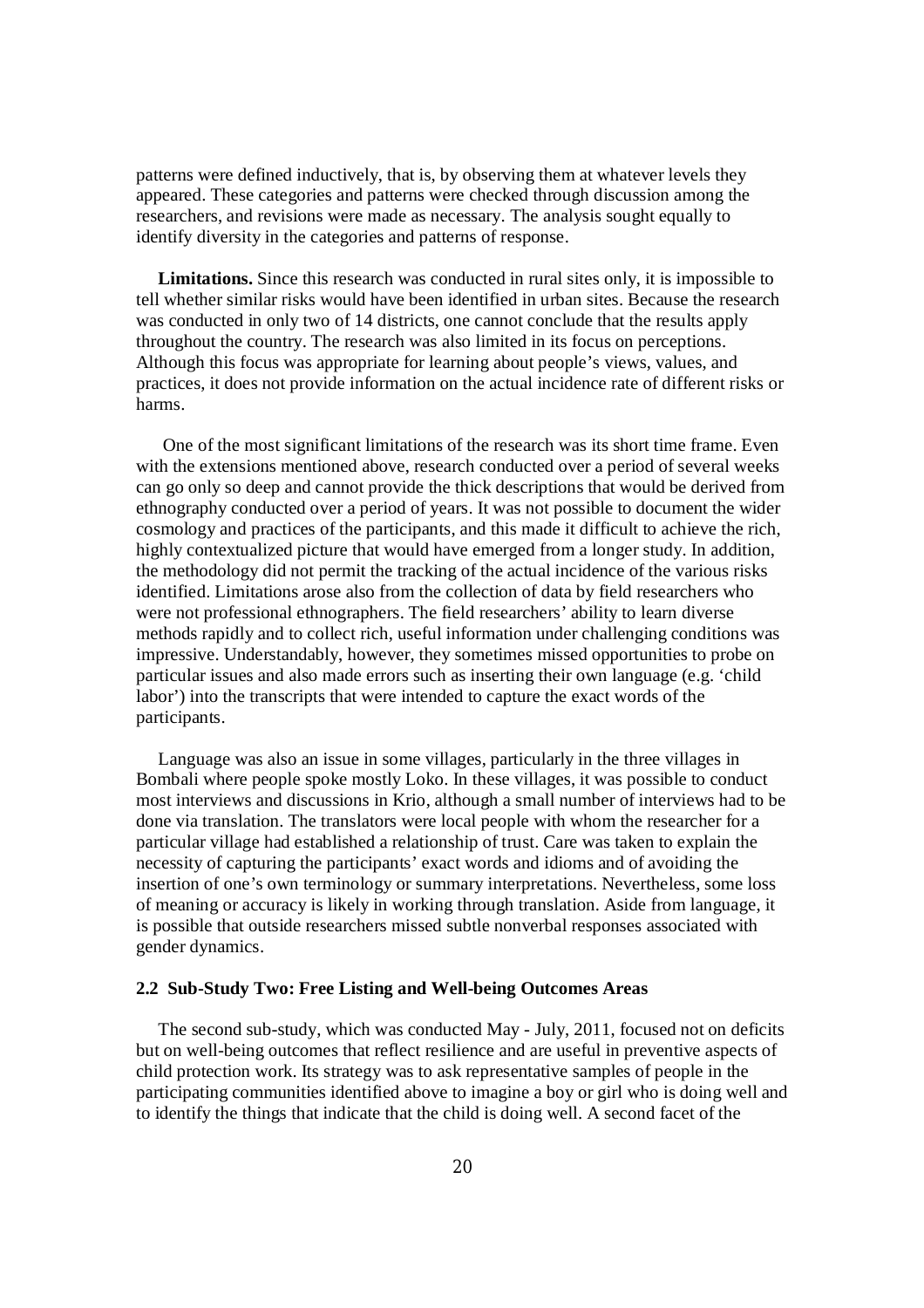patterns were defined inductively, that is, by observing them at whatever levels they appeared. These categories and patterns were checked through discussion among the researchers, and revisions were made as necessary. The analysis sought equally to identify diversity in the categories and patterns of response.

**Limitations.** Since this research was conducted in rural sites only, it is impossible to tell whether similar risks would have been identified in urban sites. Because the research was conducted in only two of 14 districts, one cannot conclude that the results apply throughout the country. The research was also limited in its focus on perceptions. Although this focus was appropriate for learning about people's views, values, and practices, it does not provide information on the actual incidence rate of different risks or harms.

One of the most significant limitations of the research was its short time frame. Even with the extensions mentioned above, research conducted over a period of several weeks can go only so deep and cannot provide the thick descriptions that would be derived from ethnography conducted over a period of years. It was not possible to document the wider cosmology and practices of the participants, and this made it difficult to achieve the rich, highly contextualized picture that would have emerged from a longer study. In addition, the methodology did not permit the tracking of the actual incidence of the various risks identified. Limitations arose also from the collection of data by field researchers who were not professional ethnographers. The field researchers' ability to learn diverse methods rapidly and to collect rich, useful information under challenging conditions was impressive. Understandably, however, they sometimes missed opportunities to probe on particular issues and also made errors such as inserting their own language (e.g. 'child labor') into the transcripts that were intended to capture the exact words of the participants.

Language was also an issue in some villages, particularly in the three villages in Bombali where people spoke mostly Loko. In these villages, it was possible to conduct most interviews and discussions in Krio, although a small number of interviews had to be done via translation. The translators were local people with whom the researcher for a particular village had established a relationship of trust. Care was taken to explain the necessity of capturing the participants' exact words and idioms and of avoiding the insertion of one's own terminology or summary interpretations. Nevertheless, some loss of meaning or accuracy is likely in working through translation. Aside from language, it is possible that outside researchers missed subtle nonverbal responses associated with gender dynamics.

### 2.2 Sub-Study Two: Free Listing and Well-being Outcomes Areas

The second sub-study, which was conducted May - July, 2011, focused not on deficits but on well-being outcomes that reflect resilience and are useful in preventive aspects of child protection work. Its strategy was to ask representative samples of people in the participating communities identified above to imagine a boy or girl who is doing well and to identify the things that indicate that the child is doing well. A second facet of the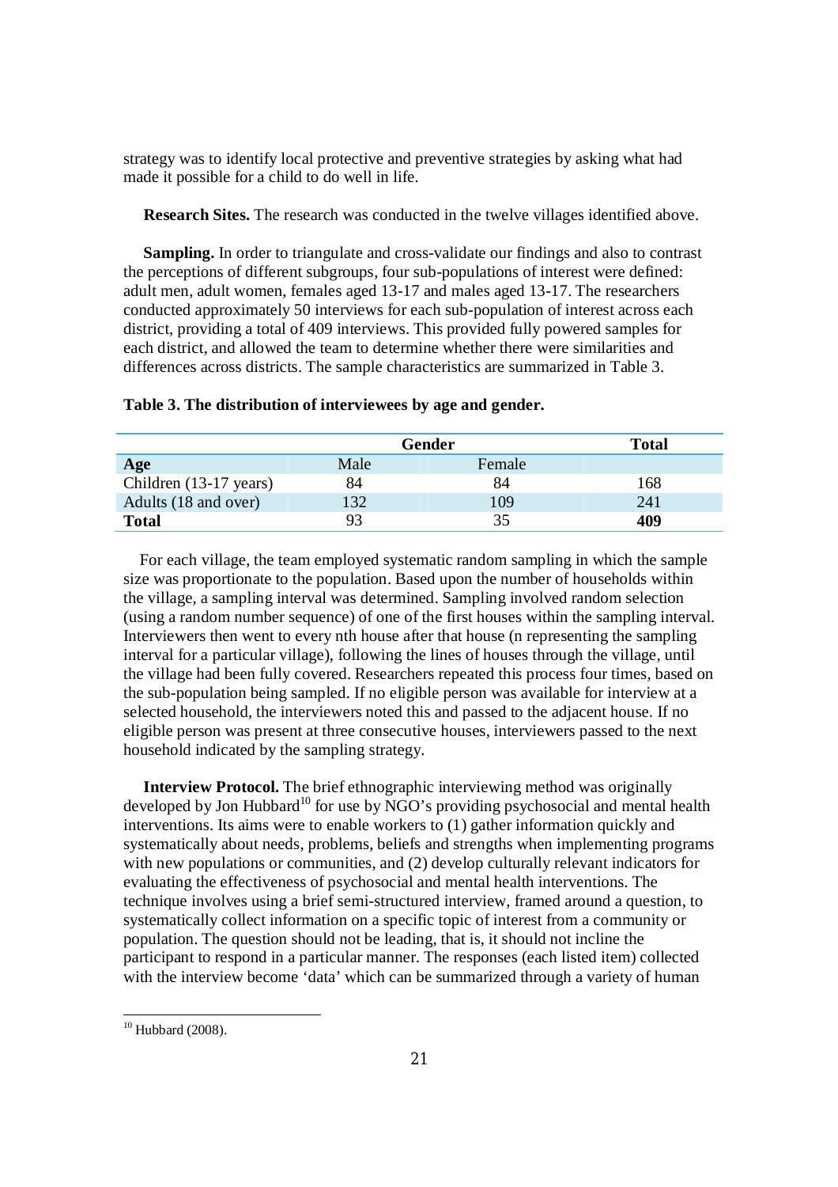strategy was to identify local protective and preventive strategies by asking what had made it possible for a child to do well in life.

**Research Sites.** The research was conducted in the twelve villages identified above.

**Sampling.** In order to triangulate and cross-validate our findings and also to contrast the perceptions of different subgroups, four sub-populations of interest were defined: adult men, adult women, females aged 13-17 and males aged 13-17. The researchers conducted approximately 50 interviews for each sub-population of interest across each district, providing a total of 409 interviews. This provided fully powered samples for each district, and allowed the team to determine whether there were similarities and differences across districts. The sample characteristics are summarized in Table 3.

**Table 3. The distribution of interviewees by age and gender.**

| | Gender | | Total |
|---|---|---|---|
| **Age** | Male | Female | |
| Children (13-17 years) | 84 | 84 | 168 |
| Adults (18 and over) | 132 | 109 | 241 |
| **Total** | 93 | 35 | **409** |

For each village, the team employed systematic random sampling in which the sample size was proportionate to the population. Based upon the number of households within the village, a sampling interval was determined. Sampling involved random selection (using a random number sequence) of one of the first houses within the sampling interval. Interviewers then went to every nth house after that house (n representing the sampling interval for a particular village), following the lines of houses through the village, until the village had been fully covered. Researchers repeated this process four times, based on the sub-population being sampled. If no eligible person was available for interview at a selected household, the interviewers noted this and passed to the adjacent house. If no eligible person was present at three consecutive houses, interviewers passed to the next household indicated by the sampling strategy.

**Interview Protocol.** The brief ethnographic interviewing method was originally developed by Jon Hubbard[10] for use by NGO's providing psychosocial and mental health interventions. Its aims were to enable workers to (1) gather information quickly and systematically about needs, problems, beliefs and strengths when implementing programs with new populations or communities, and (2) develop culturally relevant indicators for evaluating the effectiveness of psychosocial and mental health interventions. The technique involves using a brief semi-structured interview, framed around a question, to systematically collect information on a specific topic of interest from a community or population. The question should not be leading, that is, it should not incline the participant to respond in a particular manner. The responses (each listed item) collected with the interview become 'data' which can be summarized through a variety of human

[10] Hubbard (2008).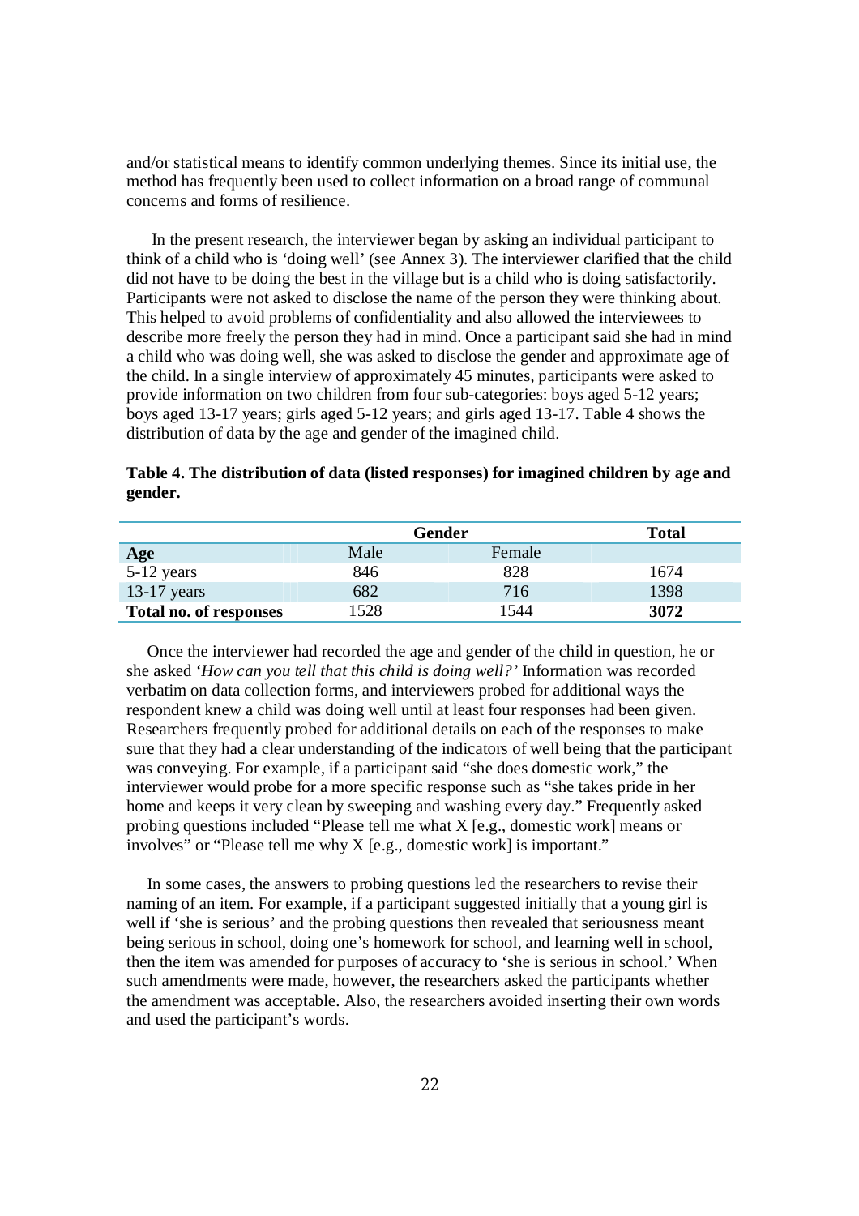and/or statistical means to identify common underlying themes. Since its initial use, the method has frequently been used to collect information on a broad range of communal concerns and forms of resilience.

In the present research, the interviewer began by asking an individual participant to think of a child who is 'doing well' (see Annex 3). The interviewer clarified that the child did not have to be doing the best in the village but is a child who is doing satisfactorily. Participants were not asked to disclose the name of the person they were thinking about. This helped to avoid problems of confidentiality and also allowed the interviewees to describe more freely the person they had in mind. Once a participant said she had in mind a child who was doing well, she was asked to disclose the gender and approximate age of the child. In a single interview of approximately 45 minutes, participants were asked to provide information on two children from four sub-categories: boys aged 5-12 years; boys aged 13-17 years; girls aged 5-12 years; and girls aged 13-17. Table 4 shows the distribution of data by the age and gender of the imagined child.

**Table 4. The distribution of data (listed responses) for imagined children by age and gender.**

| | Gender | | Total |
|---|---|---|---|
| **Age** | Male | Female | |
| 5-12 years | 846 | 828 | 1674 |
| 13-17 years | 682 | 716 | 1398 |
| **Total no. of responses** | 1528 | 1544 | **3072** |

Once the interviewer had recorded the age and gender of the child in question, he or she asked '*How can you tell that this child is doing well?*' Information was recorded verbatim on data collection forms, and interviewers probed for additional ways the respondent knew a child was doing well until at least four responses had been given. Researchers frequently probed for additional details on each of the responses to make sure that they had a clear understanding of the indicators of well being that the participant was conveying. For example, if a participant said "she does domestic work," the interviewer would probe for a more specific response such as "she takes pride in her home and keeps it very clean by sweeping and washing every day." Frequently asked probing questions included "Please tell me what X [e.g., domestic work] means or involves" or "Please tell me why X [e.g., domestic work] is important."

In some cases, the answers to probing questions led the researchers to revise their naming of an item. For example, if a participant suggested initially that a young girl is well if 'she is serious' and the probing questions then revealed that seriousness meant being serious in school, doing one's homework for school, and learning well in school, then the item was amended for purposes of accuracy to 'she is serious in school.' When such amendments were made, however, the researchers asked the participants whether the amendment was acceptable. Also, the researchers avoided inserting their own words and used the participant's words.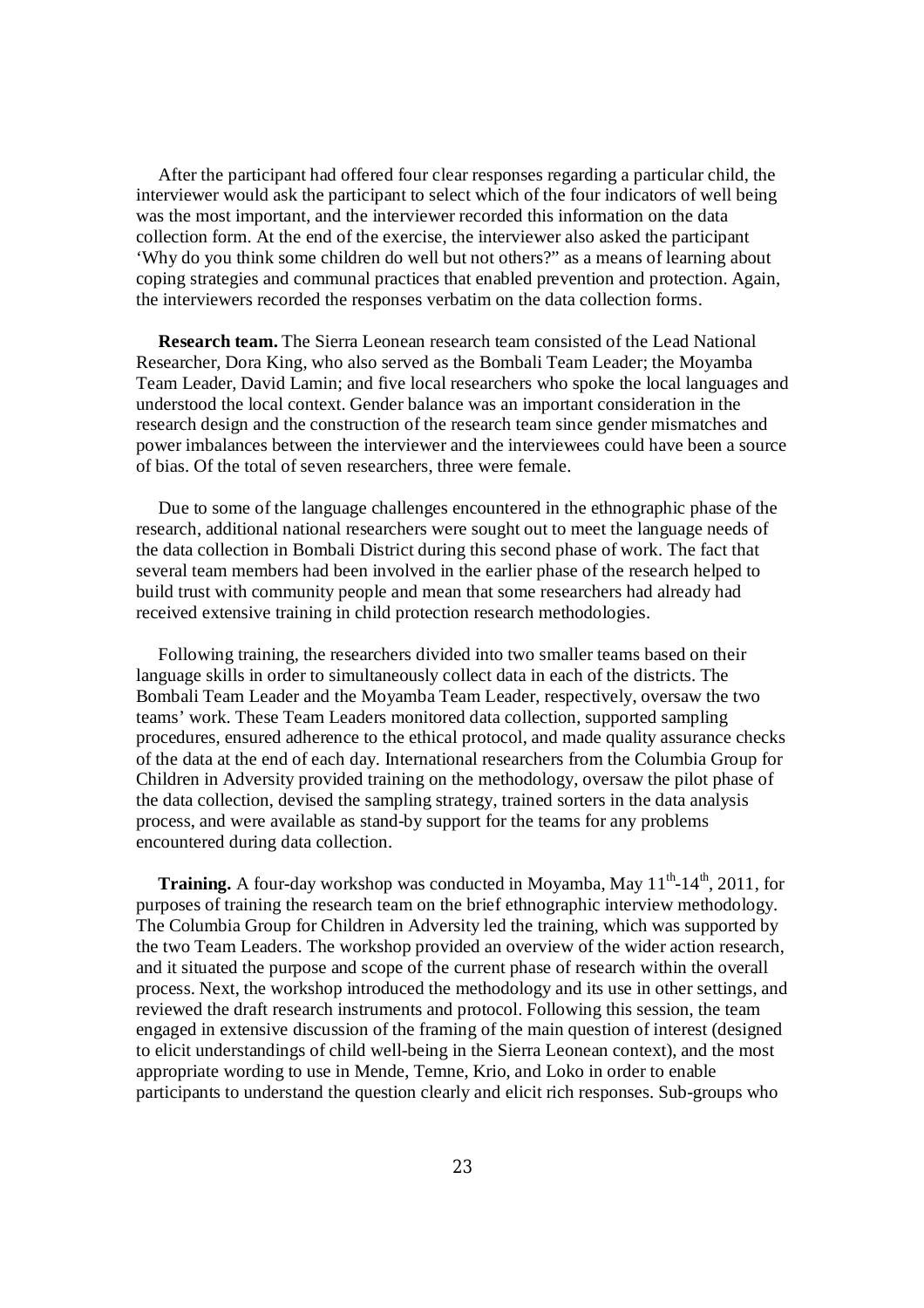After the participant had offered four clear responses regarding a particular child, the interviewer would ask the participant to select which of the four indicators of well being was the most important, and the interviewer recorded this information on the data collection form. At the end of the exercise, the interviewer also asked the participant 'Why do you think some children do well but not others?" as a means of learning about coping strategies and communal practices that enabled prevention and protection. Again, the interviewers recorded the responses verbatim on the data collection forms.

**Research team.** The Sierra Leonean research team consisted of the Lead National Researcher, Dora King, who also served as the Bombali Team Leader; the Moyamba Team Leader, David Lamin; and five local researchers who spoke the local languages and understood the local context. Gender balance was an important consideration in the research design and the construction of the research team since gender mismatches and power imbalances between the interviewer and the interviewees could have been a source of bias. Of the total of seven researchers, three were female.

Due to some of the language challenges encountered in the ethnographic phase of the research, additional national researchers were sought out to meet the language needs of the data collection in Bombali District during this second phase of work. The fact that several team members had been involved in the earlier phase of the research helped to build trust with community people and mean that some researchers had already had received extensive training in child protection research methodologies.

Following training, the researchers divided into two smaller teams based on their language skills in order to simultaneously collect data in each of the districts. The Bombali Team Leader and the Moyamba Team Leader, respectively, oversaw the two teams' work. These Team Leaders monitored data collection, supported sampling procedures, ensured adherence to the ethical protocol, and made quality assurance checks of the data at the end of each day. International researchers from the Columbia Group for Children in Adversity provided training on the methodology, oversaw the pilot phase of the data collection, devised the sampling strategy, trained sorters in the data analysis process, and were available as stand-by support for the teams for any problems encountered during data collection.

**Training.** A four-day workshop was conducted in Moyamba, May 11th-14th, 2011, for purposes of training the research team on the brief ethnographic interview methodology. The Columbia Group for Children in Adversity led the training, which was supported by the two Team Leaders. The workshop provided an overview of the wider action research, and it situated the purpose and scope of the current phase of research within the overall process. Next, the workshop introduced the methodology and its use in other settings, and reviewed the draft research instruments and protocol. Following this session, the team engaged in extensive discussion of the framing of the main question of interest (designed to elicit understandings of child well-being in the Sierra Leonean context), and the most appropriate wording to use in Mende, Temne, Krio, and Loko in order to enable participants to understand the question clearly and elicit rich responses. Sub-groups who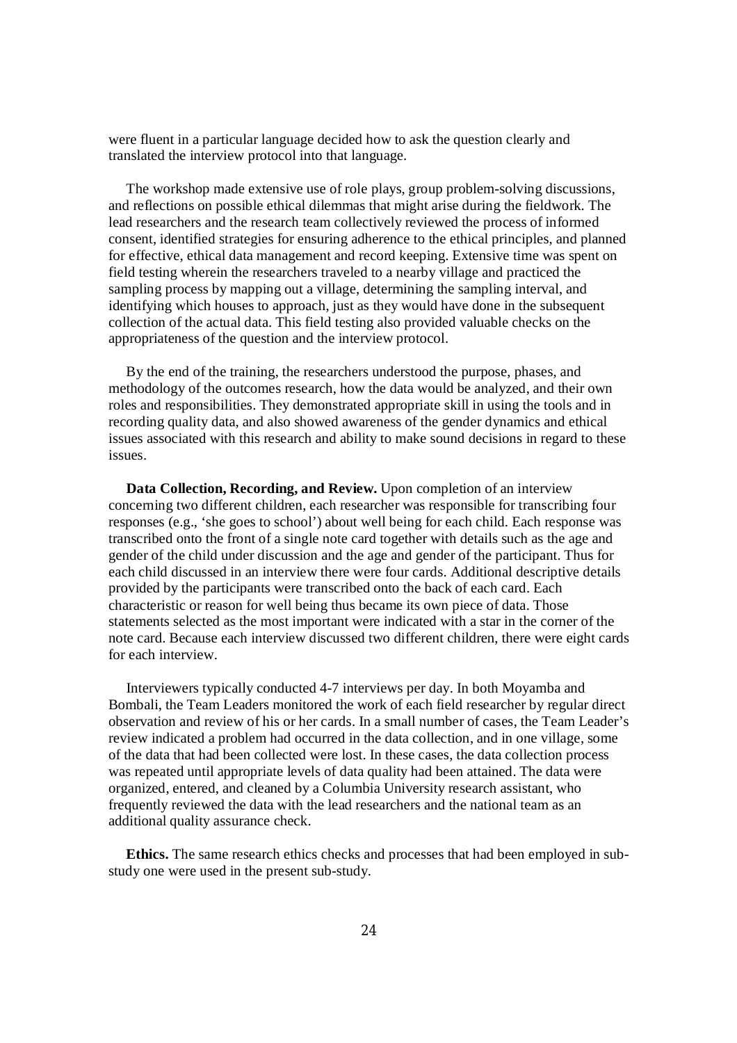were fluent in a particular language decided how to ask the question clearly and translated the interview protocol into that language.

The workshop made extensive use of role plays, group problem-solving discussions, and reflections on possible ethical dilemmas that might arise during the fieldwork. The lead researchers and the research team collectively reviewed the process of informed consent, identified strategies for ensuring adherence to the ethical principles, and planned for effective, ethical data management and record keeping. Extensive time was spent on field testing wherein the researchers traveled to a nearby village and practiced the sampling process by mapping out a village, determining the sampling interval, and identifying which houses to approach, just as they would have done in the subsequent collection of the actual data. This field testing also provided valuable checks on the appropriateness of the question and the interview protocol.

By the end of the training, the researchers understood the purpose, phases, and methodology of the outcomes research, how the data would be analyzed, and their own roles and responsibilities. They demonstrated appropriate skill in using the tools and in recording quality data, and also showed awareness of the gender dynamics and ethical issues associated with this research and ability to make sound decisions in regard to these issues.

**Data Collection, Recording, and Review.** Upon completion of an interview concerning two different children, each researcher was responsible for transcribing four responses (e.g., 'she goes to school') about well being for each child. Each response was transcribed onto the front of a single note card together with details such as the age and gender of the child under discussion and the age and gender of the participant. Thus for each child discussed in an interview there were four cards. Additional descriptive details provided by the participants were transcribed onto the back of each card. Each characteristic or reason for well being thus became its own piece of data. Those statements selected as the most important were indicated with a star in the corner of the note card. Because each interview discussed two different children, there were eight cards for each interview.

Interviewers typically conducted 4-7 interviews per day. In both Moyamba and Bombali, the Team Leaders monitored the work of each field researcher by regular direct observation and review of his or her cards. In a small number of cases, the Team Leader's review indicated a problem had occurred in the data collection, and in one village, some of the data that had been collected were lost. In these cases, the data collection process was repeated until appropriate levels of data quality had been attained. The data were organized, entered, and cleaned by a Columbia University research assistant, who frequently reviewed the data with the lead researchers and the national team as an additional quality assurance check.

**Ethics.** The same research ethics checks and processes that had been employed in sub-study one were used in the present sub-study.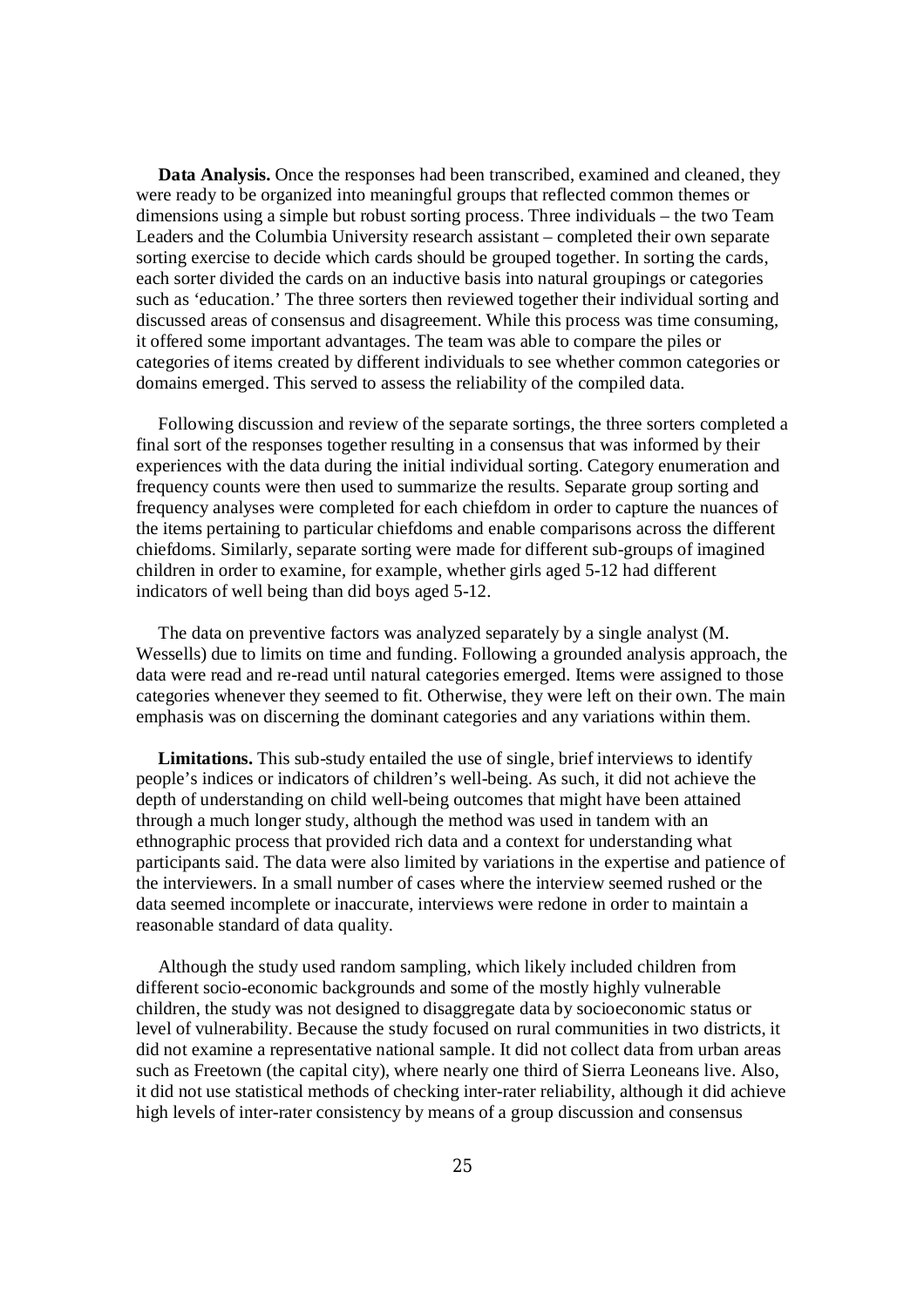**Data Analysis.** Once the responses had been transcribed, examined and cleaned, they were ready to be organized into meaningful groups that reflected common themes or dimensions using a simple but robust sorting process. Three individuals – the two Team Leaders and the Columbia University research assistant – completed their own separate sorting exercise to decide which cards should be grouped together. In sorting the cards, each sorter divided the cards on an inductive basis into natural groupings or categories such as 'education.' The three sorters then reviewed together their individual sorting and discussed areas of consensus and disagreement. While this process was time consuming, it offered some important advantages. The team was able to compare the piles or categories of items created by different individuals to see whether common categories or domains emerged. This served to assess the reliability of the compiled data.

Following discussion and review of the separate sortings, the three sorters completed a final sort of the responses together resulting in a consensus that was informed by their experiences with the data during the initial individual sorting. Category enumeration and frequency counts were then used to summarize the results. Separate group sorting and frequency analyses were completed for each chiefdom in order to capture the nuances of the items pertaining to particular chiefdoms and enable comparisons across the different chiefdoms. Similarly, separate sorting were made for different sub-groups of imagined children in order to examine, for example, whether girls aged 5-12 had different indicators of well being than did boys aged 5-12.

The data on preventive factors was analyzed separately by a single analyst (M. Wessells) due to limits on time and funding. Following a grounded analysis approach, the data were read and re-read until natural categories emerged. Items were assigned to those categories whenever they seemed to fit. Otherwise, they were left on their own. The main emphasis was on discerning the dominant categories and any variations within them.

**Limitations.** This sub-study entailed the use of single, brief interviews to identify people's indices or indicators of children's well-being. As such, it did not achieve the depth of understanding on child well-being outcomes that might have been attained through a much longer study, although the method was used in tandem with an ethnographic process that provided rich data and a context for understanding what participants said. The data were also limited by variations in the expertise and patience of the interviewers. In a small number of cases where the interview seemed rushed or the data seemed incomplete or inaccurate, interviews were redone in order to maintain a reasonable standard of data quality.

Although the study used random sampling, which likely included children from different socio-economic backgrounds and some of the mostly highly vulnerable children, the study was not designed to disaggregate data by socioeconomic status or level of vulnerability. Because the study focused on rural communities in two districts, it did not examine a representative national sample. It did not collect data from urban areas such as Freetown (the capital city), where nearly one third of Sierra Leoneans live. Also, it did not use statistical methods of checking inter-rater reliability, although it did achieve high levels of inter-rater consistency by means of a group discussion and consensus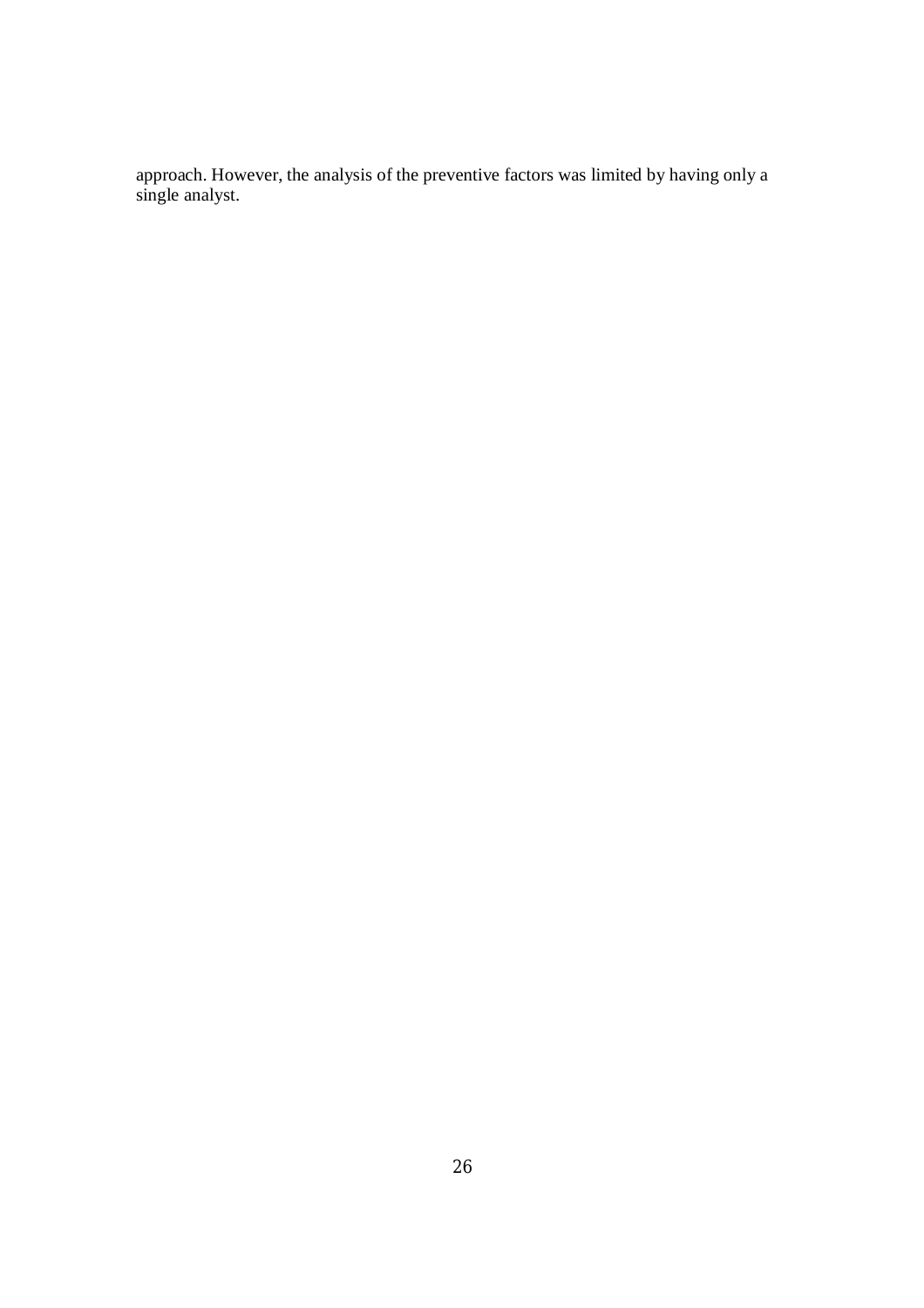approach. However, the analysis of the preventive factors was limited by having only a single analyst.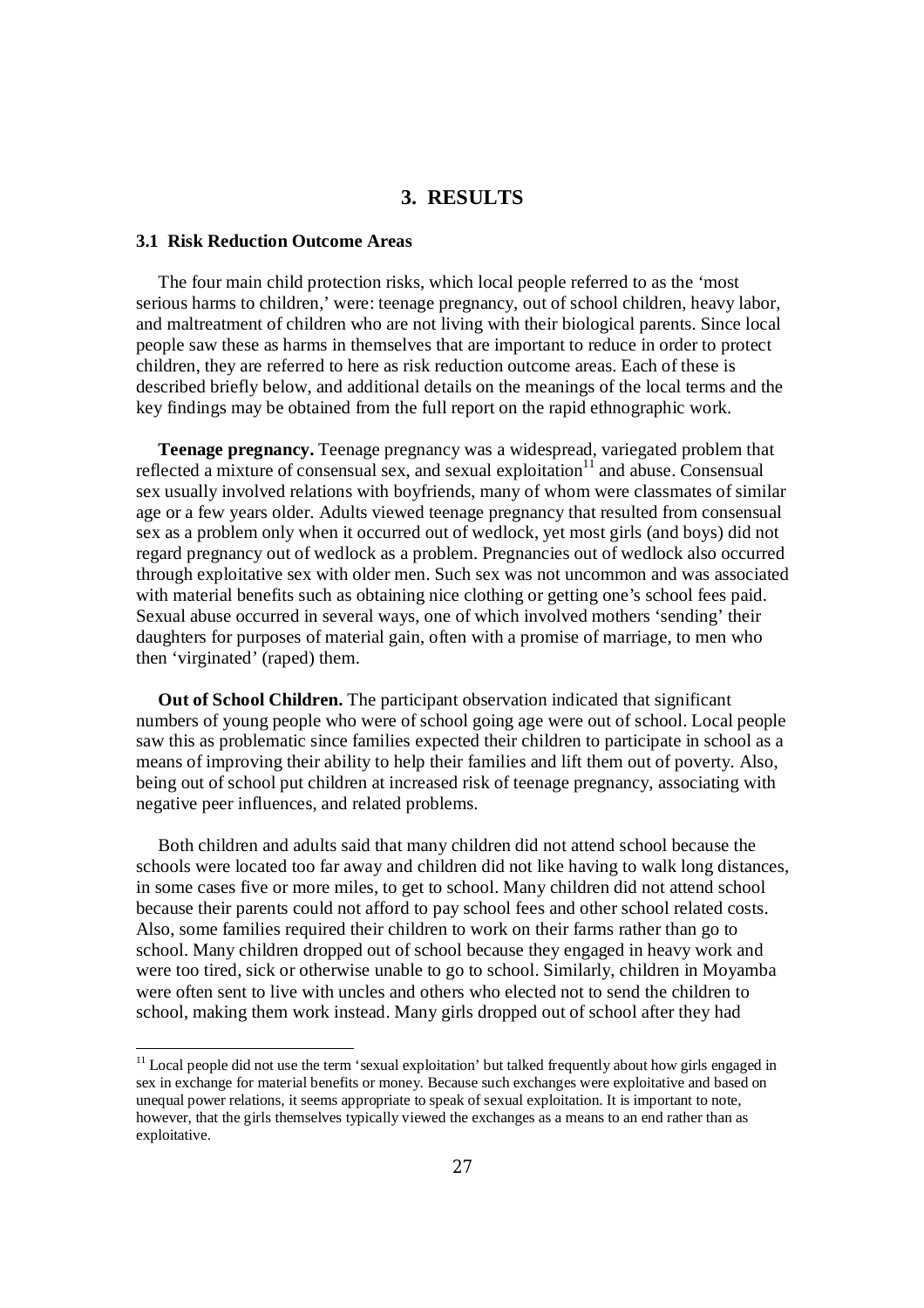# 3. RESULTS

### 3.1 Risk Reduction Outcome Areas

The four main child protection risks, which local people referred to as the 'most serious harms to children,' were: teenage pregnancy, out of school children, heavy labor, and maltreatment of children who are not living with their biological parents. Since local people saw these as harms in themselves that are important to reduce in order to protect children, they are referred to here as risk reduction outcome areas. Each of these is described briefly below, and additional details on the meanings of the local terms and the key findings may be obtained from the full report on the rapid ethnographic work.

**Teenage pregnancy.** Teenage pregnancy was a widespread, variegated problem that reflected a mixture of consensual sex, and sexual exploitation[11] and abuse. Consensual sex usually involved relations with boyfriends, many of whom were classmates of similar age or a few years older. Adults viewed teenage pregnancy that resulted from consensual sex as a problem only when it occurred out of wedlock, yet most girls (and boys) did not regard pregnancy out of wedlock as a problem. Pregnancies out of wedlock also occurred through exploitative sex with older men. Such sex was not uncommon and was associated with material benefits such as obtaining nice clothing or getting one's school fees paid. Sexual abuse occurred in several ways, one of which involved mothers 'sending' their daughters for purposes of material gain, often with a promise of marriage, to men who then 'virginated' (raped) them.

**Out of School Children.** The participant observation indicated that significant numbers of young people who were of school going age were out of school. Local people saw this as problematic since families expected their children to participate in school as a means of improving their ability to help their families and lift them out of poverty. Also, being out of school put children at increased risk of teenage pregnancy, associating with negative peer influences, and related problems.

Both children and adults said that many children did not attend school because the schools were located too far away and children did not like having to walk long distances, in some cases five or more miles, to get to school. Many children did not attend school because their parents could not afford to pay school fees and other school related costs. Also, some families required their children to work on their farms rather than go to school. Many children dropped out of school because they engaged in heavy work and were too tired, sick or otherwise unable to go to school. Similarly, children in Moyamba were often sent to live with uncles and others who elected not to send the children to school, making them work instead. Many girls dropped out of school after they had

[11] Local people did not use the term 'sexual exploitation' but talked frequently about how girls engaged in sex in exchange for material benefits or money. Because such exchanges were exploitative and based on unequal power relations, it seems appropriate to speak of sexual exploitation. It is important to note, however, that the girls themselves typically viewed the exchanges as a means to an end rather than as exploitative.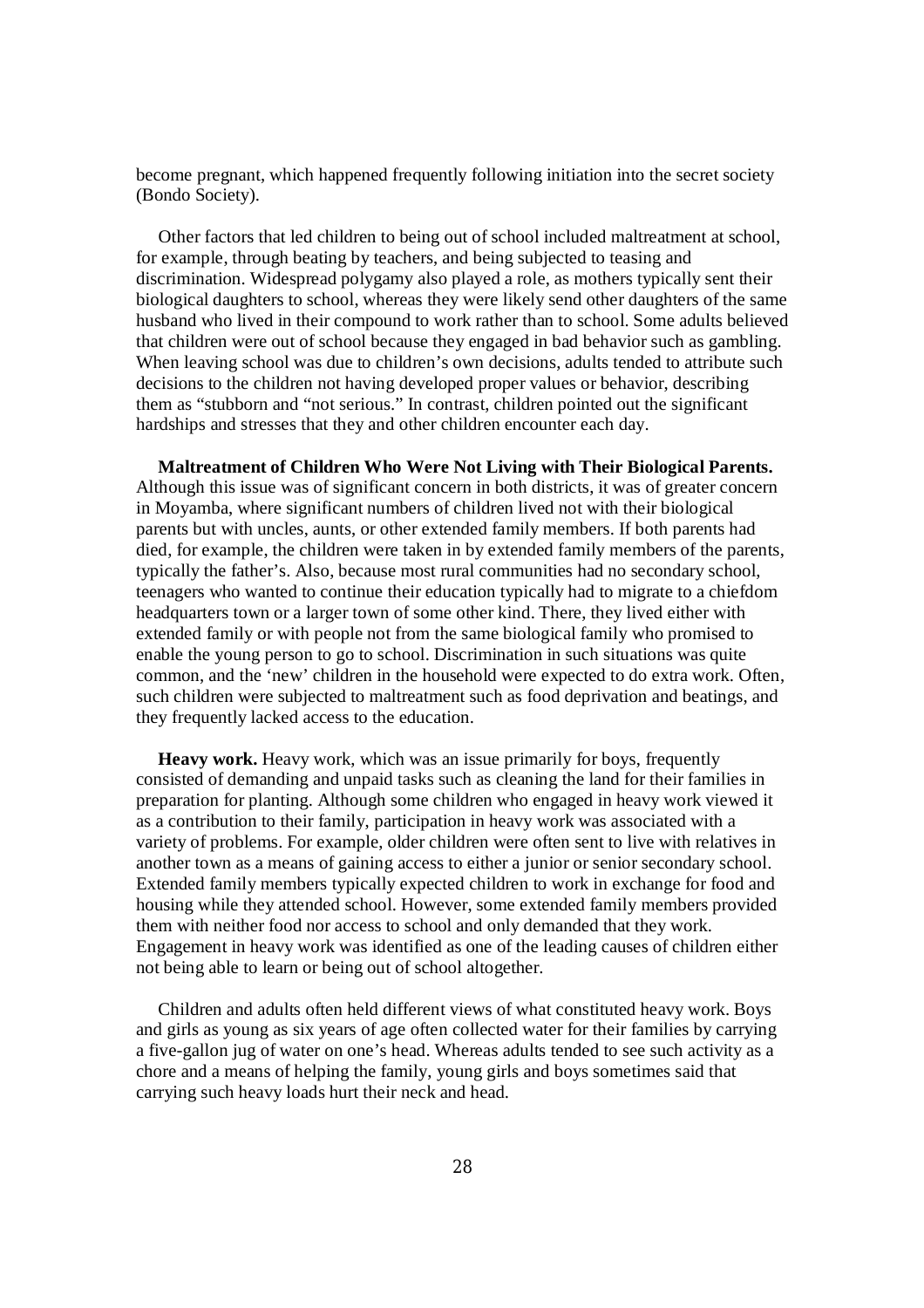become pregnant, which happened frequently following initiation into the secret society (Bondo Society).

Other factors that led children to being out of school included maltreatment at school, for example, through beating by teachers, and being subjected to teasing and discrimination. Widespread polygamy also played a role, as mothers typically sent their biological daughters to school, whereas they were likely send other daughters of the same husband who lived in their compound to work rather than to school. Some adults believed that children were out of school because they engaged in bad behavior such as gambling. When leaving school was due to children's own decisions, adults tended to attribute such decisions to the children not having developed proper values or behavior, describing them as "stubborn and "not serious." In contrast, children pointed out the significant hardships and stresses that they and other children encounter each day.

**Maltreatment of Children Who Were Not Living with Their Biological Parents.** Although this issue was of significant concern in both districts, it was of greater concern in Moyamba, where significant numbers of children lived not with their biological parents but with uncles, aunts, or other extended family members. If both parents had died, for example, the children were taken in by extended family members of the parents, typically the father's. Also, because most rural communities had no secondary school, teenagers who wanted to continue their education typically had to migrate to a chiefdom headquarters town or a larger town of some other kind. There, they lived either with extended family or with people not from the same biological family who promised to enable the young person to go to school. Discrimination in such situations was quite common, and the 'new' children in the household were expected to do extra work. Often, such children were subjected to maltreatment such as food deprivation and beatings, and they frequently lacked access to the education.

**Heavy work.** Heavy work, which was an issue primarily for boys, frequently consisted of demanding and unpaid tasks such as cleaning the land for their families in preparation for planting. Although some children who engaged in heavy work viewed it as a contribution to their family, participation in heavy work was associated with a variety of problems. For example, older children were often sent to live with relatives in another town as a means of gaining access to either a junior or senior secondary school. Extended family members typically expected children to work in exchange for food and housing while they attended school. However, some extended family members provided them with neither food nor access to school and only demanded that they work. Engagement in heavy work was identified as one of the leading causes of children either not being able to learn or being out of school altogether.

Children and adults often held different views of what constituted heavy work. Boys and girls as young as six years of age often collected water for their families by carrying a five-gallon jug of water on one's head. Whereas adults tended to see such activity as a chore and a means of helping the family, young girls and boys sometimes said that carrying such heavy loads hurt their neck and head.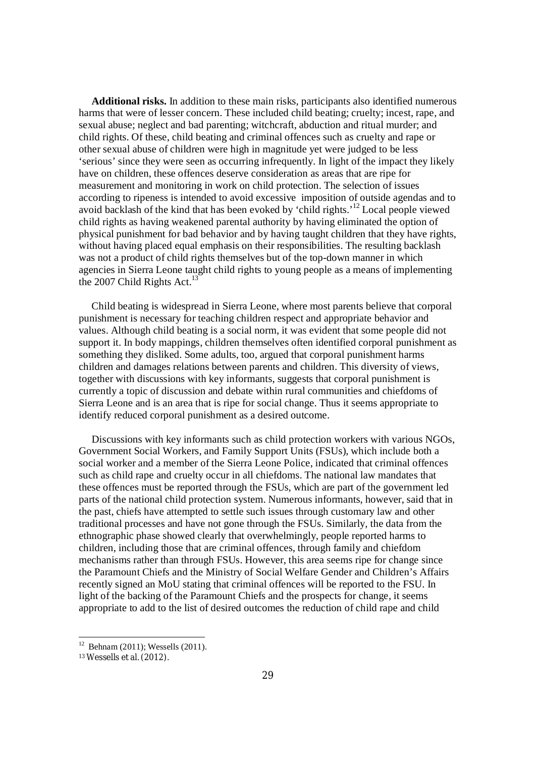**Additional risks.** In addition to these main risks, participants also identified numerous harms that were of lesser concern. These included child beating; cruelty; incest, rape, and sexual abuse; neglect and bad parenting; witchcraft, abduction and ritual murder; and child rights. Of these, child beating and criminal offences such as cruelty and rape or other sexual abuse of children were high in magnitude yet were judged to be less 'serious' since they were seen as occurring infrequently. In light of the impact they likely have on children, these offences deserve consideration as areas that are ripe for measurement and monitoring in work on child protection. The selection of issues according to ripeness is intended to avoid excessive imposition of outside agendas and to avoid backlash of the kind that has been evoked by 'child rights.'[12] Local people viewed child rights as having weakened parental authority by having eliminated the option of physical punishment for bad behavior and by having taught children that they have rights, without having placed equal emphasis on their responsibilities. The resulting backlash was not a product of child rights themselves but of the top-down manner in which agencies in Sierra Leone taught child rights to young people as a means of implementing the 2007 Child Rights Act.[13]

Child beating is widespread in Sierra Leone, where most parents believe that corporal punishment is necessary for teaching children respect and appropriate behavior and values. Although child beating is a social norm, it was evident that some people did not support it. In body mappings, children themselves often identified corporal punishment as something they disliked. Some adults, too, argued that corporal punishment harms children and damages relations between parents and children. This diversity of views, together with discussions with key informants, suggests that corporal punishment is currently a topic of discussion and debate within rural communities and chiefdoms of Sierra Leone and is an area that is ripe for social change. Thus it seems appropriate to identify reduced corporal punishment as a desired outcome.

Discussions with key informants such as child protection workers with various NGOs, Government Social Workers, and Family Support Units (FSUs), which include both a social worker and a member of the Sierra Leone Police, indicated that criminal offences such as child rape and cruelty occur in all chiefdoms. The national law mandates that these offences must be reported through the FSUs, which are part of the government led parts of the national child protection system. Numerous informants, however, said that in the past, chiefs have attempted to settle such issues through customary law and other traditional processes and have not gone through the FSUs. Similarly, the data from the ethnographic phase showed clearly that overwhelmingly, people reported harms to children, including those that are criminal offences, through family and chiefdom mechanisms rather than through FSUs. However, this area seems ripe for change since the Paramount Chiefs and the Ministry of Social Welfare Gender and Children's Affairs recently signed an MoU stating that criminal offences will be reported to the FSU. In light of the backing of the Paramount Chiefs and the prospects for change, it seems appropriate to add to the list of desired outcomes the reduction of child rape and child

---

[12] Behnam (2011); Wessells (2011).

[13] Wessells et al. (2012).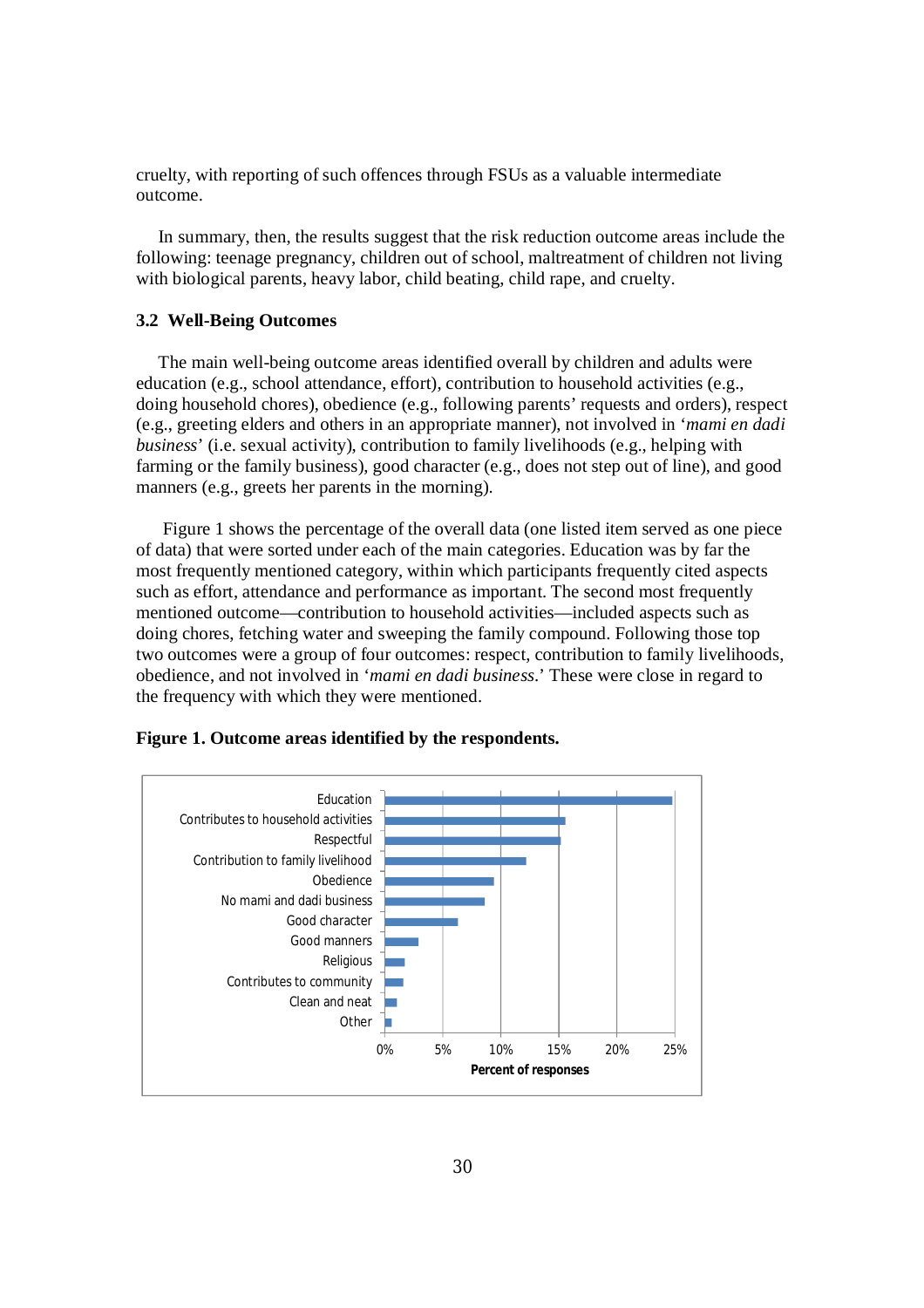cruelty, with reporting of such offences through FSUs as a valuable intermediate outcome.

In summary, then, the results suggest that the risk reduction outcome areas include the following: teenage pregnancy, children out of school, maltreatment of children not living with biological parents, heavy labor, child beating, child rape, and cruelty.

### 3.2 Well-Being Outcomes

The main well-being outcome areas identified overall by children and adults were education (e.g., school attendance, effort), contribution to household activities (e.g., doing household chores), obedience (e.g., following parents' requests and orders), respect (e.g., greeting elders and others in an appropriate manner), not involved in '*mami en dadi business*' (i.e. sexual activity), contribution to family livelihoods (e.g., helping with farming or the family business), good character (e.g., does not step out of line), and good manners (e.g., greets her parents in the morning).

Figure 1 shows the percentage of the overall data (one listed item served as one piece of data) that were sorted under each of the main categories. Education was by far the most frequently mentioned category, within which participants frequently cited aspects such as effort, attendance and performance as important. The second most frequently mentioned outcome—contribution to household activities—included aspects such as doing chores, fetching water and sweeping the family compound. Following those top two outcomes were a group of four outcomes: respect, contribution to family livelihoods, obedience, and not involved in '*mami en dadi business*.' These were close in regard to the frequency with which they were mentioned.

**Figure 1. Outcome areas identified by the respondents.**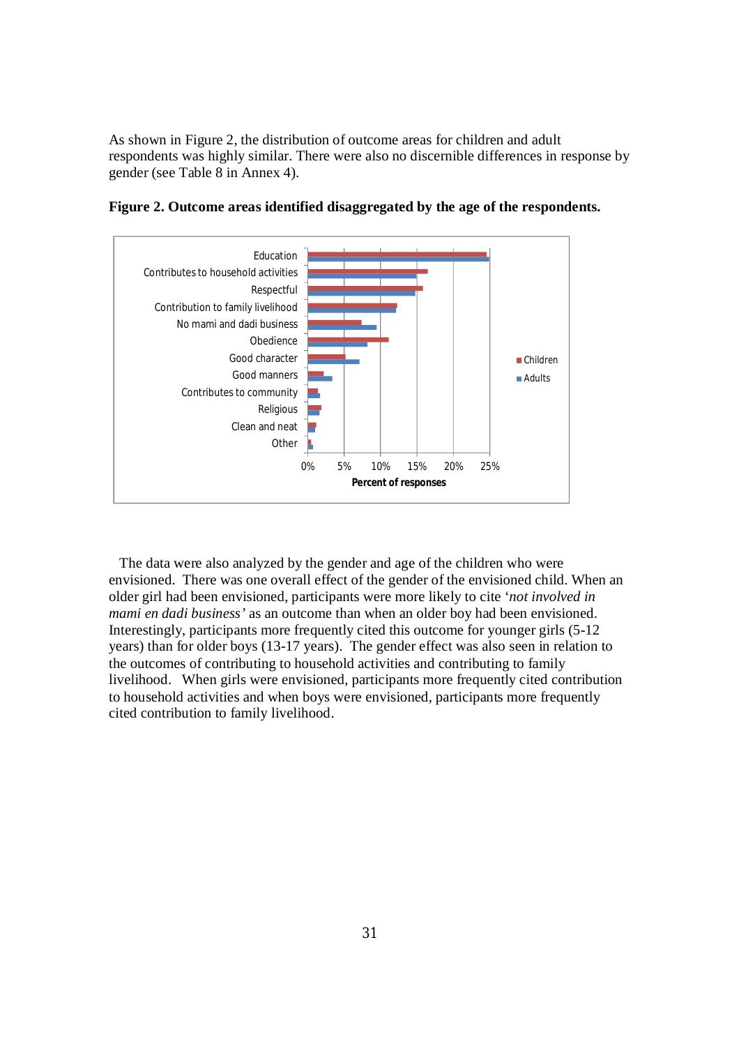As shown in Figure 2, the distribution of outcome areas for children and adult respondents was highly similar. There were also no discernible differences in response by gender (see Table 8 in Annex 4).

**Figure 2. Outcome areas identified disaggregated by the age of the respondents.**

The data were also analyzed by the gender and age of the children who were envisioned. There was one overall effect of the gender of the envisioned child. When an older girl had been envisioned, participants were more likely to cite '*not involved in mami en dadi business'* as an outcome than when an older boy had been envisioned. Interestingly, participants more frequently cited this outcome for younger girls (5-12 years) than for older boys (13-17 years). The gender effect was also seen in relation to the outcomes of contributing to household activities and contributing to family livelihood. When girls were envisioned, participants more frequently cited contribution to household activities and when boys were envisioned, participants more frequently cited contribution to family livelihood.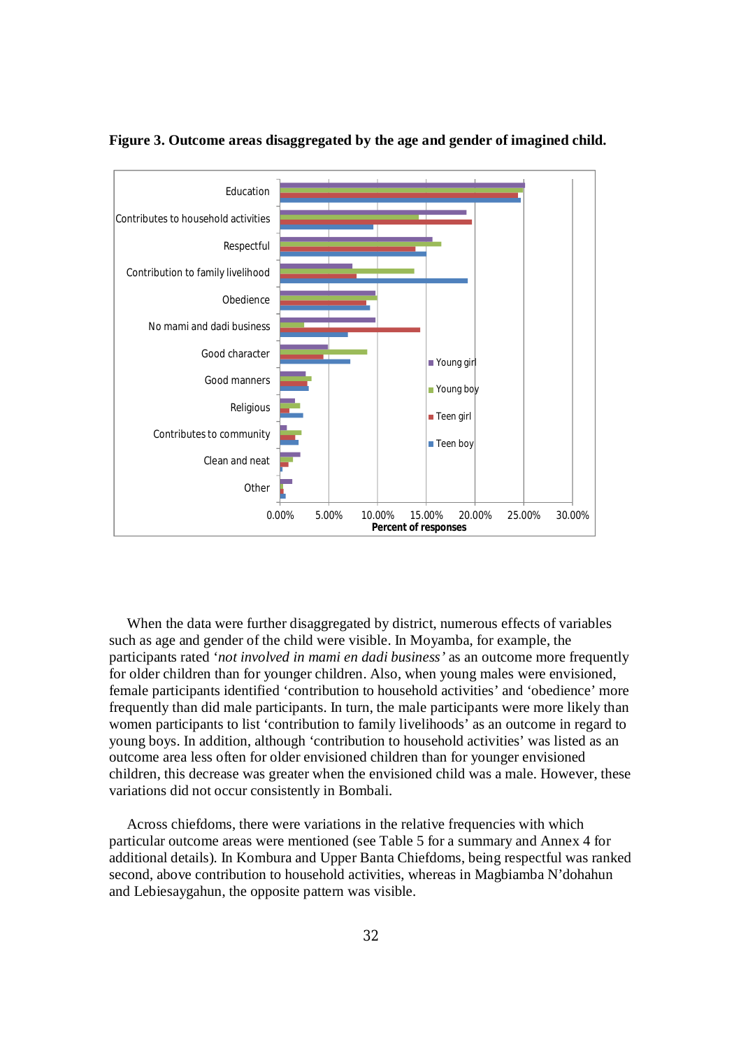**Figure 3. Outcome areas disaggregated by the age and gender of imagined child.**

When the data were further disaggregated by district, numerous effects of variables such as age and gender of the child were visible. In Moyamba, for example, the participants rated *'not involved in mami en dadi business'* as an outcome more frequently for older children than for younger children. Also, when young males were envisioned, female participants identified 'contribution to household activities' and 'obedience' more frequently than did male participants. In turn, the male participants were more likely than women participants to list 'contribution to family livelihoods' as an outcome in regard to young boys. In addition, although 'contribution to household activities' was listed as an outcome area less often for older envisioned children than for younger envisioned children, this decrease was greater when the envisioned child was a male. However, these variations did not occur consistently in Bombali.

Across chiefdoms, there were variations in the relative frequencies with which particular outcome areas were mentioned (see Table 5 for a summary and Annex 4 for additional details). In Kombura and Upper Banta Chiefdoms, being respectful was ranked second, above contribution to household activities, whereas in Magbiamba N'dohahun and Lebiesaygahun, the opposite pattern was visible.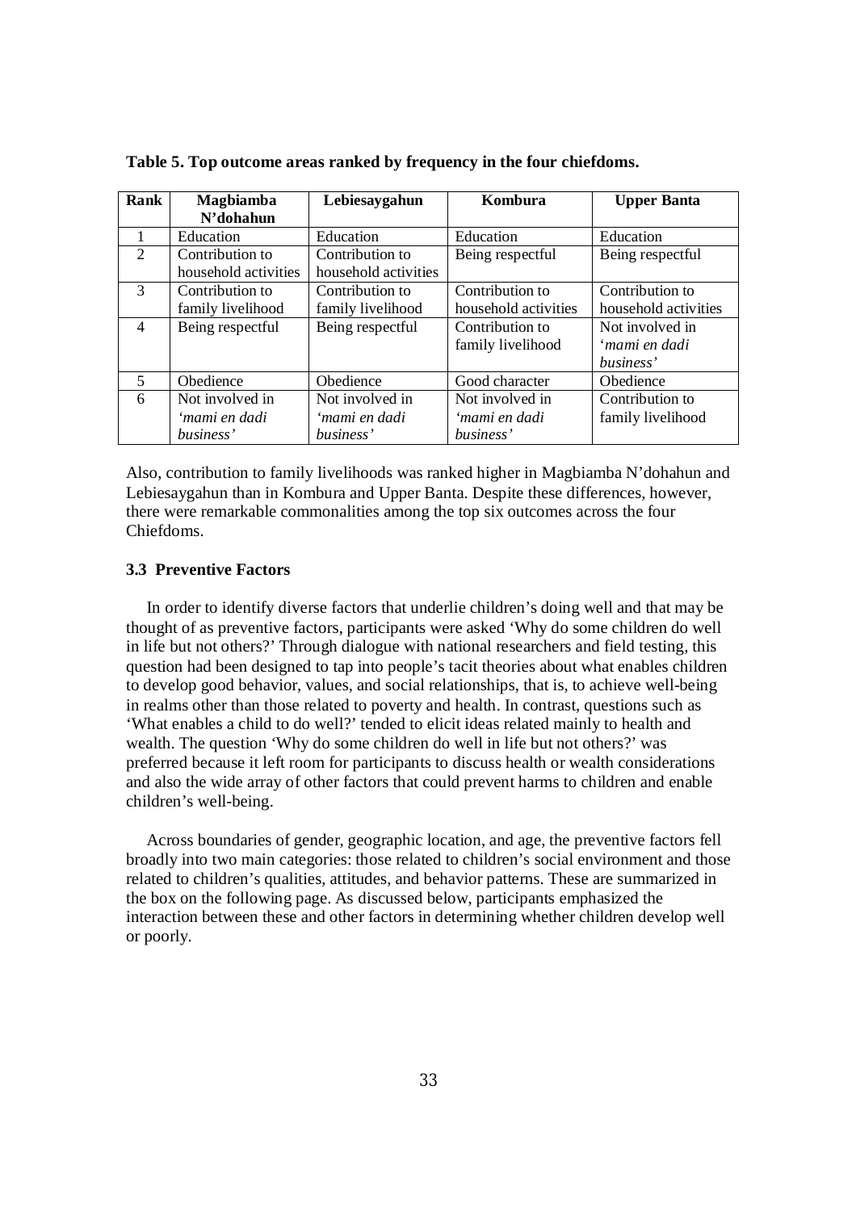**Table 5. Top outcome areas ranked by frequency in the four chiefdoms.**

| Rank | Magbiamba N'dohahun | Lebiesaygahun | Kombura | Upper Banta |
|---|---|---|---|---|
| 1 | Education | Education | Education | Education |
| 2 | Contribution to household activities | Contribution to household activities | Being respectful | Being respectful |
| 3 | Contribution to family livelihood | Contribution to family livelihood | Contribution to household activities | Contribution to household activities |
| 4 | Being respectful | Being respectful | Contribution to family livelihood | Not involved in *'mami en dadi business'* |
| 5 | Obedience | Obedience | Good character | Obedience |
| 6 | Not involved in *'mami en dadi business'* | Not involved in *'mami en dadi business'* | Not involved in *'mami en dadi business'* | Contribution to family livelihood |

Also, contribution to family livelihoods was ranked higher in Magbiamba N'dohahun and Lebiesaygahun than in Kombura and Upper Banta. Despite these differences, however, there were remarkable commonalities among the top six outcomes across the four Chiefdoms.

### 3.3 Preventive Factors

In order to identify diverse factors that underlie children's doing well and that may be thought of as preventive factors, participants were asked 'Why do some children do well in life but not others?' Through dialogue with national researchers and field testing, this question had been designed to tap into people's tacit theories about what enables children to develop good behavior, values, and social relationships, that is, to achieve well-being in realms other than those related to poverty and health. In contrast, questions such as 'What enables a child to do well?' tended to elicit ideas related mainly to health and wealth. The question 'Why do some children do well in life but not others?' was preferred because it left room for participants to discuss health or wealth considerations and also the wide array of other factors that could prevent harms to children and enable children's well-being.

Across boundaries of gender, geographic location, and age, the preventive factors fell broadly into two main categories: those related to children's social environment and those related to children's qualities, attitudes, and behavior patterns. These are summarized in the box on the following page. As discussed below, participants emphasized the interaction between these and other factors in determining whether children develop well or poorly.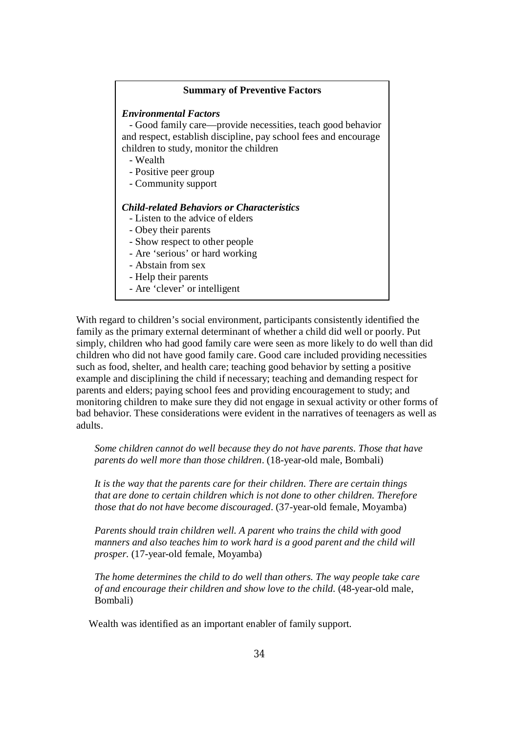> **Summary of Preventive Factors**
>
> ***Environmental Factors***
>
> - Good family care—provide necessities, teach good behavior and respect, establish discipline, pay school fees and encourage children to study, monitor the children
> - Wealth
> - Positive peer group
> - Community support
>
> ***Child-related Behaviors or Characteristics***
>
> - Listen to the advice of elders
> - Obey their parents
> - Show respect to other people
> - Are 'serious' or hard working
> - Abstain from sex
> - Help their parents
> - Are 'clever' or intelligent

With regard to children's social environment, participants consistently identified the family as the primary external determinant of whether a child did well or poorly. Put simply, children who had good family care were seen as more likely to do well than did children who did not have good family care. Good care included providing necessities such as food, shelter, and health care; teaching good behavior by setting a positive example and disciplining the child if necessary; teaching and demanding respect for parents and elders; paying school fees and providing encouragement to study; and monitoring children to make sure they did not engage in sexual activity or other forms of bad behavior. These considerations were evident in the narratives of teenagers as well as adults.

> *Some children cannot do well because they do not have parents. Those that have parents do well more than those children*. (18-year-old male, Bombali)

> *It is the way that the parents care for their children. There are certain things that are done to certain children which is not done to other children. Therefore those that do not have become discouraged*. (37-year-old female, Moyamba)

> *Parents should train children well. A parent who trains the child with good manners and also teaches him to work hard is a good parent and the child will prosper.* (17-year-old female, Moyamba)

> *The home determines the child to do well than others. The way people take care of and encourage their children and show love to the child.* (48-year-old male, Bombali)

Wealth was identified as an important enabler of family support.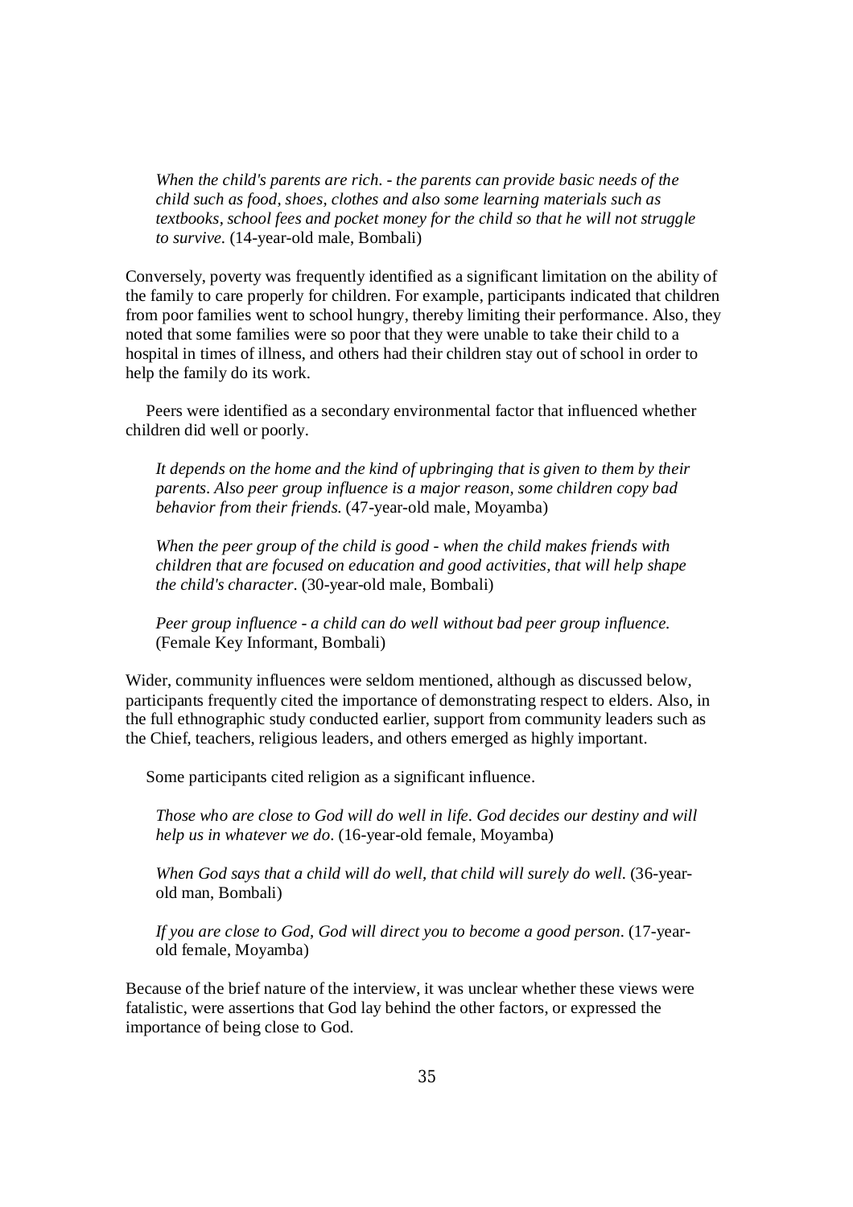> *When the child's parents are rich. - the parents can provide basic needs of the child such as food, shoes, clothes and also some learning materials such as textbooks, school fees and pocket money for the child so that he will not struggle to survive.* (14-year-old male, Bombali)

Conversely, poverty was frequently identified as a significant limitation on the ability of the family to care properly for children. For example, participants indicated that children from poor families went to school hungry, thereby limiting their performance. Also, they noted that some families were so poor that they were unable to take their child to a hospital in times of illness, and others had their children stay out of school in order to help the family do its work.

Peers were identified as a secondary environmental factor that influenced whether children did well or poorly.

> *It depends on the home and the kind of upbringing that is given to them by their parents. Also peer group influence is a major reason, some children copy bad behavior from their friends.* (47-year-old male, Moyamba)

> *When the peer group of the child is good - when the child makes friends with children that are focused on education and good activities, that will help shape the child's character.* (30-year-old male, Bombali)

> *Peer group influence - a child can do well without bad peer group influence.* (Female Key Informant, Bombali)

Wider, community influences were seldom mentioned, although as discussed below, participants frequently cited the importance of demonstrating respect to elders. Also, in the full ethnographic study conducted earlier, support from community leaders such as the Chief, teachers, religious leaders, and others emerged as highly important.

Some participants cited religion as a significant influence.

> *Those who are close to God will do well in life. God decides our destiny and will help us in whatever we do.* (16-year-old female, Moyamba)

> *When God says that a child will do well, that child will surely do well.* (36-year-old man, Bombali)

> *If you are close to God, God will direct you to become a good person.* (17-year-old female, Moyamba)

Because of the brief nature of the interview, it was unclear whether these views were fatalistic, were assertions that God lay behind the other factors, or expressed the importance of being close to God.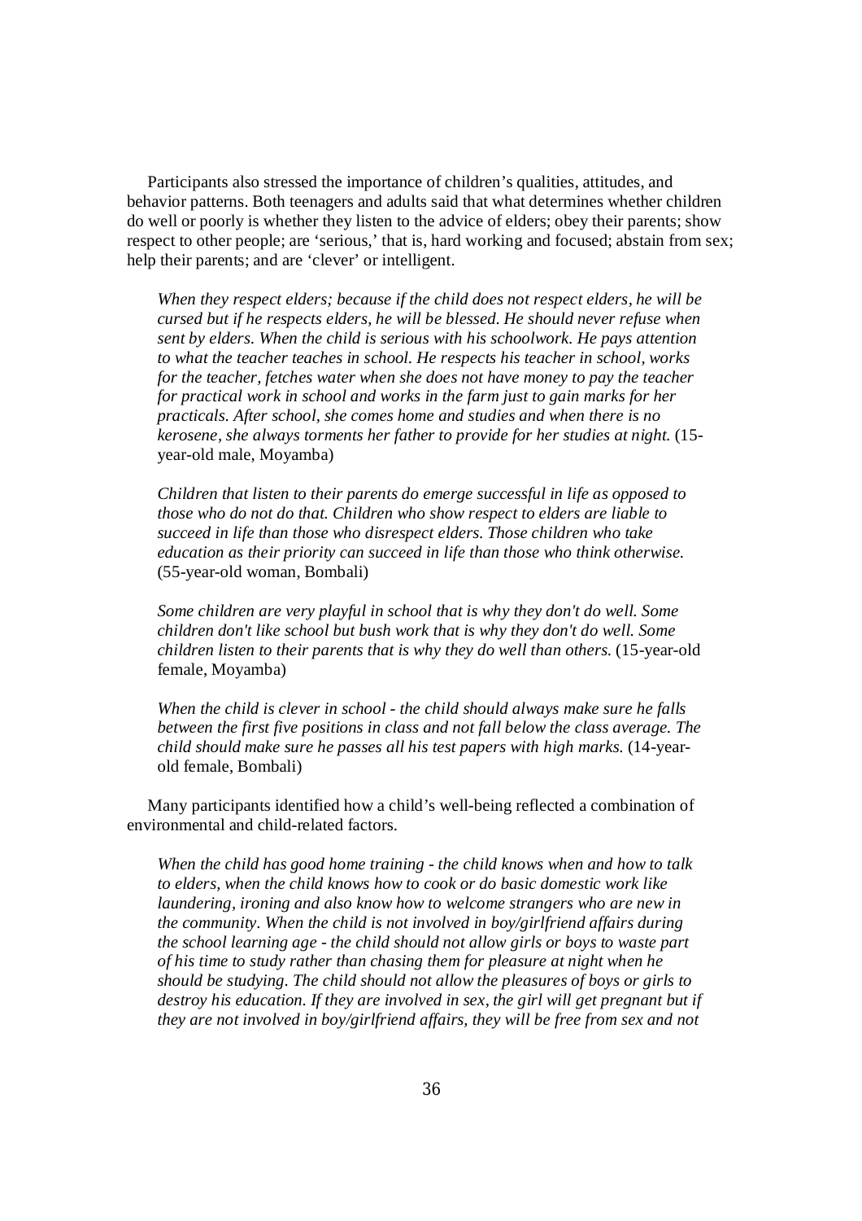Participants also stressed the importance of children's qualities, attitudes, and behavior patterns. Both teenagers and adults said that what determines whether children do well or poorly is whether they listen to the advice of elders; obey their parents; show respect to other people; are 'serious,' that is, hard working and focused; abstain from sex; help their parents; and are 'clever' or intelligent.

> *When they respect elders; because if the child does not respect elders, he will be cursed but if he respects elders, he will be blessed. He should never refuse when sent by elders. When the child is serious with his schoolwork. He pays attention to what the teacher teaches in school. He respects his teacher in school, works for the teacher, fetches water when she does not have money to pay the teacher for practical work in school and works in the farm just to gain marks for her practicals. After school, she comes home and studies and when there is no kerosene, she always torments her father to provide for her studies at night.* (15-year-old male, Moyamba)

> *Children that listen to their parents do emerge successful in life as opposed to those who do not do that. Children who show respect to elders are liable to succeed in life than those who disrespect elders. Those children who take education as their priority can succeed in life than those who think otherwise.* (55-year-old woman, Bombali)

> *Some children are very playful in school that is why they don't do well. Some children don't like school but bush work that is why they don't do well. Some children listen to their parents that is why they do well than others.* (15-year-old female, Moyamba)

> *When the child is clever in school - the child should always make sure he falls between the first five positions in class and not fall below the class average. The child should make sure he passes all his test papers with high marks.* (14-year-old female, Bombali)

Many participants identified how a child's well-being reflected a combination of environmental and child-related factors.

> *When the child has good home training - the child knows when and how to talk to elders, when the child knows how to cook or do basic domestic work like laundering, ironing and also know how to welcome strangers who are new in the community. When the child is not involved in boy/girlfriend affairs during the school learning age - the child should not allow girls or boys to waste part of his time to study rather than chasing them for pleasure at night when he should be studying. The child should not allow the pleasures of boys or girls to destroy his education. If they are involved in sex, the girl will get pregnant but if they are not involved in boy/girlfriend affairs, they will be free from sex and not*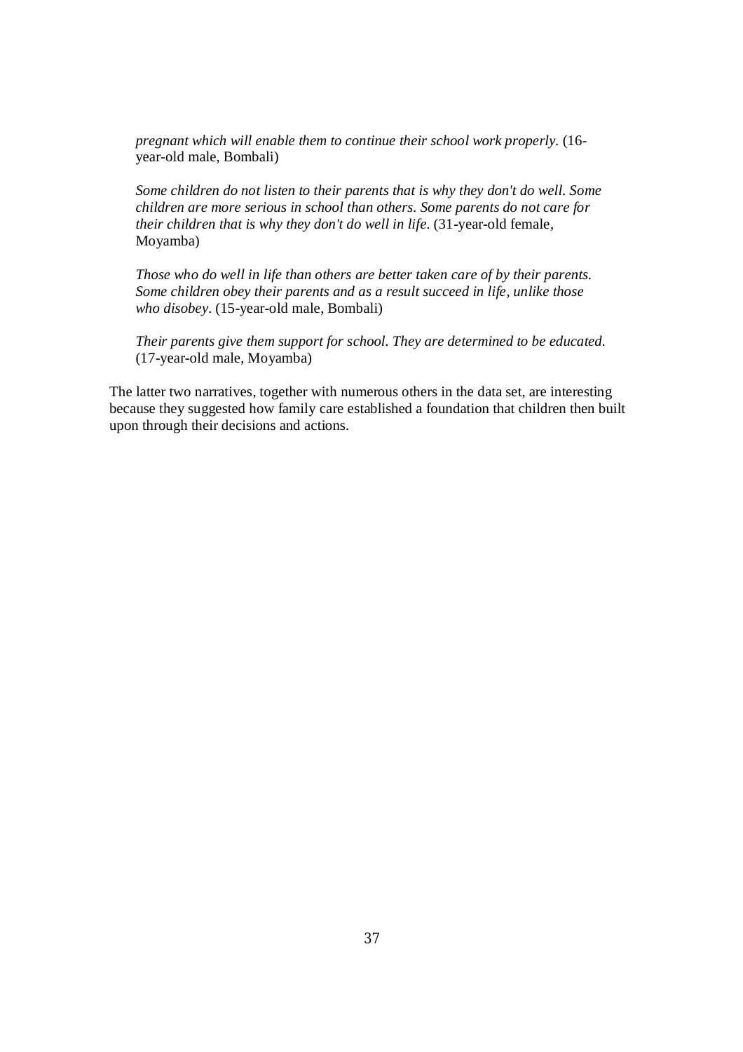*pregnant which will enable them to continue their school work properly.* (16-year-old male, Bombali)

*Some children do not listen to their parents that is why they don't do well. Some children are more serious in school than others. Some parents do not care for their children that is why they don't do well in life.* (31-year-old female, Moyamba)

*Those who do well in life than others are better taken care of by their parents. Some children obey their parents and as a result succeed in life, unlike those who disobey.* (15-year-old male, Bombali)

*Their parents give them support for school. They are determined to be educated.* (17-year-old male, Moyamba)

The latter two narratives, together with numerous others in the data set, are interesting because they suggested how family care established a foundation that children then built upon through their decisions and actions.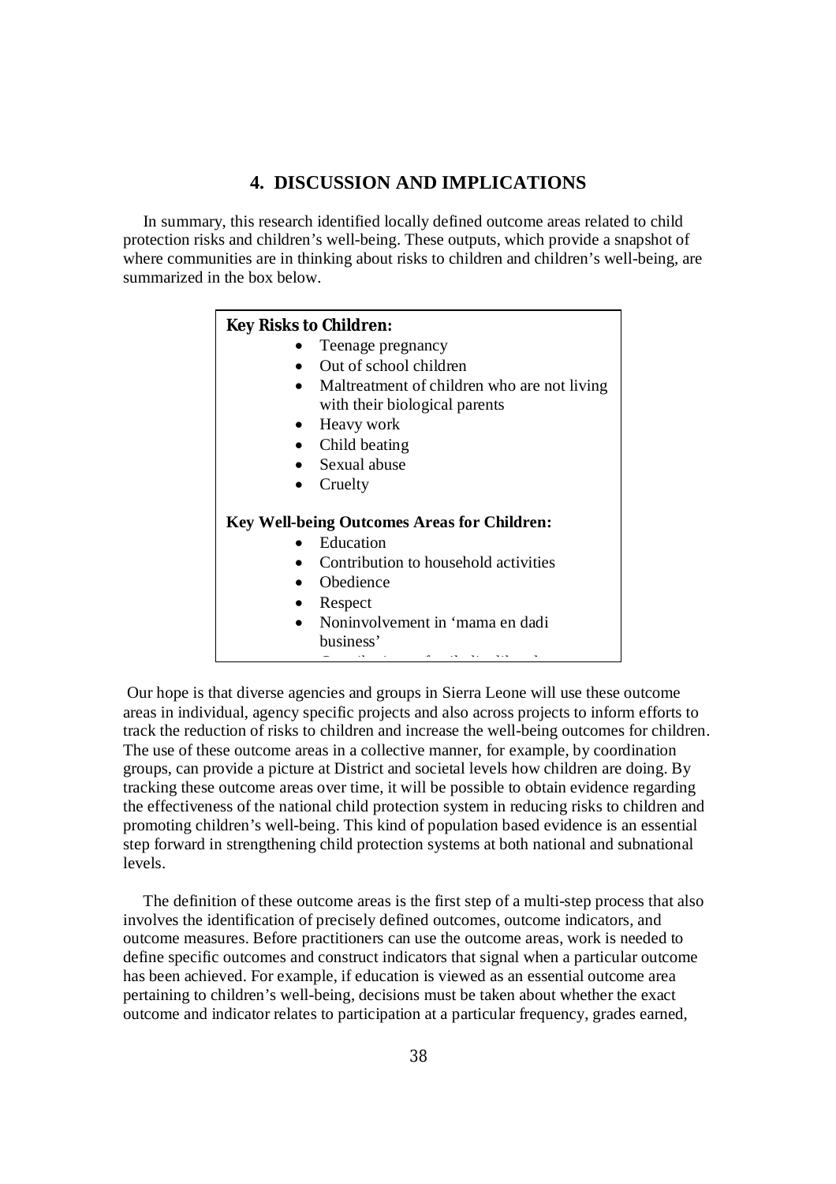## 4. DISCUSSION AND IMPLICATIONS

In summary, this research identified locally defined outcome areas related to child protection risks and children's well-being. These outputs, which provide a snapshot of where communities are in thinking about risks to children and children's well-being, are summarized in the box below.

**Key Risks to Children:**

- Teenage pregnancy
- Out of school children
- Maltreatment of children who are not living with their biological parents
- Heavy work
- Child beating
- Sexual abuse
- Cruelty

**Key Well-being Outcomes Areas for Children:**

- Education
- Contribution to household activities
- Obedience
- Respect
- Noninvolvement in 'mama en dadi business'

Our hope is that diverse agencies and groups in Sierra Leone will use these outcome areas in individual, agency specific projects and also across projects to inform efforts to track the reduction of risks to children and increase the well-being outcomes for children. The use of these outcome areas in a collective manner, for example, by coordination groups, can provide a picture at District and societal levels how children are doing. By tracking these outcome areas over time, it will be possible to obtain evidence regarding the effectiveness of the national child protection system in reducing risks to children and promoting children's well-being. This kind of population based evidence is an essential step forward in strengthening child protection systems at both national and subnational levels.

The definition of these outcome areas is the first step of a multi-step process that also involves the identification of precisely defined outcomes, outcome indicators, and outcome measures. Before practitioners can use the outcome areas, work is needed to define specific outcomes and construct indicators that signal when a particular outcome has been achieved. For example, if education is viewed as an essential outcome area pertaining to children's well-being, decisions must be taken about whether the exact outcome and indicator relates to participation at a particular frequency, grades earned,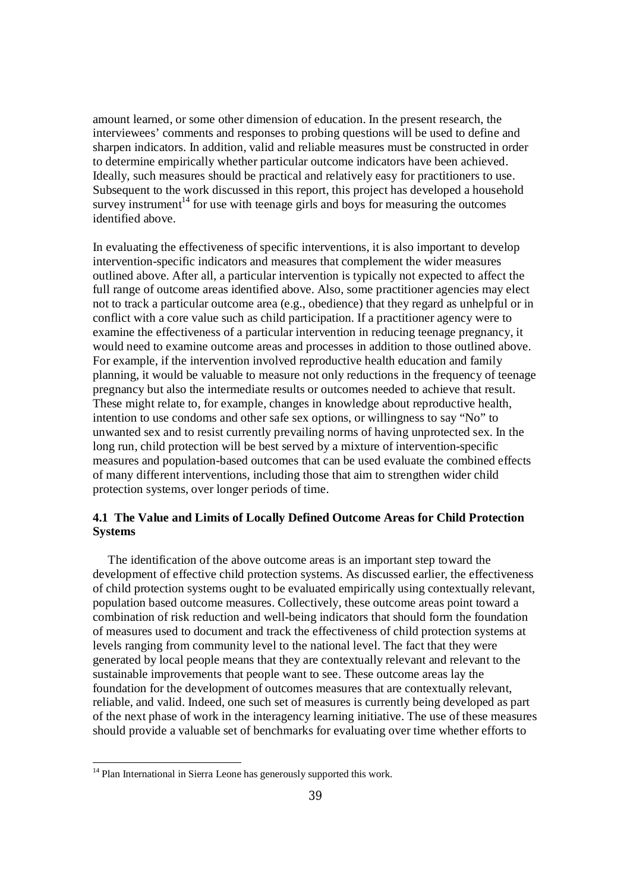amount learned, or some other dimension of education. In the present research, the interviewees' comments and responses to probing questions will be used to define and sharpen indicators. In addition, valid and reliable measures must be constructed in order to determine empirically whether particular outcome indicators have been achieved. Ideally, such measures should be practical and relatively easy for practitioners to use. Subsequent to the work discussed in this report, this project has developed a household survey instrument[14] for use with teenage girls and boys for measuring the outcomes identified above.

In evaluating the effectiveness of specific interventions, it is also important to develop intervention-specific indicators and measures that complement the wider measures outlined above. After all, a particular intervention is typically not expected to affect the full range of outcome areas identified above. Also, some practitioner agencies may elect not to track a particular outcome area (e.g., obedience) that they regard as unhelpful or in conflict with a core value such as child participation. If a practitioner agency were to examine the effectiveness of a particular intervention in reducing teenage pregnancy, it would need to examine outcome areas and processes in addition to those outlined above. For example, if the intervention involved reproductive health education and family planning, it would be valuable to measure not only reductions in the frequency of teenage pregnancy but also the intermediate results or outcomes needed to achieve that result. These might relate to, for example, changes in knowledge about reproductive health, intention to use condoms and other safe sex options, or willingness to say "No" to unwanted sex and to resist currently prevailing norms of having unprotected sex. In the long run, child protection will be best served by a mixture of intervention-specific measures and population-based outcomes that can be used evaluate the combined effects of many different interventions, including those that aim to strengthen wider child protection systems, over longer periods of time.

### 4.1 The Value and Limits of Locally Defined Outcome Areas for Child Protection Systems

The identification of the above outcome areas is an important step toward the development of effective child protection systems. As discussed earlier, the effectiveness of child protection systems ought to be evaluated empirically using contextually relevant, population based outcome measures. Collectively, these outcome areas point toward a combination of risk reduction and well-being indicators that should form the foundation of measures used to document and track the effectiveness of child protection systems at levels ranging from community level to the national level. The fact that they were generated by local people means that they are contextually relevant and relevant to the sustainable improvements that people want to see. These outcome areas lay the foundation for the development of outcomes measures that are contextually relevant, reliable, and valid. Indeed, one such set of measures is currently being developed as part of the next phase of work in the interagency learning initiative. The use of these measures should provide a valuable set of benchmarks for evaluating over time whether efforts to

[14] Plan International in Sierra Leone has generously supported this work.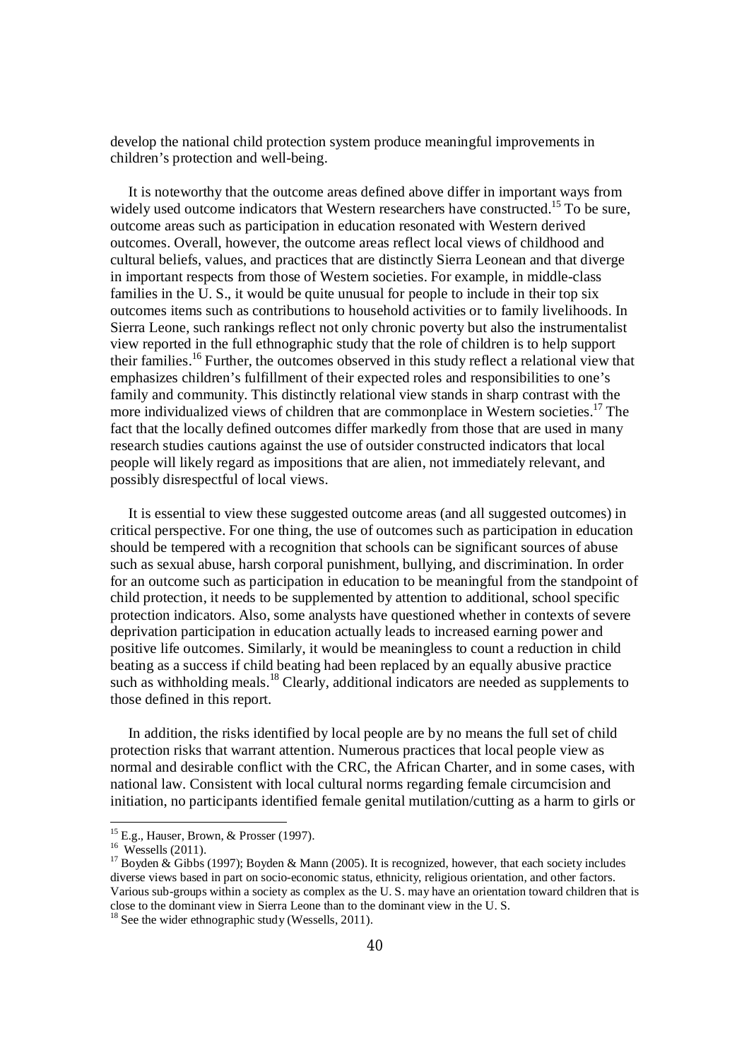develop the national child protection system produce meaningful improvements in children's protection and well-being.

It is noteworthy that the outcome areas defined above differ in important ways from widely used outcome indicators that Western researchers have constructed.[15] To be sure, outcome areas such as participation in education resonated with Western derived outcomes. Overall, however, the outcome areas reflect local views of childhood and cultural beliefs, values, and practices that are distinctly Sierra Leonean and that diverge in important respects from those of Western societies. For example, in middle-class families in the U. S., it would be quite unusual for people to include in their top six outcomes items such as contributions to household activities or to family livelihoods. In Sierra Leone, such rankings reflect not only chronic poverty but also the instrumentalist view reported in the full ethnographic study that the role of children is to help support their families.[16] Further, the outcomes observed in this study reflect a relational view that emphasizes children's fulfillment of their expected roles and responsibilities to one's family and community. This distinctly relational view stands in sharp contrast with the more individualized views of children that are commonplace in Western societies.[17] The fact that the locally defined outcomes differ markedly from those that are used in many research studies cautions against the use of outsider constructed indicators that local people will likely regard as impositions that are alien, not immediately relevant, and possibly disrespectful of local views.

It is essential to view these suggested outcome areas (and all suggested outcomes) in critical perspective. For one thing, the use of outcomes such as participation in education should be tempered with a recognition that schools can be significant sources of abuse such as sexual abuse, harsh corporal punishment, bullying, and discrimination. In order for an outcome such as participation in education to be meaningful from the standpoint of child protection, it needs to be supplemented by attention to additional, school specific protection indicators. Also, some analysts have questioned whether in contexts of severe deprivation participation in education actually leads to increased earning power and positive life outcomes. Similarly, it would be meaningless to count a reduction in child beating as a success if child beating had been replaced by an equally abusive practice such as withholding meals.[18] Clearly, additional indicators are needed as supplements to those defined in this report.

In addition, the risks identified by local people are by no means the full set of child protection risks that warrant attention. Numerous practices that local people view as normal and desirable conflict with the CRC, the African Charter, and in some cases, with national law. Consistent with local cultural norms regarding female circumcision and initiation, no participants identified female genital mutilation/cutting as a harm to girls or

---

[15] E.g., Hauser, Brown, & Prosser (1997).

[16] Wessells (2011).

[17] Boyden & Gibbs (1997); Boyden & Mann (2005). It is recognized, however, that each society includes diverse views based in part on socio-economic status, ethnicity, religious orientation, and other factors. Various sub-groups within a society as complex as the U. S. may have an orientation toward children that is close to the dominant view in Sierra Leone than to the dominant view in the U. S.

[18] See the wider ethnographic study (Wessells, 2011).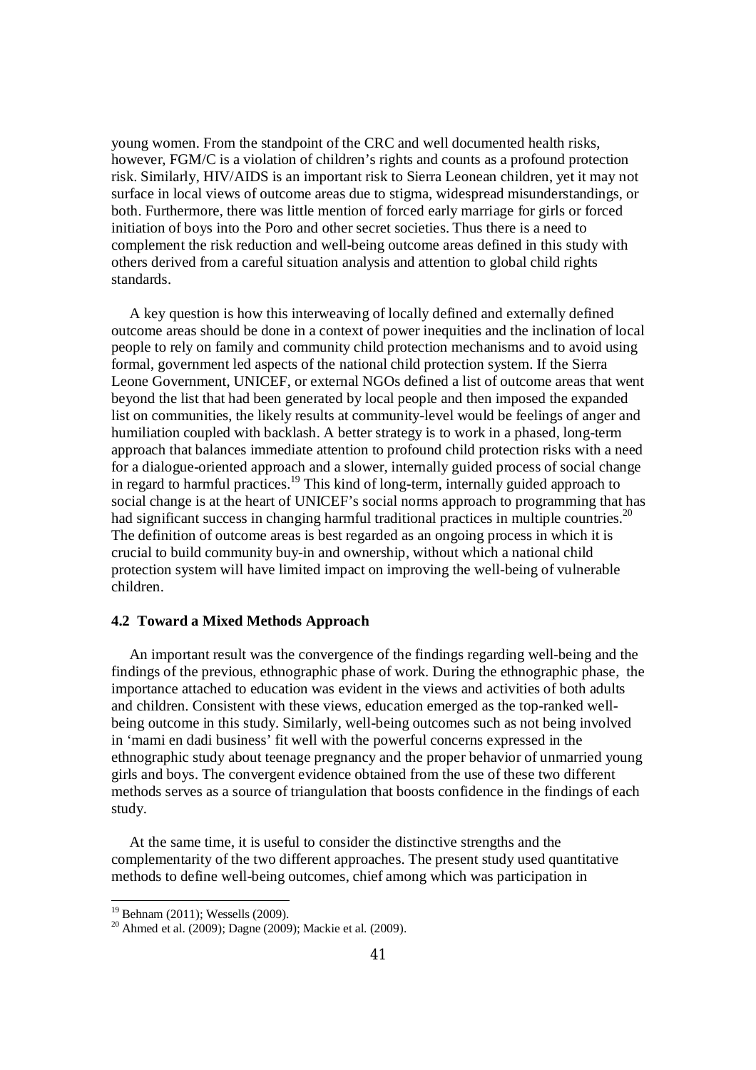young women. From the standpoint of the CRC and well documented health risks, however, FGM/C is a violation of children's rights and counts as a profound protection risk. Similarly, HIV/AIDS is an important risk to Sierra Leonean children, yet it may not surface in local views of outcome areas due to stigma, widespread misunderstandings, or both. Furthermore, there was little mention of forced early marriage for girls or forced initiation of boys into the Poro and other secret societies. Thus there is a need to complement the risk reduction and well-being outcome areas defined in this study with others derived from a careful situation analysis and attention to global child rights standards.

A key question is how this interweaving of locally defined and externally defined outcome areas should be done in a context of power inequities and the inclination of local people to rely on family and community child protection mechanisms and to avoid using formal, government led aspects of the national child protection system. If the Sierra Leone Government, UNICEF, or external NGOs defined a list of outcome areas that went beyond the list that had been generated by local people and then imposed the expanded list on communities, the likely results at community-level would be feelings of anger and humiliation coupled with backlash. A better strategy is to work in a phased, long-term approach that balances immediate attention to profound child protection risks with a need for a dialogue-oriented approach and a slower, internally guided process of social change in regard to harmful practices.[19] This kind of long-term, internally guided approach to social change is at the heart of UNICEF's social norms approach to programming that has had significant success in changing harmful traditional practices in multiple countries.[20] The definition of outcome areas is best regarded as an ongoing process in which it is crucial to build community buy-in and ownership, without which a national child protection system will have limited impact on improving the well-being of vulnerable children.

### 4.2 Toward a Mixed Methods Approach

An important result was the convergence of the findings regarding well-being and the findings of the previous, ethnographic phase of work. During the ethnographic phase, the importance attached to education was evident in the views and activities of both adults and children. Consistent with these views, education emerged as the top-ranked well-being outcome in this study. Similarly, well-being outcomes such as not being involved in 'mami en dadi business' fit well with the powerful concerns expressed in the ethnographic study about teenage pregnancy and the proper behavior of unmarried young girls and boys. The convergent evidence obtained from the use of these two different methods serves as a source of triangulation that boosts confidence in the findings of each study.

At the same time, it is useful to consider the distinctive strengths and the complementarity of the two different approaches. The present study used quantitative methods to define well-being outcomes, chief among which was participation in

---

[19] Behnam (2011); Wessells (2009).

[20] Ahmed et al. (2009); Dagne (2009); Mackie et al. (2009).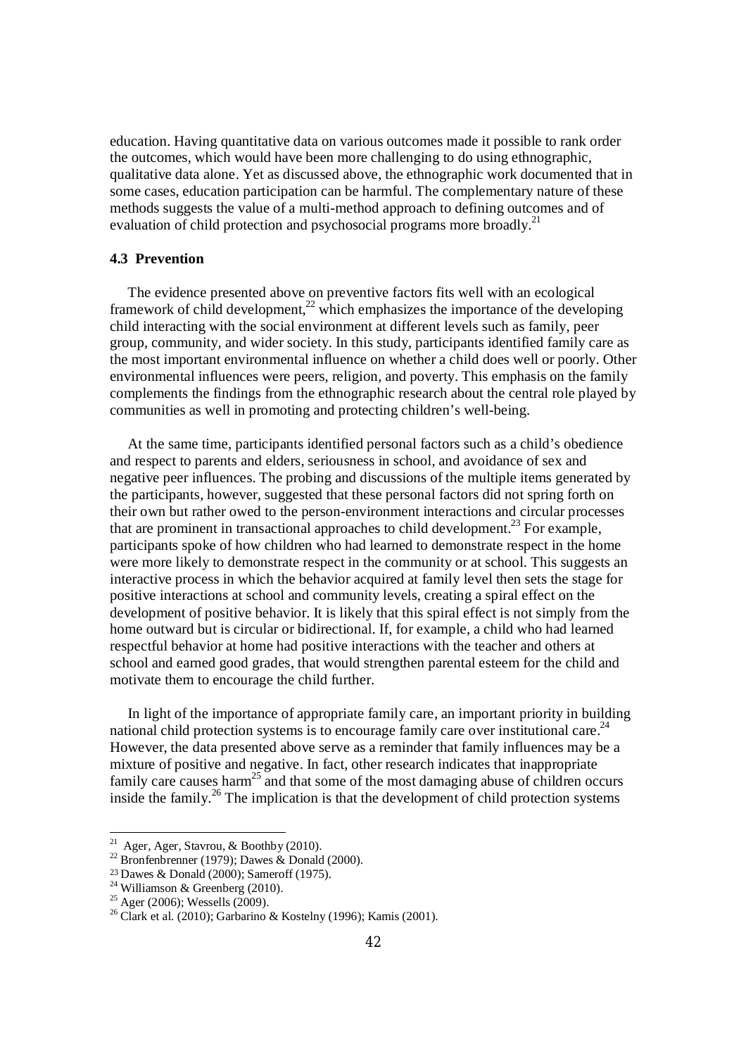education. Having quantitative data on various outcomes made it possible to rank order the outcomes, which would have been more challenging to do using ethnographic, qualitative data alone. Yet as discussed above, the ethnographic work documented that in some cases, education participation can be harmful. The complementary nature of these methods suggests the value of a multi-method approach to defining outcomes and of evaluation of child protection and psychosocial programs more broadly.[21]

### 4.3 Prevention

The evidence presented above on preventive factors fits well with an ecological framework of child development,[22] which emphasizes the importance of the developing child interacting with the social environment at different levels such as family, peer group, community, and wider society. In this study, participants identified family care as the most important environmental influence on whether a child does well or poorly. Other environmental influences were peers, religion, and poverty. This emphasis on the family complements the findings from the ethnographic research about the central role played by communities as well in promoting and protecting children's well-being.

At the same time, participants identified personal factors such as a child's obedience and respect to parents and elders, seriousness in school, and avoidance of sex and negative peer influences. The probing and discussions of the multiple items generated by the participants, however, suggested that these personal factors did not spring forth on their own but rather owed to the person-environment interactions and circular processes that are prominent in transactional approaches to child development.[23] For example, participants spoke of how children who had learned to demonstrate respect in the home were more likely to demonstrate respect in the community or at school. This suggests an interactive process in which the behavior acquired at family level then sets the stage for positive interactions at school and community levels, creating a spiral effect on the development of positive behavior. It is likely that this spiral effect is not simply from the home outward but is circular or bidirectional. If, for example, a child who had learned respectful behavior at home had positive interactions with the teacher and others at school and earned good grades, that would strengthen parental esteem for the child and motivate them to encourage the child further.

In light of the importance of appropriate family care, an important priority in building national child protection systems is to encourage family care over institutional care.[24] However, the data presented above serve as a reminder that family influences may be a mixture of positive and negative. In fact, other research indicates that inappropriate family care causes harm[25] and that some of the most damaging abuse of children occurs inside the family.[26] The implication is that the development of child protection systems

---

[21] Ager, Ager, Stavrou, & Boothby (2010).
[22] Bronfenbrenner (1979); Dawes & Donald (2000).
[23] Dawes & Donald (2000); Sameroff (1975).
[24] Williamson & Greenberg (2010).
[25] Ager (2006); Wessells (2009).
[26] Clark et al. (2010); Garbarino & Kostelny (1996); Kamis (2001).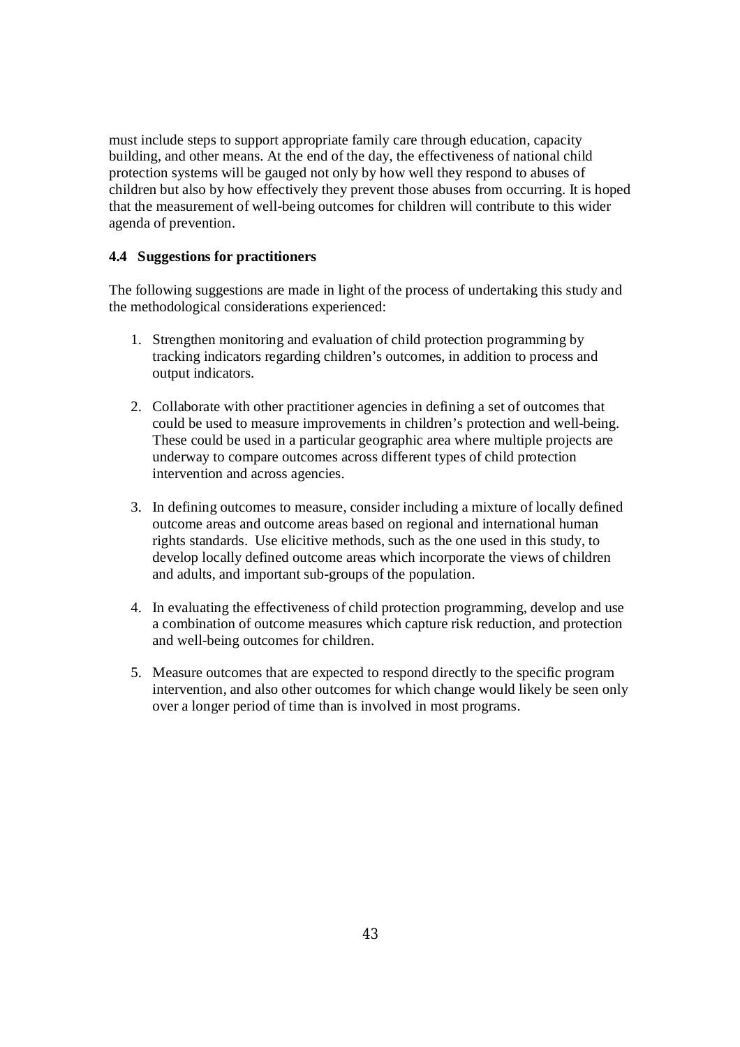must include steps to support appropriate family care through education, capacity building, and other means. At the end of the day, the effectiveness of national child protection systems will be gauged not only by how well they respond to abuses of children but also by how effectively they prevent those abuses from occurring. It is hoped that the measurement of well-being outcomes for children will contribute to this wider agenda of prevention.

### 4.4 Suggestions for practitioners

The following suggestions are made in light of the process of undertaking this study and the methodological considerations experienced:

1. Strengthen monitoring and evaluation of child protection programming by tracking indicators regarding children's outcomes, in addition to process and output indicators.

2. Collaborate with other practitioner agencies in defining a set of outcomes that could be used to measure improvements in children's protection and well-being. These could be used in a particular geographic area where multiple projects are underway to compare outcomes across different types of child protection intervention and across agencies.

3. In defining outcomes to measure, consider including a mixture of locally defined outcome areas and outcome areas based on regional and international human rights standards. Use elicitive methods, such as the one used in this study, to develop locally defined outcome areas which incorporate the views of children and adults, and important sub-groups of the population.

4. In evaluating the effectiveness of child protection programming, develop and use a combination of outcome measures which capture risk reduction, and protection and well-being outcomes for children.

5. Measure outcomes that are expected to respond directly to the specific program intervention, and also other outcomes for which change would likely be seen only over a longer period of time than is involved in most programs.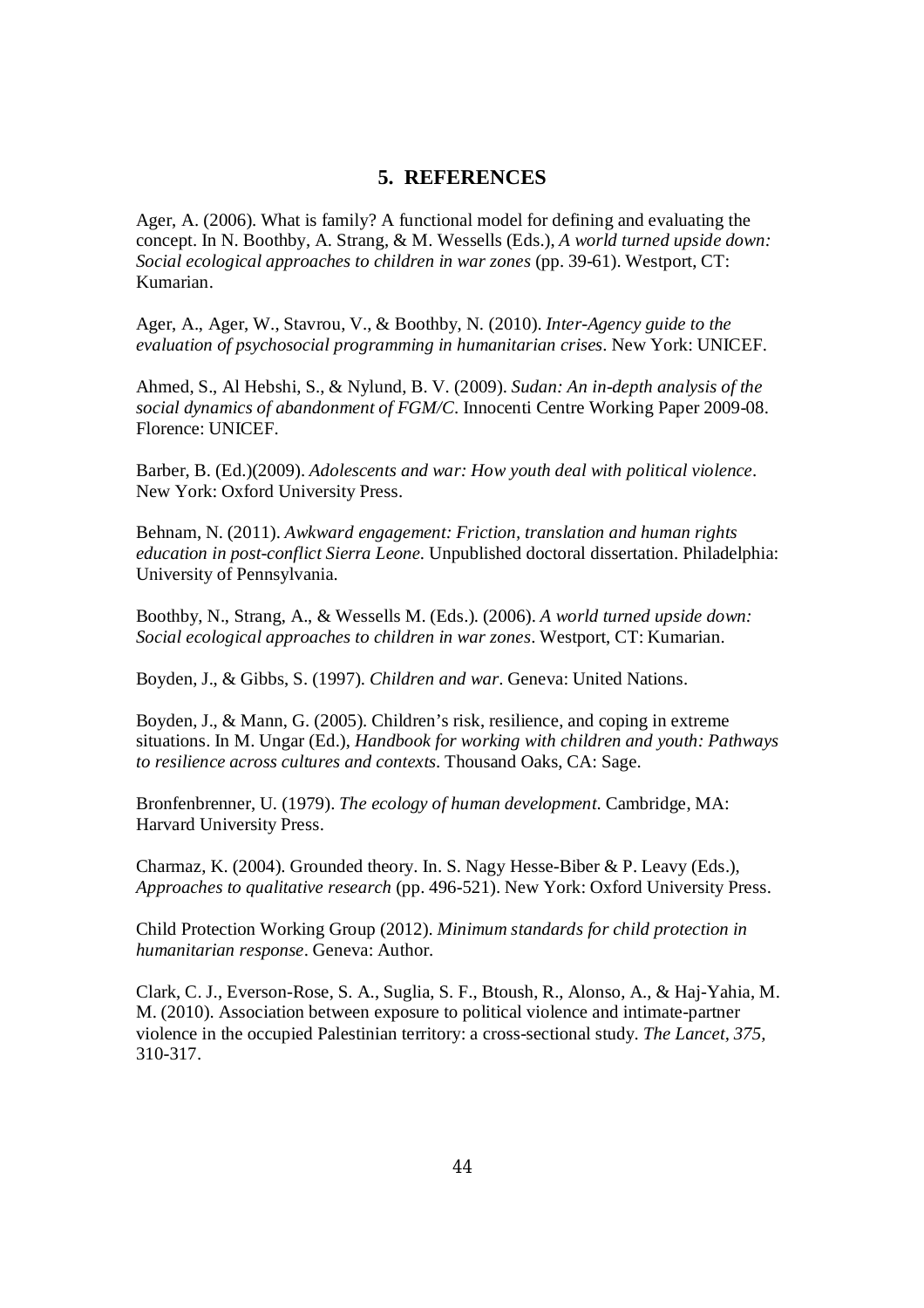## 5. REFERENCES

Ager, A. (2006). What is family? A functional model for defining and evaluating the concept. In N. Boothby, A. Strang, & M. Wessells (Eds.), *A world turned upside down: Social ecological approaches to children in war zones* (pp. 39-61). Westport, CT: Kumarian.

Ager, A., Ager, W., Stavrou, V., & Boothby, N. (2010). *Inter-Agency guide to the evaluation of psychosocial programming in humanitarian crises*. New York: UNICEF.

Ahmed, S., Al Hebshi, S., & Nylund, B. V. (2009). *Sudan: An in-depth analysis of the social dynamics of abandonment of FGM/C*. Innocenti Centre Working Paper 2009-08. Florence: UNICEF.

Barber, B. (Ed.)(2009). *Adolescents and war: How youth deal with political violence*. New York: Oxford University Press.

Behnam, N. (2011). *Awkward engagement: Friction, translation and human rights education in post-conflict Sierra Leone*. Unpublished doctoral dissertation. Philadelphia: University of Pennsylvania.

Boothby, N., Strang, A., & Wessells M. (Eds.). (2006). *A world turned upside down: Social ecological approaches to children in war zones*. Westport, CT: Kumarian.

Boyden, J., & Gibbs, S. (1997). *Children and war*. Geneva: United Nations.

Boyden, J., & Mann, G. (2005). Children's risk, resilience, and coping in extreme situations. In M. Ungar (Ed.), *Handbook for working with children and youth: Pathways to resilience across cultures and contexts*. Thousand Oaks, CA: Sage.

Bronfenbrenner, U. (1979). *The ecology of human development*. Cambridge, MA: Harvard University Press.

Charmaz, K. (2004). Grounded theory. In. S. Nagy Hesse-Biber & P. Leavy (Eds.), *Approaches to qualitative research* (pp. 496-521). New York: Oxford University Press.

Child Protection Working Group (2012). *Minimum standards for child protection in humanitarian response*. Geneva: Author.

Clark, C. J., Everson-Rose, S. A., Suglia, S. F., Btoush, R., Alonso, A., & Haj-Yahia, M. M. (2010). Association between exposure to political violence and intimate-partner violence in the occupied Palestinian territory: a cross-sectional study. *The Lancet, 375,* 310-317.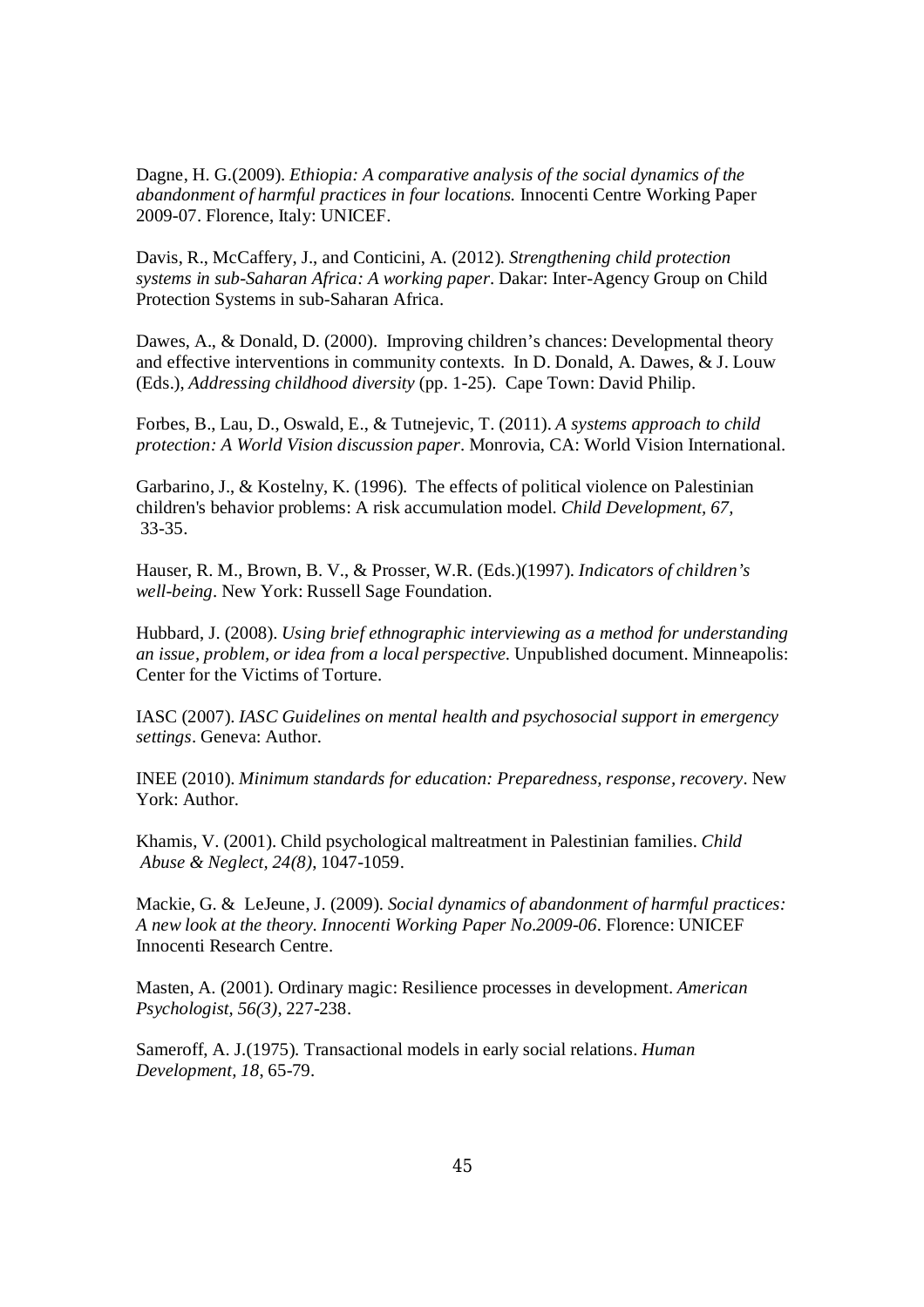Dagne, H. G.(2009). *Ethiopia: A comparative analysis of the social dynamics of the abandonment of harmful practices in four locations.* Innocenti Centre Working Paper 2009-07. Florence, Italy: UNICEF.

Davis, R., McCaffery, J., and Conticini, A. (2012). *Strengthening child protection systems in sub-Saharan Africa: A working paper*. Dakar: Inter-Agency Group on Child Protection Systems in sub-Saharan Africa.

Dawes, A., & Donald, D. (2000). Improving children's chances: Developmental theory and effective interventions in community contexts. In D. Donald, A. Dawes, & J. Louw (Eds.), *Addressing childhood diversity* (pp. 1-25). Cape Town: David Philip.

Forbes, B., Lau, D., Oswald, E., & Tutnejevic, T. (2011). *A systems approach to child protection: A World Vision discussion paper*. Monrovia, CA: World Vision International.

Garbarino, J., & Kostelny, K. (1996). The effects of political violence on Palestinian children's behavior problems: A risk accumulation model. *Child Development, 67,* 33-35.

Hauser, R. M., Brown, B. V., & Prosser, W.R. (Eds.)(1997). *Indicators of children's well-being*. New York: Russell Sage Foundation.

Hubbard, J. (2008). *Using brief ethnographic interviewing as a method for understanding an issue, problem, or idea from a local perspective.* Unpublished document. Minneapolis: Center for the Victims of Torture.

IASC (2007). *IASC Guidelines on mental health and psychosocial support in emergency settings*. Geneva: Author.

INEE (2010). *Minimum standards for education: Preparedness, response, recovery*. New York: Author.

Khamis, V. (2001). Child psychological maltreatment in Palestinian families. *Child Abuse & Neglect, 24(8),* 1047-1059.

Mackie, G. & LeJeune, J. (2009). *Social dynamics of abandonment of harmful practices: A new look at the theory. Innocenti Working Paper No.2009-06*. Florence: UNICEF Innocenti Research Centre.

Masten, A. (2001). Ordinary magic: Resilience processes in development. *American Psychologist, 56(3)*, 227-238.

Sameroff, A. J.(1975). Transactional models in early social relations. *Human Development, 18*, 65-79.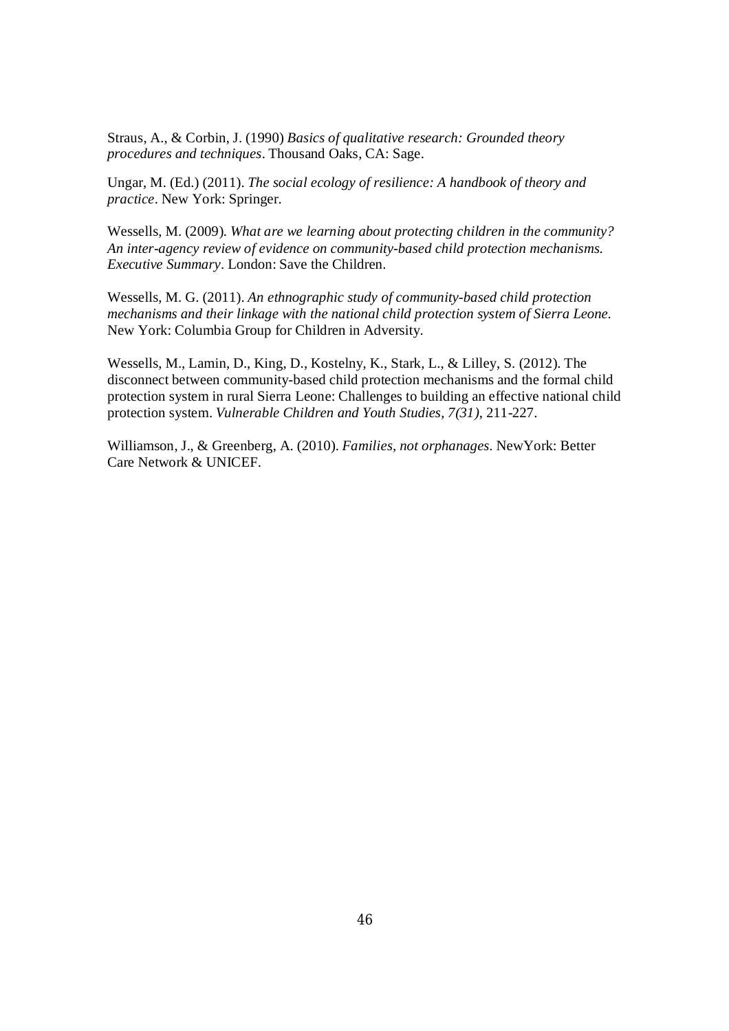Straus, A., & Corbin, J. (1990) *Basics of qualitative research: Grounded theory procedures and techniques*. Thousand Oaks, CA: Sage.

Ungar, M. (Ed.) (2011). *The social ecology of resilience: A handbook of theory and practice*. New York: Springer.

Wessells, M. (2009). *What are we learning about protecting children in the community? An inter-agency review of evidence on community-based child protection mechanisms. Executive Summary*. London: Save the Children.

Wessells, M. G. (2011). *An ethnographic study of community-based child protection mechanisms and their linkage with the national child protection system of Sierra Leone.* New York: Columbia Group for Children in Adversity.

Wessells, M., Lamin, D., King, D., Kostelny, K., Stark, L., & Lilley, S. (2012). The disconnect between community-based child protection mechanisms and the formal child protection system in rural Sierra Leone: Challenges to building an effective national child protection system. *Vulnerable Children and Youth Studies, 7(31)*, 211-227.

Williamson, J., & Greenberg, A. (2010). *Families, not orphanages*. NewYork: Better Care Network & UNICEF.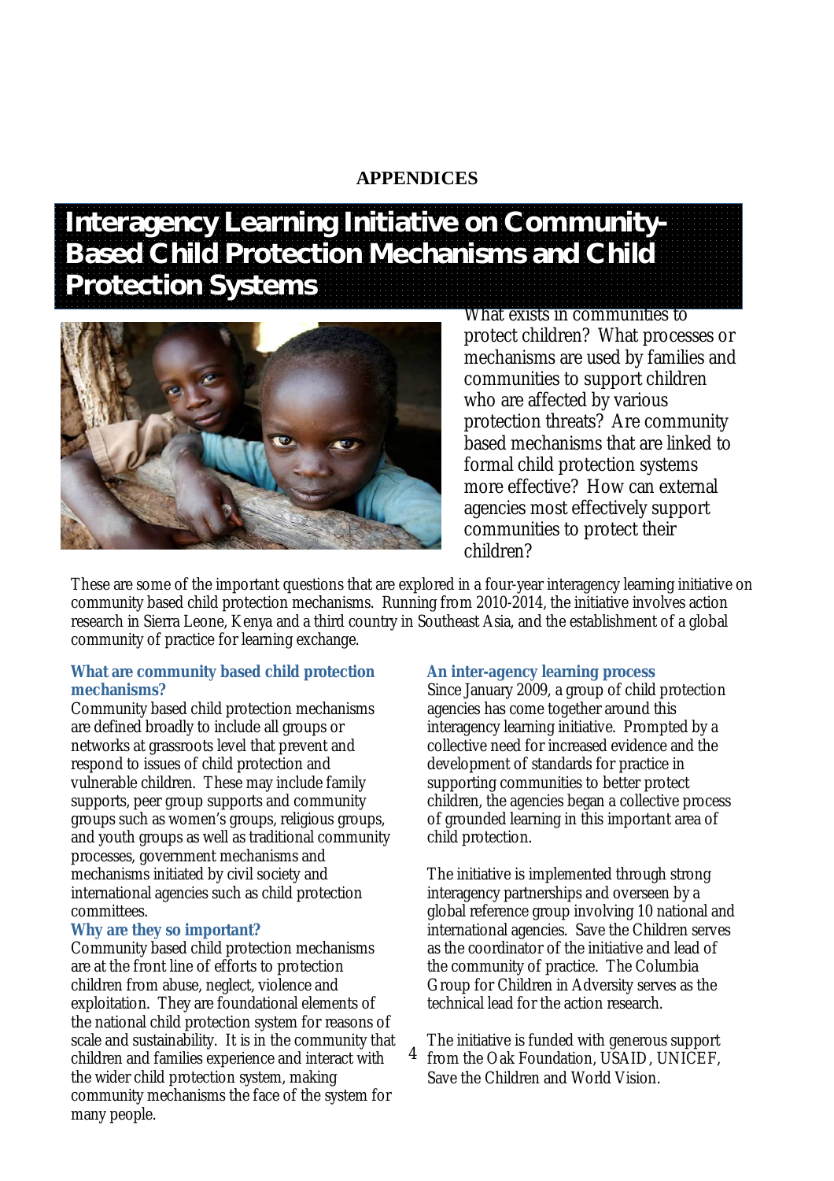**APPENDICES**

# Interagency Learning Initiative on Community-Based Child Protection Mechanisms and Child Protection Systems

What exists in communities to protect children? What processes or mechanisms are used by families and communities to support children who are affected by various protection threats? Are community based mechanisms that are linked to formal child protection systems more effective? How can external agencies most effectively support communities to protect their children?

These are some of the important questions that are explored in a four-year interagency learning initiative on community based child protection mechanisms. Running from 2010-2014, the initiative involves action research in Sierra Leone, Kenya and a third country in Southeast Asia, and the establishment of a global community of practice for learning exchange.

### What are community based child protection mechanisms?

Community based child protection mechanisms are defined broadly to include all groups or networks at grassroots level that prevent and respond to issues of child protection and vulnerable children. These may include family supports, peer group supports and community groups such as women's groups, religious groups, and youth groups as well as traditional community processes, government mechanisms and mechanisms initiated by civil society and international agencies such as child protection committees.

### Why are they so important?

Community based child protection mechanisms are at the front line of efforts to protection children from abuse, neglect, violence and exploitation. They are foundational elements of the national child protection system for reasons of scale and sustainability. It is in the community that children and families experience and interact with the wider child protection system, making community mechanisms the face of the system for many people.

### An inter-agency learning process

Since January 2009, a group of child protection agencies has come together around this interagency learning initiative. Prompted by a collective need for increased evidence and the development of standards for practice in supporting communities to better protect children, the agencies began a collective process of grounded learning in this important area of child protection.

The initiative is implemented through strong interagency partnerships and overseen by a global reference group involving 10 national and international agencies. Save the Children serves as the coordinator of the initiative and lead of the community of practice. The Columbia Group for Children in Adversity serves as the technical lead for the action research.

The initiative is funded with generous support from the Oak Foundation, USAID, UNICEF, Save the Children and World Vision.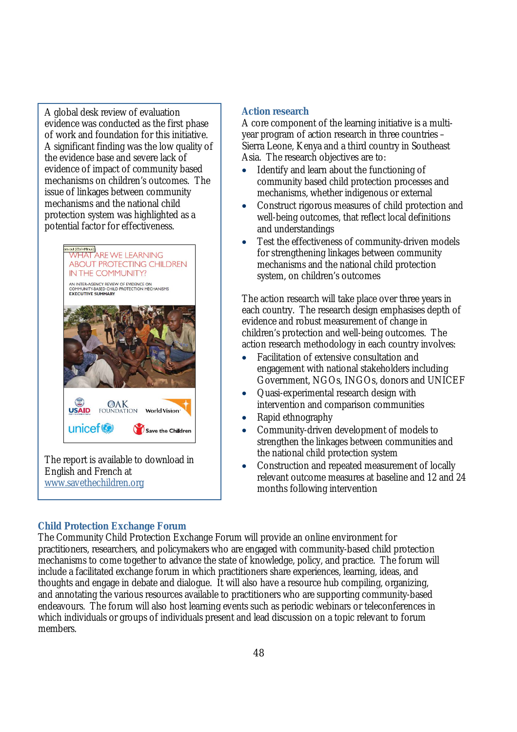A global desk review of evaluation evidence was conducted as the first phase of work and foundation for this initiative. A significant finding was the low quality of the evidence base and severe lack of evidence of impact of community based mechanisms on children's outcomes. The issue of linkages between community mechanisms and the national child protection system was highlighted as a potential factor for effectiveness.

The report is available to download in English and French at www.savethechildren.org

### Action research

A core component of the learning initiative is a multi-year program of action research in three countries – Sierra Leone, Kenya and a third country in Southeast Asia. The research objectives are to:

- Identify and learn about the functioning of community based child protection processes and mechanisms, whether indigenous or external
- Construct rigorous measures of child protection and well-being outcomes, that reflect local definitions and understandings
- Test the effectiveness of community-driven models for strengthening linkages between community mechanisms and the national child protection system, on children's outcomes

The action research will take place over three years in each country. The research design emphasises depth of evidence and robust measurement of change in children's protection and well-being outcomes. The action research methodology in each country involves:

- Facilitation of extensive consultation and engagement with national stakeholders including Government, NGOs, INGOs, donors and UNICEF
- Quasi-experimental research design with intervention and comparison communities
- Rapid ethnography
- Community-driven development of models to strengthen the linkages between communities and the national child protection system
- Construction and repeated measurement of locally relevant outcome measures at baseline and 12 and 24 months following intervention

### Child Protection Exchange Forum

The Community Child Protection Exchange Forum will provide an online environment for practitioners, researchers, and policymakers who are engaged with community-based child protection mechanisms to come together to advance the state of knowledge, policy, and practice. The forum will include a facilitated exchange forum in which practitioners share experiences, learning, ideas, and thoughts and engage in debate and dialogue. It will also have a resource hub compiling, organizing, and annotating the various resources available to practitioners who are supporting community-based endeavours. The forum will also host learning events such as periodic webinars or teleconferences in which individuals or groups of individuals present and lead discussion on a topic relevant to forum members.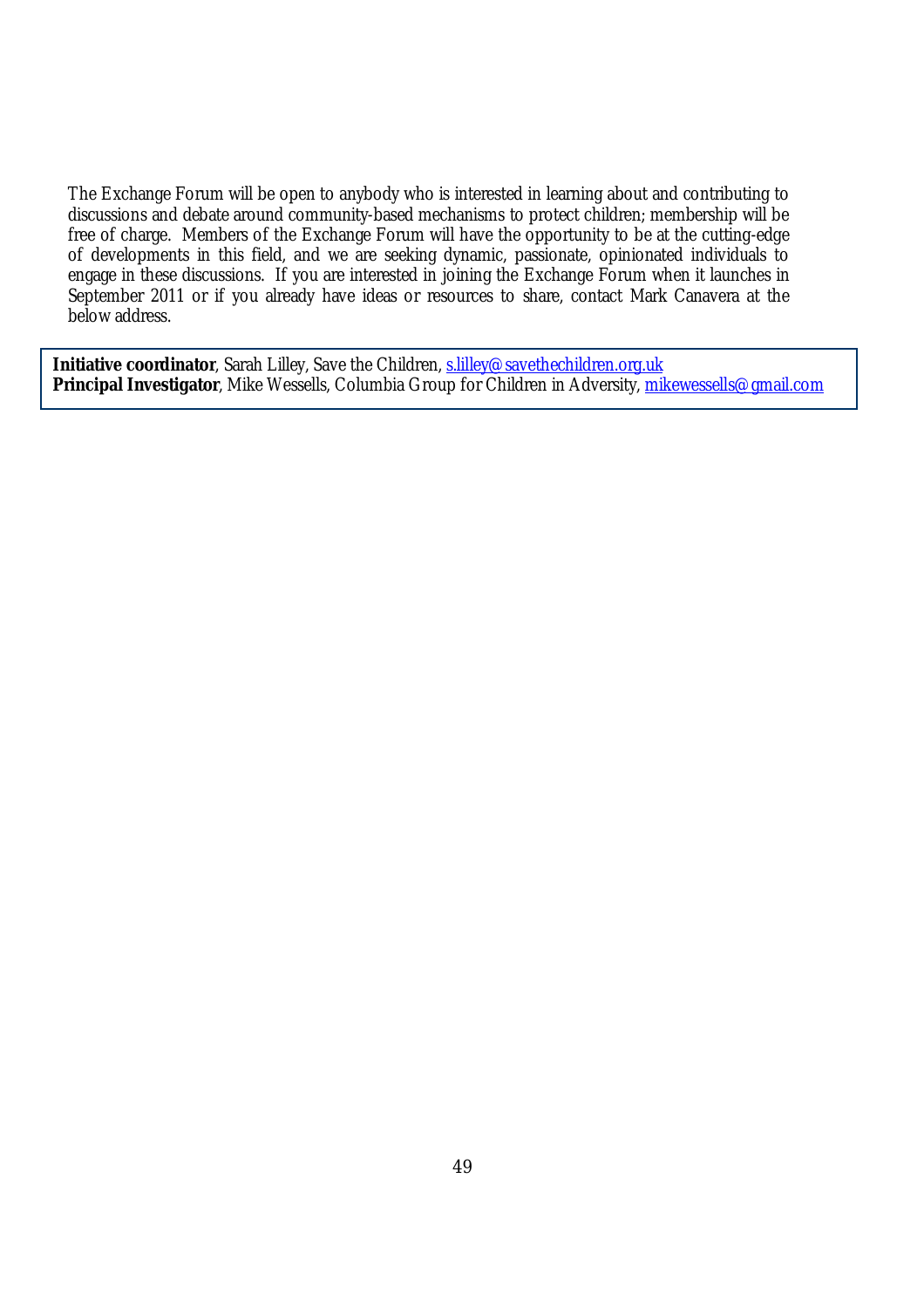The Exchange Forum will be open to anybody who is interested in learning about and contributing to discussions and debate around community-based mechanisms to protect children; membership will be free of charge. Members of the Exchange Forum will have the opportunity to be at the cutting-edge of developments in this field, and we are seeking dynamic, passionate, opinionated individuals to engage in these discussions. If you are interested in joining the Exchange Forum when it launches in September 2011 or if you already have ideas or resources to share, contact Mark Canavera at the below address.

**Initiative coordinator**, Sarah Lilley, Save the Children, s.lilley@savethechildren.org.uk
**Principal Investigator**, Mike Wessells, Columbia Group for Children in Adversity, mikewessells@gmail.com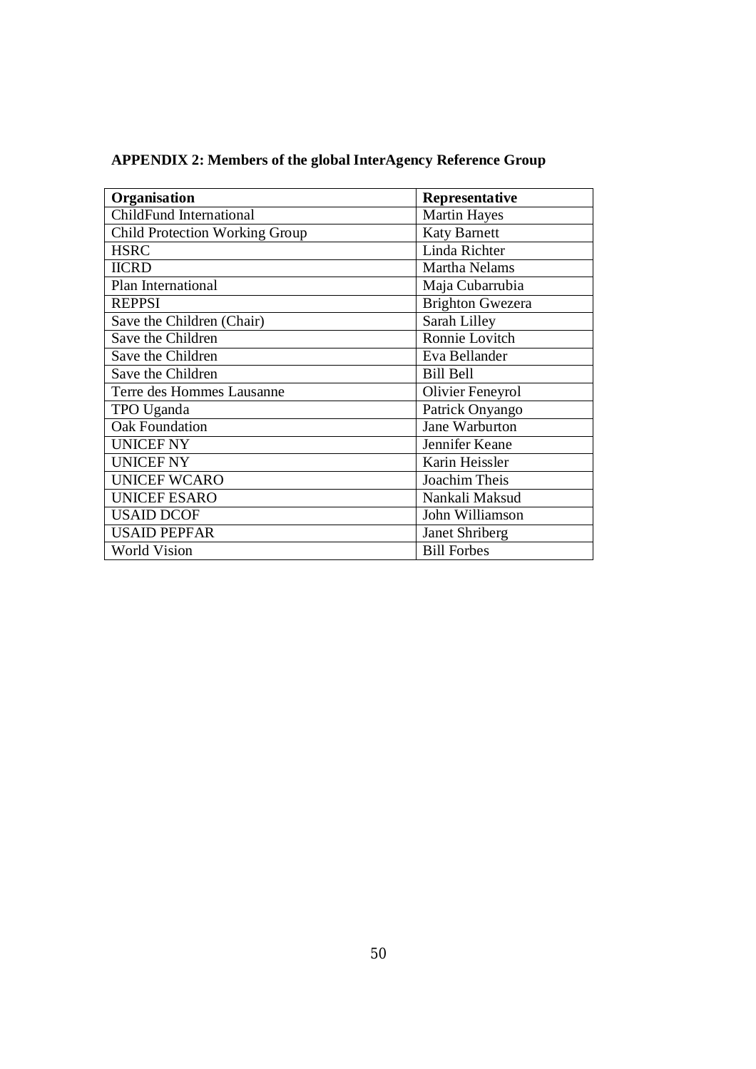**APPENDIX 2: Members of the global InterAgency Reference Group**

| **Organisation** | **Representative** |
|---|---|
| ChildFund International | Martin Hayes |
| Child Protection Working Group | Katy Barnett |
| HSRC | Linda Richter |
| IICRD | Martha Nelams |
| Plan International | Maja Cubarrubia |
| REPPSI | Brighton Gwezera |
| Save the Children (Chair) | Sarah Lilley |
| Save the Children | Ronnie Lovitch |
| Save the Children | Eva Bellander |
| Save the Children | Bill Bell |
| Terre des Hommes Lausanne | Olivier Feneyrol |
| TPO Uganda | Patrick Onyango |
| Oak Foundation | Jane Warburton |
| UNICEF NY | Jennifer Keane |
| UNICEF NY | Karin Heissler |
| UNICEF WCARO | Joachim Theis |
| UNICEF ESARO | Nankali Maksud |
| USAID DCOF | John Williamson |
| USAID PEPFAR | Janet Shriberg |
| World Vision | Bill Forbes |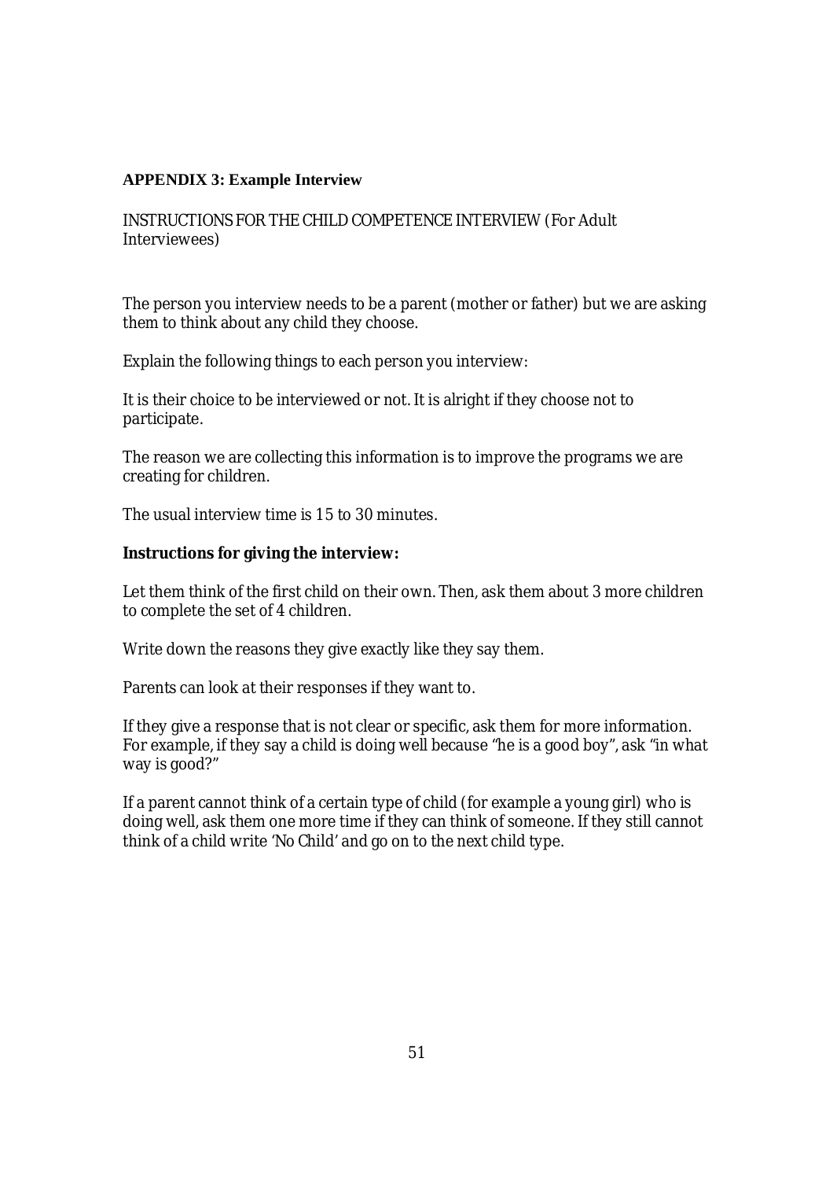**APPENDIX 3: Example Interview**

INSTRUCTIONS FOR THE CHILD COMPETENCE INTERVIEW (For Adult Interviewees)

The person you interview needs to be a parent (mother or father) but we are asking them to think about any child they choose.

Explain the following things to each person you interview:

It is their choice to be interviewed or not. It is alright if they choose not to participate.

The reason we are collecting this information is to improve the programs we are creating for children.

The usual interview time is 15 to 30 minutes.

**Instructions for giving the interview:**

Let them think of the first child on their own. Then, ask them about 3 more children to complete the set of 4 children.

Write down the reasons they give exactly like they say them.

Parents can look at their responses if they want to.

If they give a response that is not clear or specific, ask them for more information. For example, if they say a child is doing well because "he is a good boy", ask "in what way is good?"

If a parent cannot think of a certain type of child (for example a young girl) who is doing well, ask them one more time if they can think of someone. If they still cannot think of a child write 'No Child' and go on to the next child type.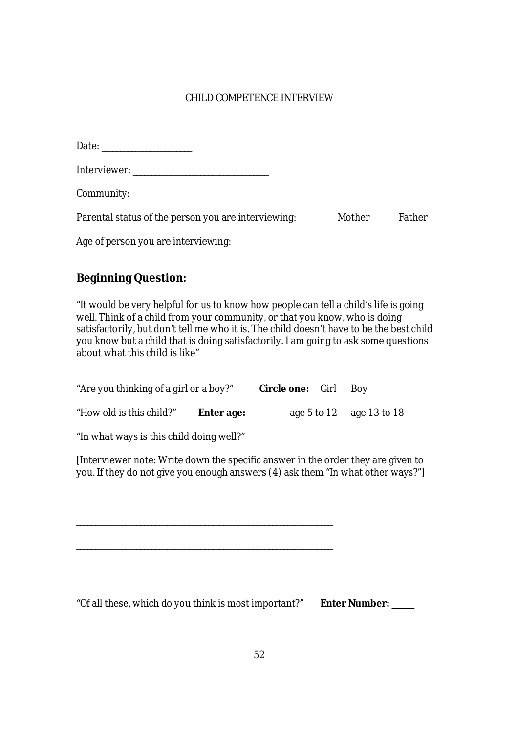CHILD COMPETENCE INTERVIEW

Date: ____________________

Interviewer: ______________________________

Community: ___________________________

Parental status of the person you are interviewing: ___ Mother ___ Father

Age of person you are interviewing: _________

## Beginning Question:

"It would be very helpful for us to know how people can tell a child's life is going well. Think of a child from your community, or that you know, who is doing satisfactorily, but don't tell me who it is. The child doesn't have to be the best child you know but a child that is doing satisfactorily. I am going to ask some questions about what this child is like"

"Are you thinking of a girl or a boy?" **Circle one:** Girl Boy

"How old is this child?" **Enter age:** _____ age 5 to 12 age 13 to 18

"In what ways is this child doing well?"

[Interviewer note: Write down the specific answer in the order they are given to you. If they do not give you enough answers (4) ask them "In what other ways?"]

________________________________________________________

________________________________________________________

________________________________________________________

________________________________________________________

"Of all these, which do you think is most important?" **Enter Number: _____**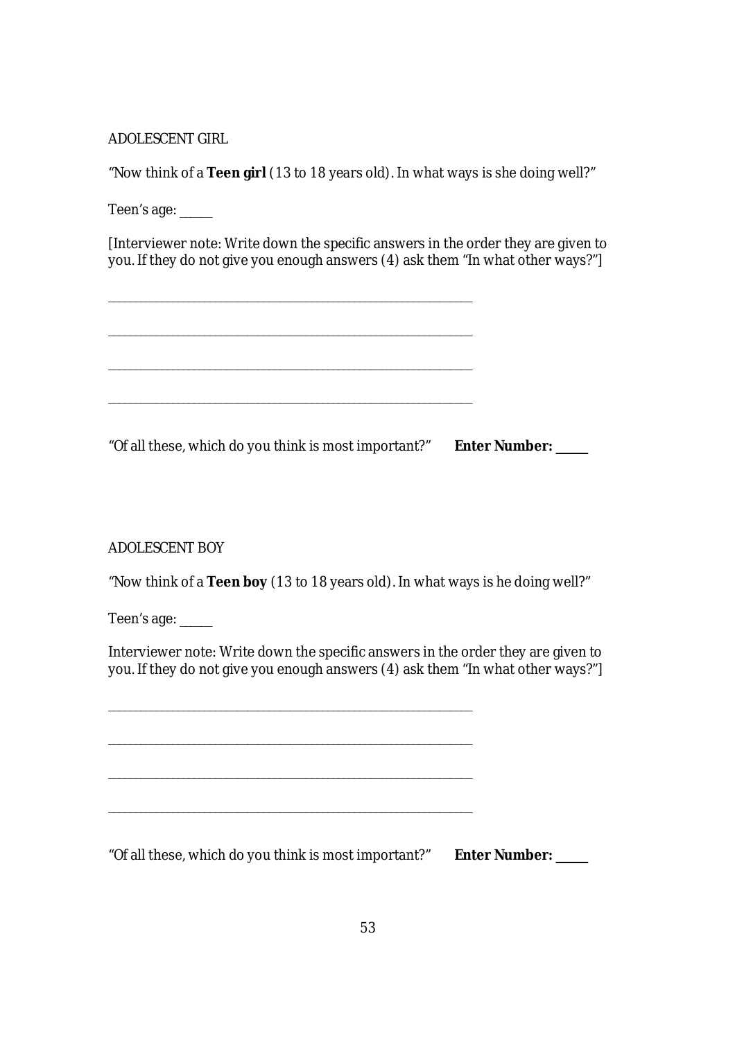ADOLESCENT GIRL

"Now think of a **Teen girl** (13 to 18 years old). In what ways is she doing well?"

Teen's age: _____

[Interviewer note: Write down the specific answers in the order they are given to you. If they do not give you enough answers (4) ask them "In what other ways?"]

______________________________________________________________

______________________________________________________________

______________________________________________________________

______________________________________________________________

"Of all these, which do you think is most important?" **Enter Number: _____**

ADOLESCENT BOY

"Now think of a **Teen boy** (13 to 18 years old). In what ways is he doing well?"

Teen's age: _____

Interviewer note: Write down the specific answers in the order they are given to you. If they do not give you enough answers (4) ask them "In what other ways?"]

______________________________________________________________

______________________________________________________________

______________________________________________________________

______________________________________________________________

"Of all these, which do you think is most important?" **Enter Number: _____**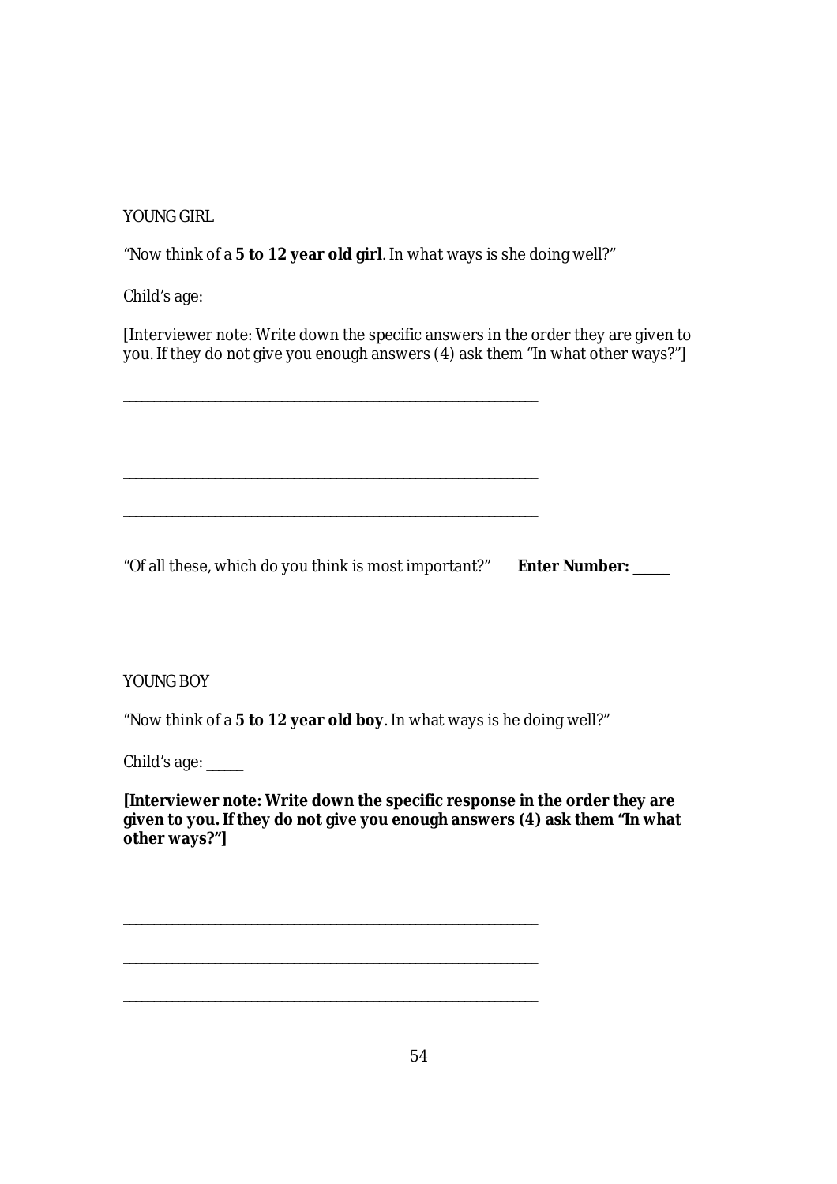YOUNG GIRL

"Now think of a **5 to 12 year old girl**. In what ways is she doing well?"

Child's age: _____

[Interviewer note: Write down the specific answers in the order they are given to you. If they do not give you enough answers (4) ask them "In what other ways?"]

______________________________________________________________

______________________________________________________________

______________________________________________________________

______________________________________________________________

"Of all these, which do you think is most important?" **Enter Number: _____**

YOUNG BOY

"Now think of a **5 to 12 year old boy**. In what ways is he doing well?"

Child's age: _____

**[Interviewer note: Write down the specific response in the order they are given to you. If they do not give you enough answers (4) ask them "In what other ways?"]**

______________________________________________________________

______________________________________________________________

______________________________________________________________

______________________________________________________________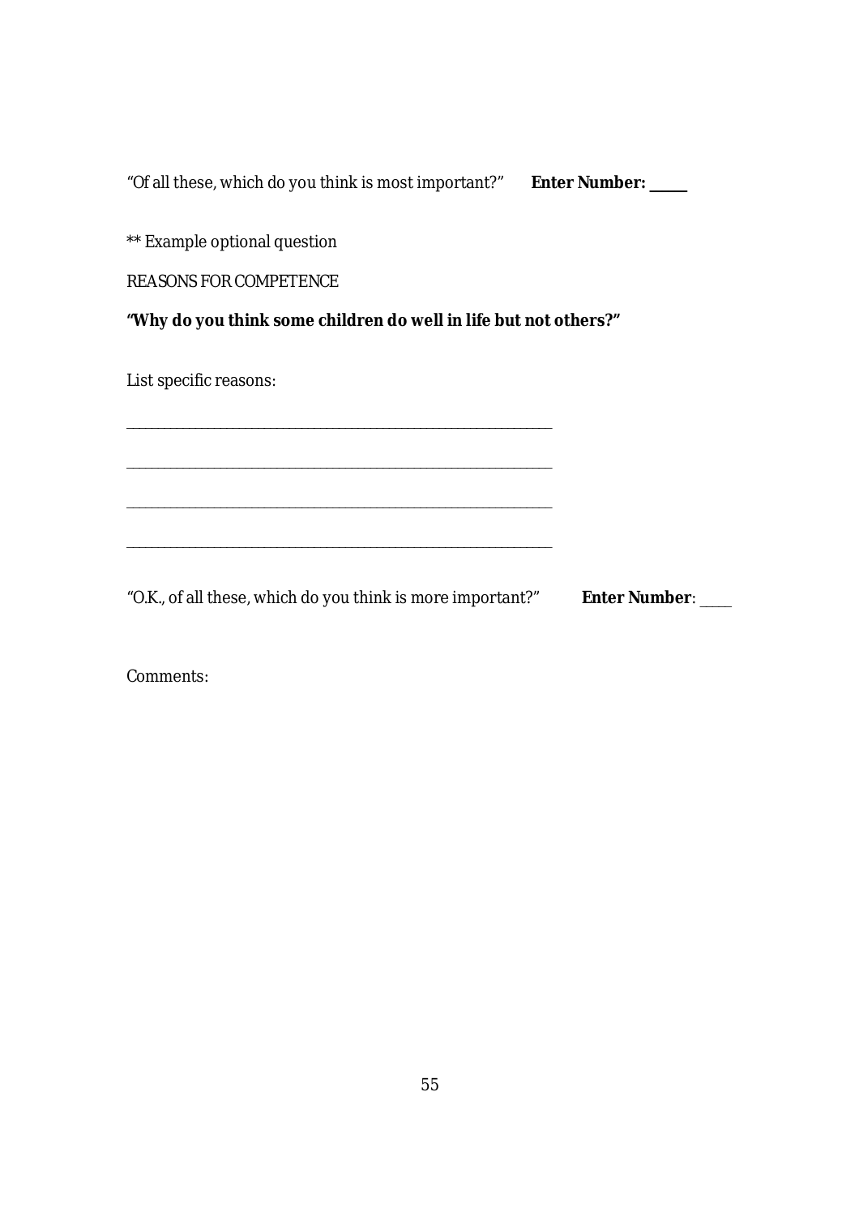"Of all these, which do you think is most important?" **Enter Number: _____**

** Example optional question

REASONS FOR COMPETENCE

**"Why do you think some children do well in life but not others?"**

List specific reasons:

___________________________________________________________

___________________________________________________________

___________________________________________________________

___________________________________________________________

"O.K., of all these, which do you think is more important?" **Enter Number**: ____

Comments: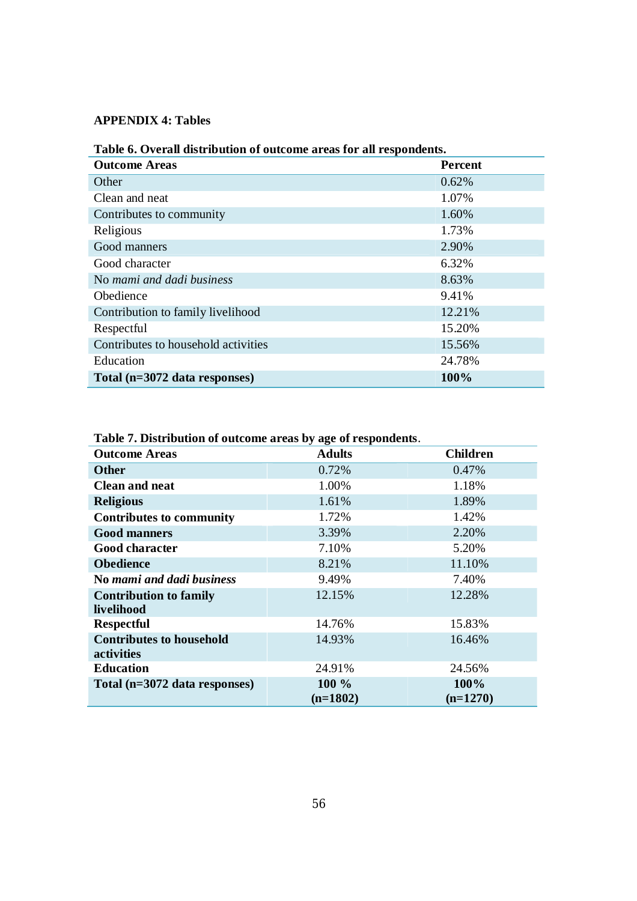**APPENDIX 4: Tables**

**Table 6. Overall distribution of outcome areas for all respondents.**

| **Outcome Areas** | **Percent** |
|---|---|
| Other | 0.62% |
| Clean and neat | 1.07% |
| Contributes to community | 1.60% |
| Religious | 1.73% |
| Good manners | 2.90% |
| Good character | 6.32% |
| No *mami and dadi business* | 8.63% |
| Obedience | 9.41% |
| Contribution to family livelihood | 12.21% |
| Respectful | 15.20% |
| Contributes to household activities | 15.56% |
| Education | 24.78% |
| **Total (n=3072 data responses)** | **100%** |

**Table 7. Distribution of outcome areas by age of respondents**.

| **Outcome Areas** | **Adults** | **Children** |
|---|---|---|
| **Other** | 0.72% | 0.47% |
| **Clean and neat** | 1.00% | 1.18% |
| **Religious** | 1.61% | 1.89% |
| **Contributes to community** | 1.72% | 1.42% |
| **Good manners** | 3.39% | 2.20% |
| **Good character** | 7.10% | 5.20% |
| **Obedience** | 8.21% | 11.10% |
| **No *mami and dadi business*** | 9.49% | 7.40% |
| **Contribution to family livelihood** | 12.15% | 12.28% |
| **Respectful** | 14.76% | 15.83% |
| **Contributes to household activities** | 14.93% | 16.46% |
| **Education** | 24.91% | 24.56% |
| **Total (n=3072 data responses)** | **100 % (n=1802)** | **100% (n=1270)** |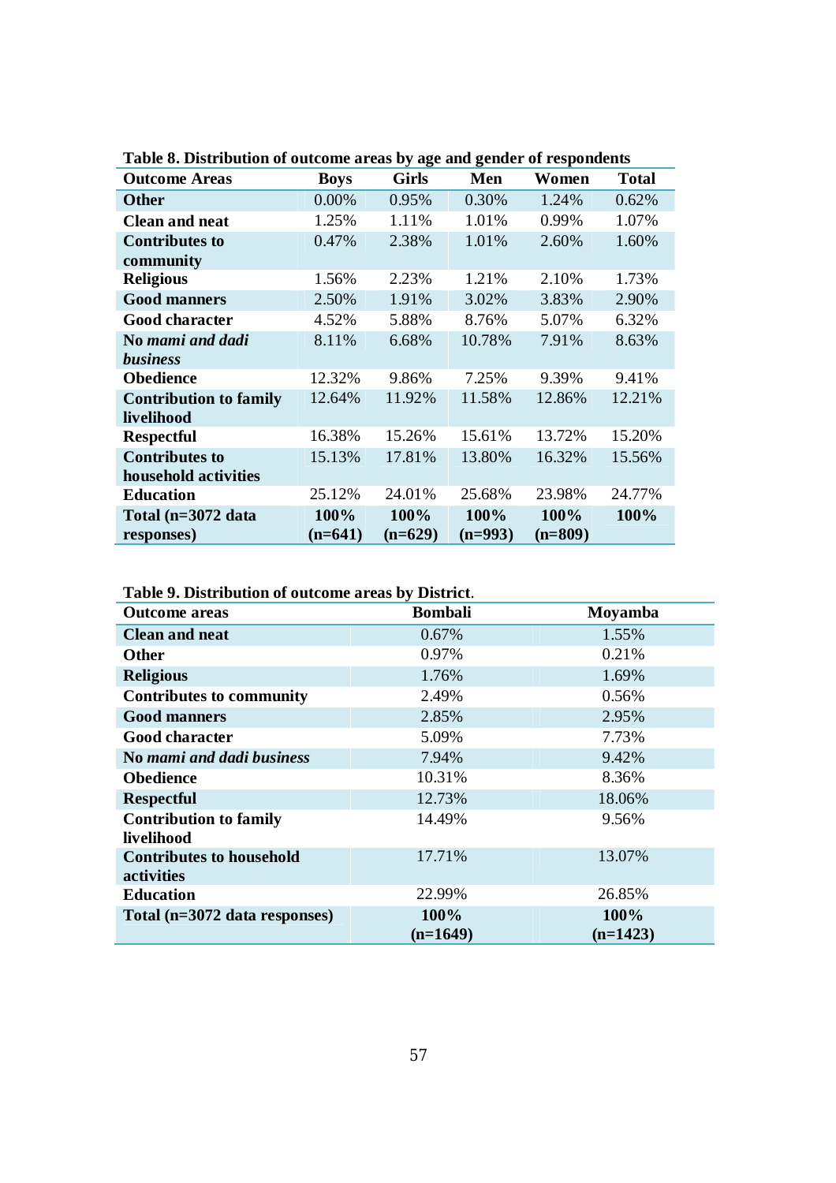**Table 8. Distribution of outcome areas by age and gender of respondents**

| Outcome Areas | Boys | Girls | Men | Women | Total |
|---|---|---|---|---|---|
| **Other** | 0.00% | 0.95% | 0.30% | 1.24% | 0.62% |
| **Clean and neat** | 1.25% | 1.11% | 1.01% | 0.99% | 1.07% |
| **Contributes to community** | 0.47% | 2.38% | 1.01% | 2.60% | 1.60% |
| **Religious** | 1.56% | 2.23% | 1.21% | 2.10% | 1.73% |
| **Good manners** | 2.50% | 1.91% | 3.02% | 3.83% | 2.90% |
| **Good character** | 4.52% | 5.88% | 8.76% | 5.07% | 6.32% |
| **No *mami and dadi business*** | 8.11% | 6.68% | 10.78% | 7.91% | 8.63% |
| **Obedience** | 12.32% | 9.86% | 7.25% | 9.39% | 9.41% |
| **Contribution to family livelihood** | 12.64% | 11.92% | 11.58% | 12.86% | 12.21% |
| **Respectful** | 16.38% | 15.26% | 15.61% | 13.72% | 15.20% |
| **Contributes to household activities** | 15.13% | 17.81% | 13.80% | 16.32% | 15.56% |
| **Education** | 25.12% | 24.01% | 25.68% | 23.98% | 24.77% |
| **Total (n=3072 data responses)** | **100% (n=641)** | **100% (n=629)** | **100% (n=993)** | **100% (n=809)** | **100%** |

**Table 9. Distribution of outcome areas by District**.

| Outcome areas | Bombali | Moyamba |
|---|---|---|
| **Clean and neat** | 0.67% | 1.55% |
| **Other** | 0.97% | 0.21% |
| **Religious** | 1.76% | 1.69% |
| **Contributes to community** | 2.49% | 0.56% |
| **Good manners** | 2.85% | 2.95% |
| **Good character** | 5.09% | 7.73% |
| **No *mami and dadi business*** | 7.94% | 9.42% |
| **Obedience** | 10.31% | 8.36% |
| **Respectful** | 12.73% | 18.06% |
| **Contribution to family livelihood** | 14.49% | 9.56% |
| **Contributes to household activities** | 17.71% | 13.07% |
| **Education** | 22.99% | 26.85% |
| **Total (n=3072 data responses)** | **100% (n=1649)** | **100% (n=1423)** |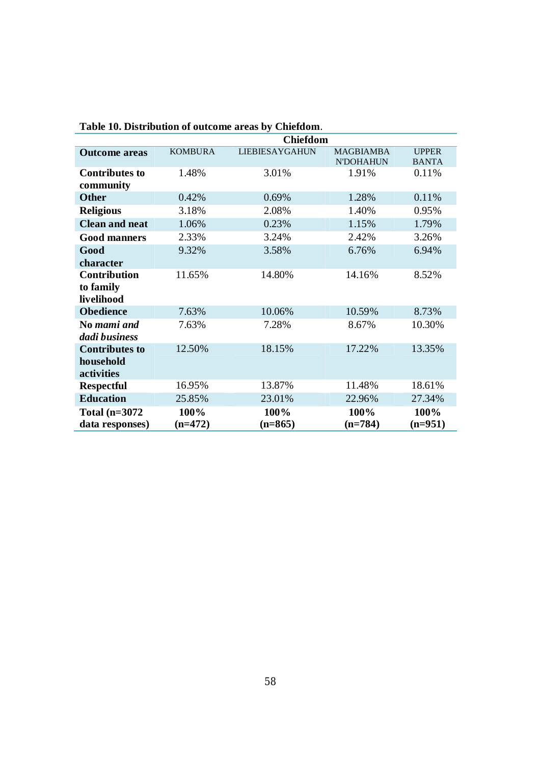**Table 10. Distribution of outcome areas by Chiefdom**.

| | Chiefdom | | | |
|---|---|---|---|---|
| **Outcome areas** | KOMBURA | LIEBIESAYGAHUN | MAGBIAMBA N'DOHAHUN | UPPER BANTA |
| **Contributes to community** | 1.48% | 3.01% | 1.91% | 0.11% |
| **Other** | 0.42% | 0.69% | 1.28% | 0.11% |
| **Religious** | 3.18% | 2.08% | 1.40% | 0.95% |
| **Clean and neat** | 1.06% | 0.23% | 1.15% | 1.79% |
| **Good manners** | 2.33% | 3.24% | 2.42% | 3.26% |
| **Good character** | 9.32% | 3.58% | 6.76% | 6.94% |
| **Contribution to family livelihood** | 11.65% | 14.80% | 14.16% | 8.52% |
| **Obedience** | 7.63% | 10.06% | 10.59% | 8.73% |
| **No *mami and dadi business*** | 7.63% | 7.28% | 8.67% | 10.30% |
| **Contributes to household activities** | 12.50% | 18.15% | 17.22% | 13.35% |
| **Respectful** | 16.95% | 13.87% | 11.48% | 18.61% |
| **Education** | 25.85% | 23.01% | 22.96% | 27.34% |
| **Total (n=3072 data responses)** | **100% (n=472)** | **100% (n=865)** | **100% (n=784)** | **100% (n=951)** |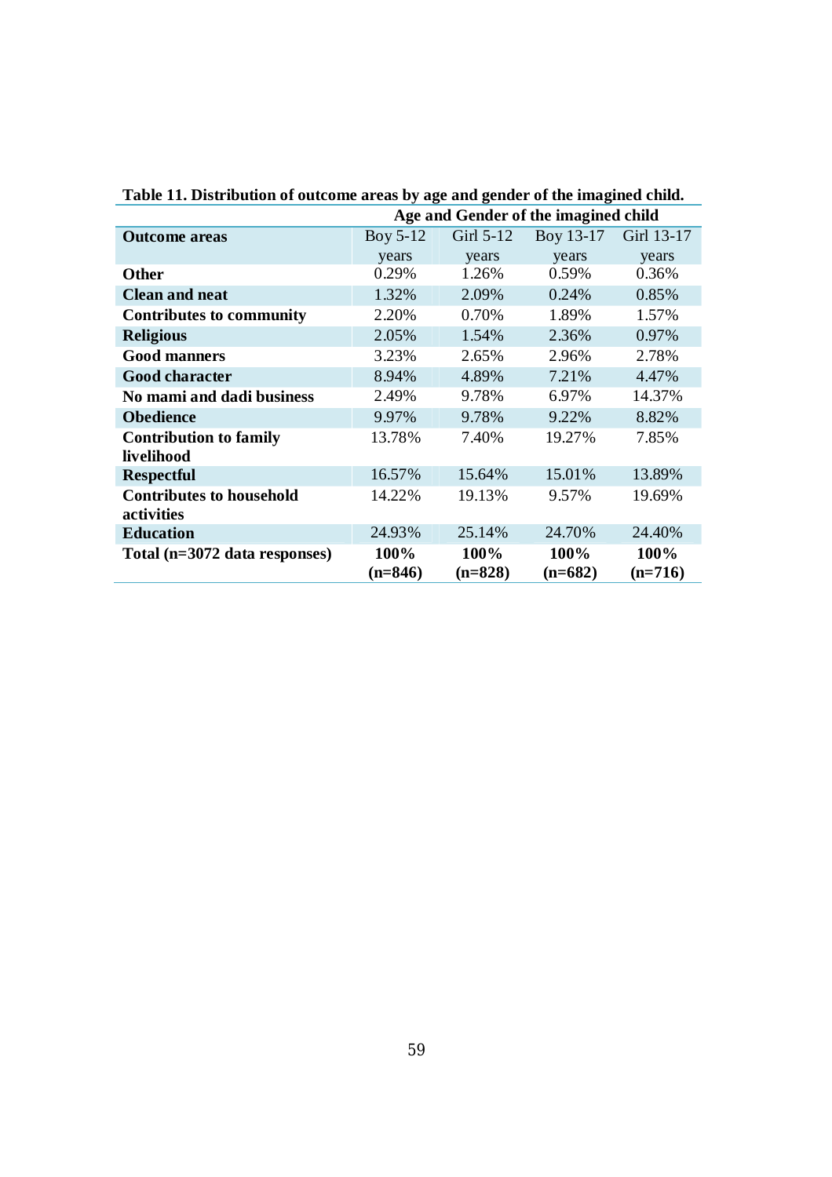**Table 11. Distribution of outcome areas by age and gender of the imagined child.**

| | Age and Gender of the imagined child | | | |
|---|---|---|---|---|
| **Outcome areas** | Boy 5-12 years | Girl 5-12 years | Boy 13-17 years | Girl 13-17 years |
| **Other** | 0.29% | 1.26% | 0.59% | 0.36% |
| **Clean and neat** | 1.32% | 2.09% | 0.24% | 0.85% |
| **Contributes to community** | 2.20% | 0.70% | 1.89% | 1.57% |
| **Religious** | 2.05% | 1.54% | 2.36% | 0.97% |
| **Good manners** | 3.23% | 2.65% | 2.96% | 2.78% |
| **Good character** | 8.94% | 4.89% | 7.21% | 4.47% |
| **No mami and dadi business** | 2.49% | 9.78% | 6.97% | 14.37% |
| **Obedience** | 9.97% | 9.78% | 9.22% | 8.82% |
| **Contribution to family livelihood** | 13.78% | 7.40% | 19.27% | 7.85% |
| **Respectful** | 16.57% | 15.64% | 15.01% | 13.89% |
| **Contributes to household activities** | 14.22% | 19.13% | 9.57% | 19.69% |
| **Education** | 24.93% | 25.14% | 24.70% | 24.40% |
| **Total (n=3072 data responses)** | **100% (n=846)** | **100% (n=828)** | **100% (n=682)** | **100% (n=716)** |